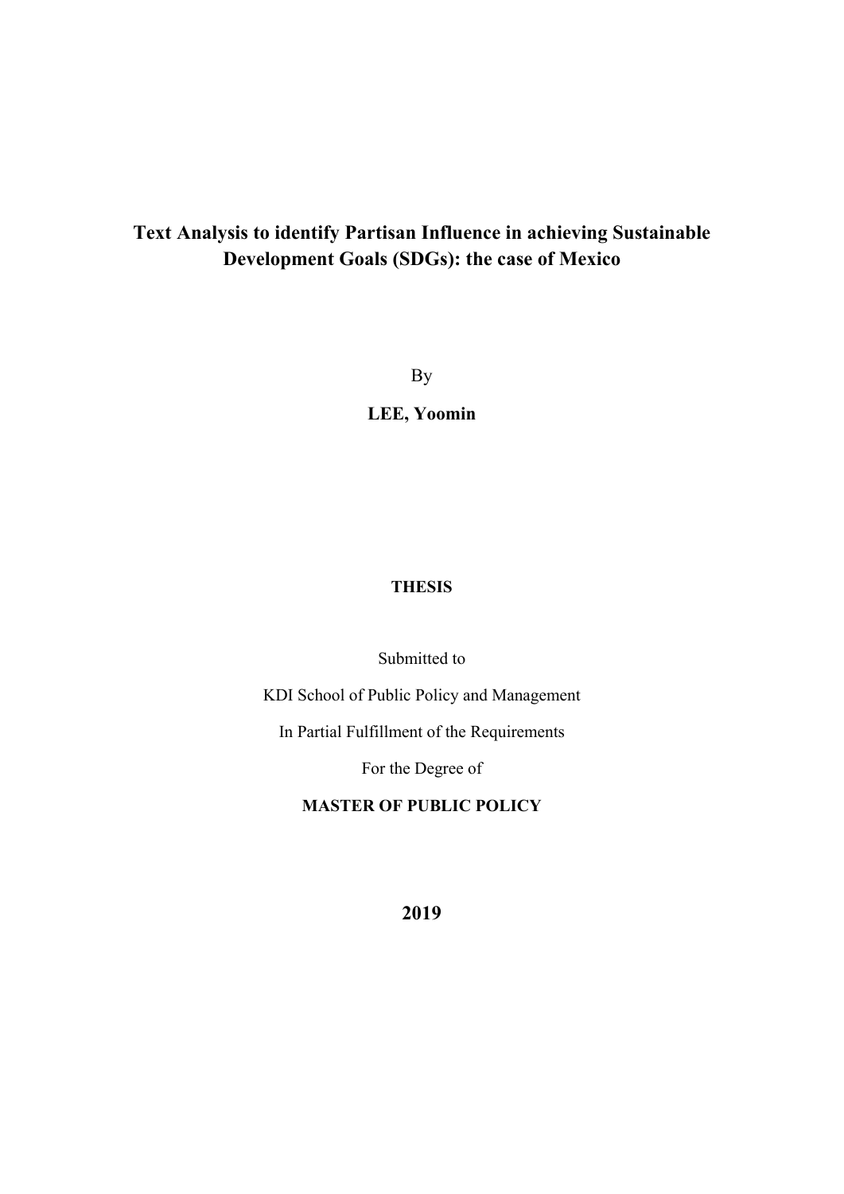# Text Analysis to identify Partisan Influence in achieving Sustainable Development Goals (SDGs): the case of Mexico

By

**LEE, Yoomin**

**THESIS**

Submitted to

KDI School of Public Policy and Management

In Partial Fulfillment of the Requirements

For the Degree of

**MASTER OF PUBLIC POLICY**

**2019**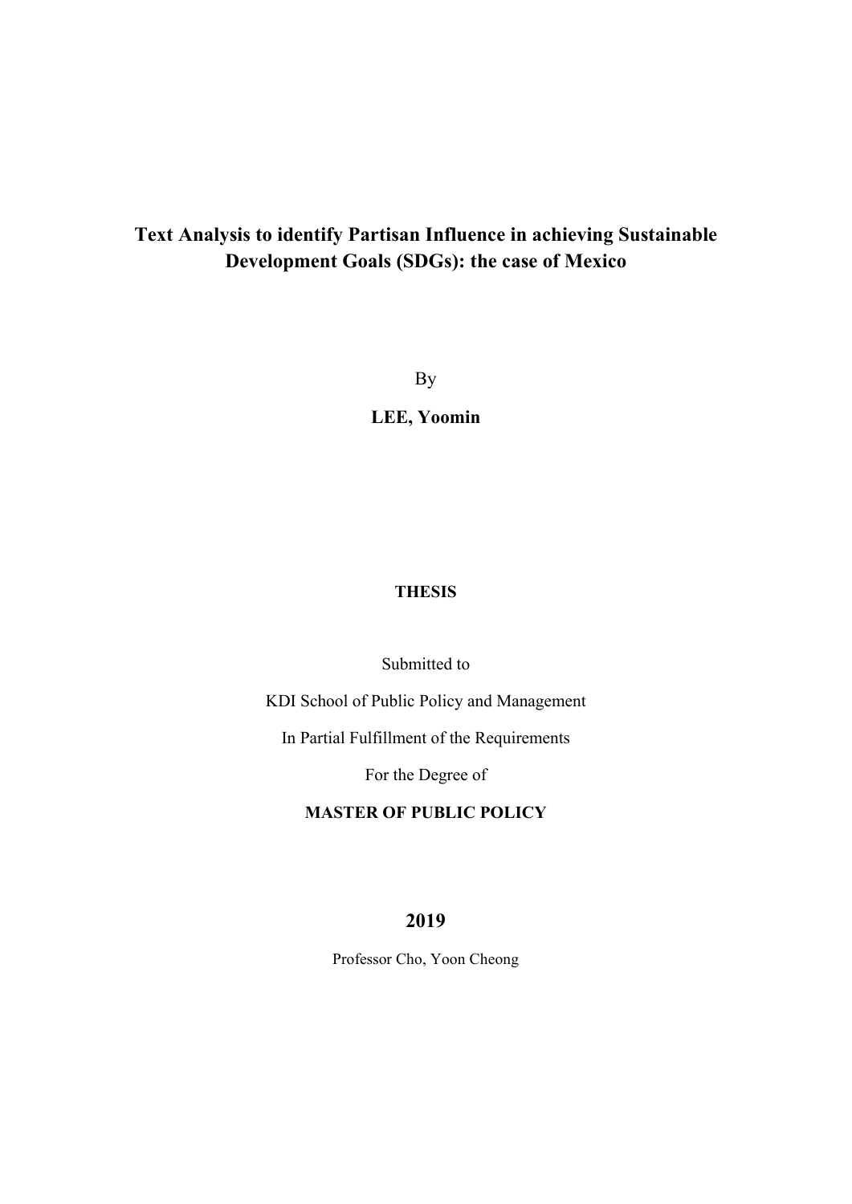# Text Analysis to identify Partisan Influence in achieving Sustainable Development Goals (SDGs): the case of Mexico

By

**LEE, Yoomin**

**THESIS**

Submitted to

KDI School of Public Policy and Management

In Partial Fulfillment of the Requirements

For the Degree of

**MASTER OF PUBLIC POLICY**

**2019**

Professor Cho, Yoon Cheong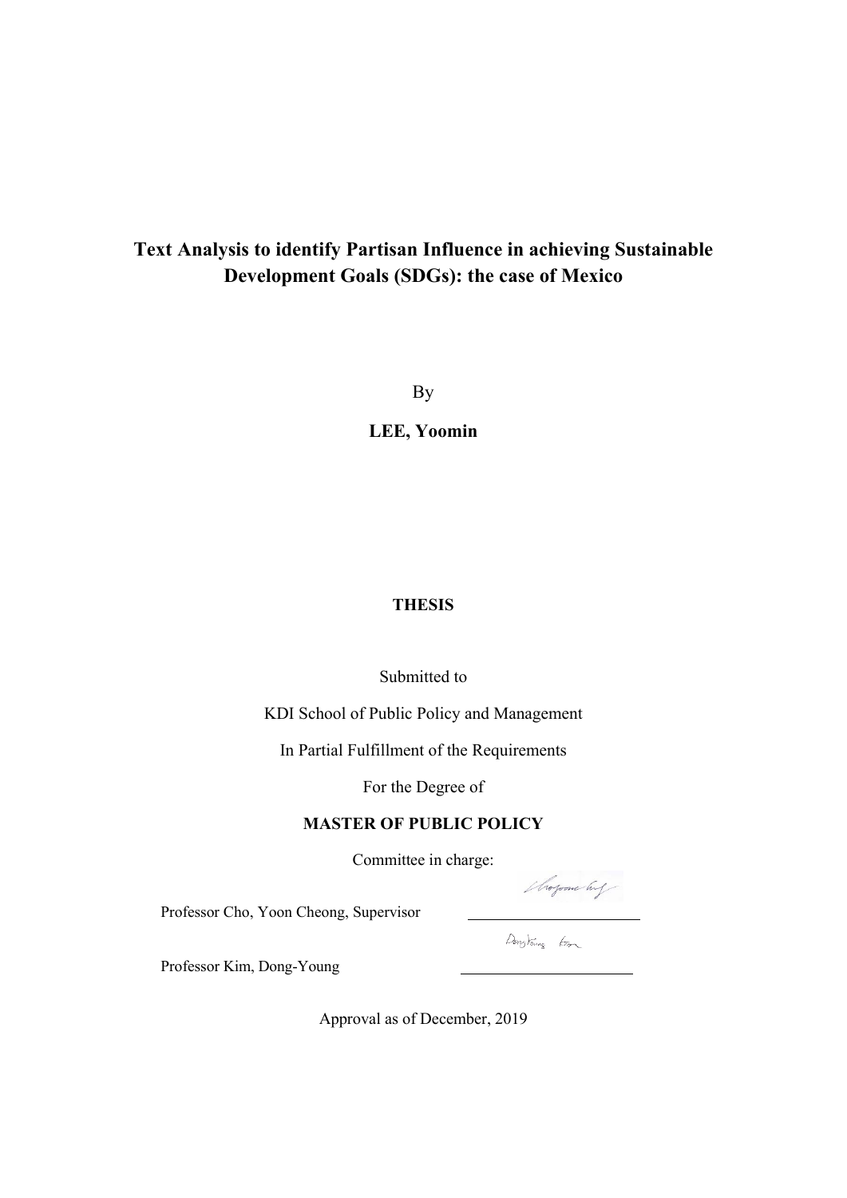# Text Analysis to identify Partisan Influence in achieving Sustainable Development Goals (SDGs): the case of Mexico

By

**LEE, Yoomin**

**THESIS**

Submitted to

KDI School of Public Policy and Management

In Partial Fulfillment of the Requirements

For the Degree of

**MASTER OF PUBLIC POLICY**

Committee in charge:

Professor Cho, Yoon Cheong, Supervisor

Professor Kim, Dong-Young

Approval as of December, 2019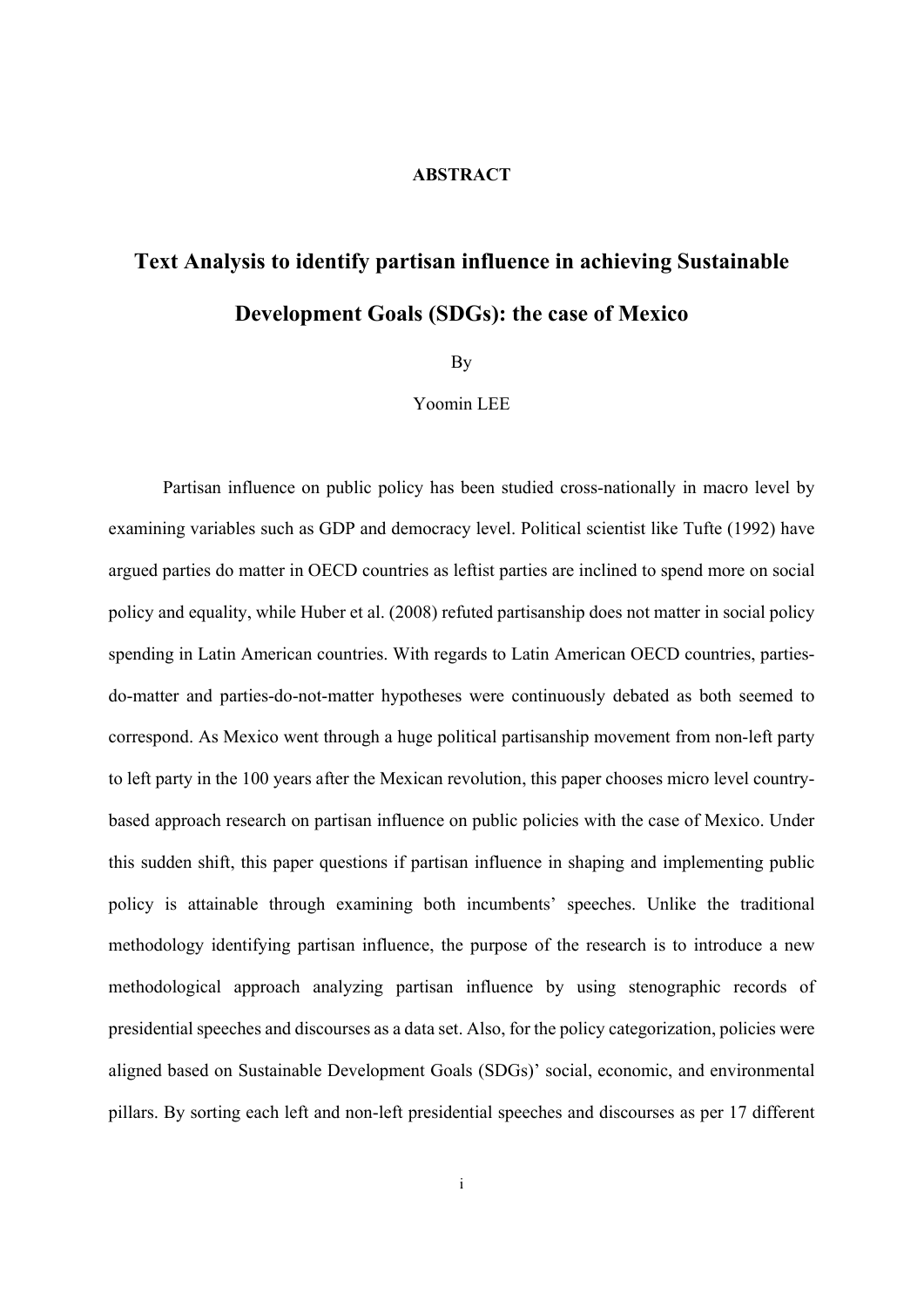**ABSTRACT**

# Text Analysis to identify partisan influence in achieving Sustainable Development Goals (SDGs): the case of Mexico

By

Yoomin LEE

Partisan influence on public policy has been studied cross-nationally in macro level by examining variables such as GDP and democracy level. Political scientist like Tufte (1992) have argued parties do matter in OECD countries as leftist parties are inclined to spend more on social policy and equality, while Huber et al. (2008) refuted partisanship does not matter in social policy spending in Latin American countries. With regards to Latin American OECD countries, parties-do-matter and parties-do-not-matter hypotheses were continuously debated as both seemed to correspond. As Mexico went through a huge political partisanship movement from non-left party to left party in the 100 years after the Mexican revolution, this paper chooses micro level country-based approach research on partisan influence on public policies with the case of Mexico. Under this sudden shift, this paper questions if partisan influence in shaping and implementing public policy is attainable through examining both incumbents' speeches. Unlike the traditional methodology identifying partisan influence, the purpose of the research is to introduce a new methodological approach analyzing partisan influence by using stenographic records of presidential speeches and discourses as a data set. Also, for the policy categorization, policies were aligned based on Sustainable Development Goals (SDGs)' social, economic, and environmental pillars. By sorting each left and non-left presidential speeches and discourses as per 17 different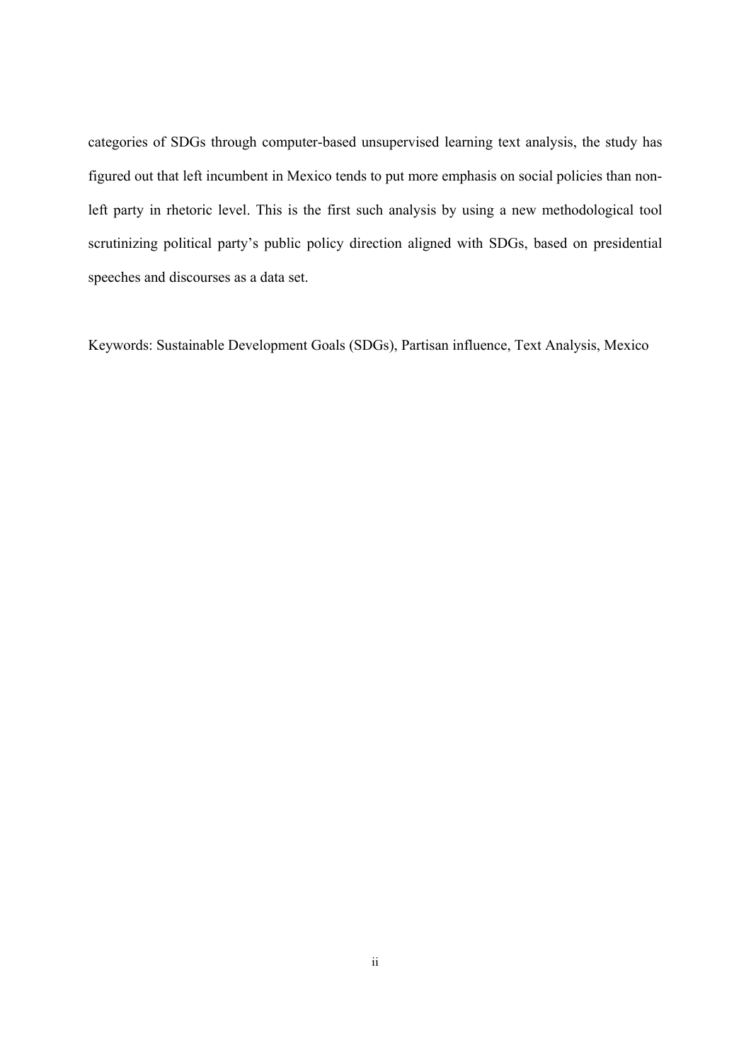categories of SDGs through computer-based unsupervised learning text analysis, the study has figured out that left incumbent in Mexico tends to put more emphasis on social policies than non-left party in rhetoric level. This is the first such analysis by using a new methodological tool scrutinizing political party's public policy direction aligned with SDGs, based on presidential speeches and discourses as a data set.

Keywords: Sustainable Development Goals (SDGs), Partisan influence, Text Analysis, Mexico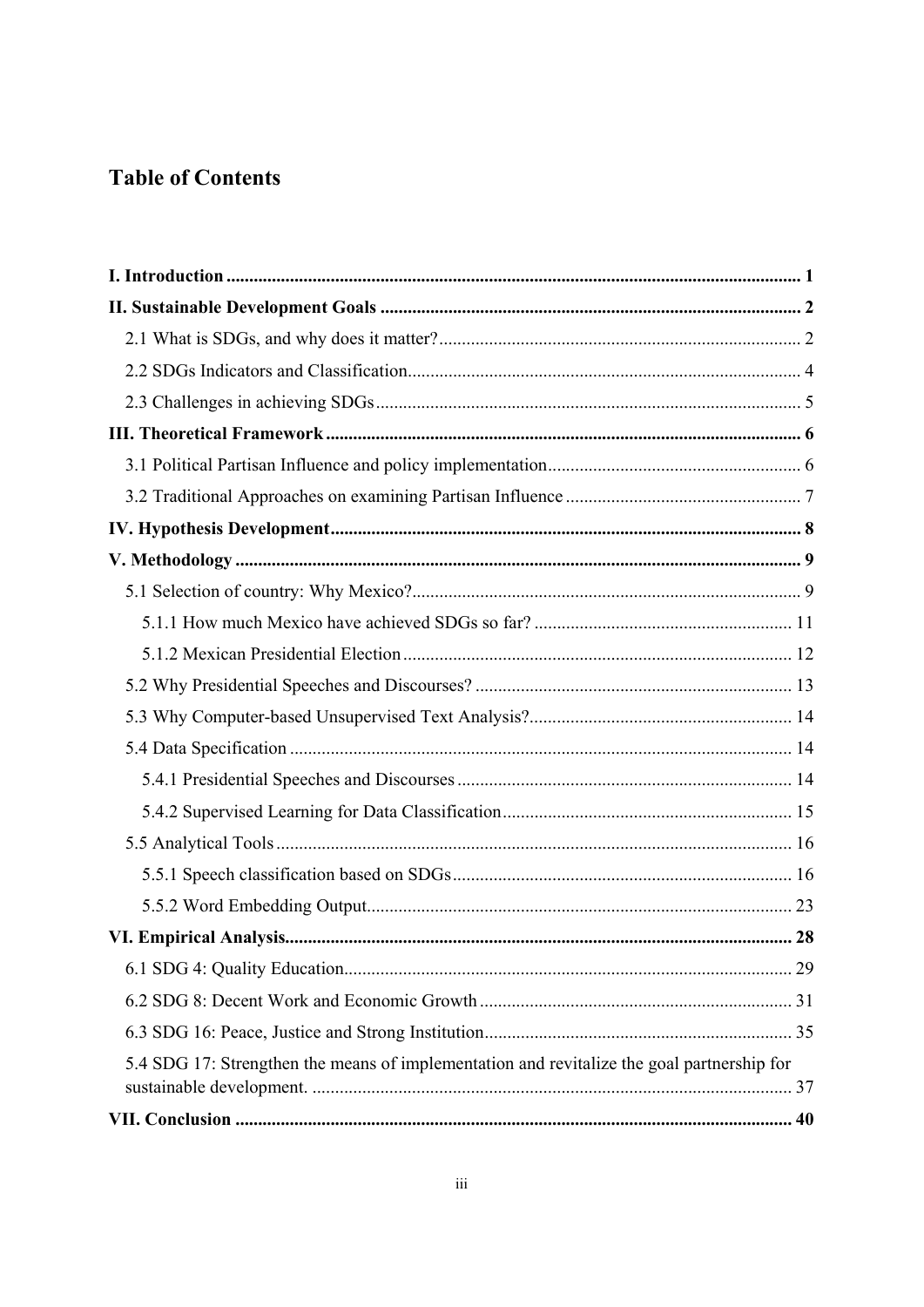# Table of Contents

**I. Introduction** .......... **1**

**II. Sustainable Development Goals** .......... **2**

- 2.1 What is SDGs, and why does it matter? .......... 2
- 2.2 SDGs Indicators and Classification .......... 4
- 2.3 Challenges in achieving SDGs .......... 5

**III. Theoretical Framework** .......... **6**

- 3.1 Political Partisan Influence and policy implementation .......... 6
- 3.2 Traditional Approaches on examining Partisan Influence .......... 7

**IV. Hypothesis Development** .......... **8**

**V. Methodology** .......... **9**

- 5.1 Selection of country: Why Mexico? .......... 9
  - 5.1.1 How much Mexico have achieved SDGs so far? .......... 11
  - 5.1.2 Mexican Presidential Election .......... 12
- 5.2 Why Presidential Speeches and Discourses? .......... 13
- 5.3 Why Computer-based Unsupervised Text Analysis? .......... 14
- 5.4 Data Specification .......... 14
  - 5.4.1 Presidential Speeches and Discourses .......... 14
  - 5.4.2 Supervised Learning for Data Classification .......... 15
- 5.5 Analytical Tools .......... 16
  - 5.5.1 Speech classification based on SDGs .......... 16
  - 5.5.2 Word Embedding Output .......... 23

**VI. Empirical Analysis** .......... **28**

- 6.1 SDG 4: Quality Education .......... 29
- 6.2 SDG 8: Decent Work and Economic Growth .......... 31
- 6.3 SDG 16: Peace, Justice and Strong Institution .......... 35
- 5.4 SDG 17: Strengthen the means of implementation and revitalize the goal partnership for sustainable development. .......... 37

**VII. Conclusion** .......... **40**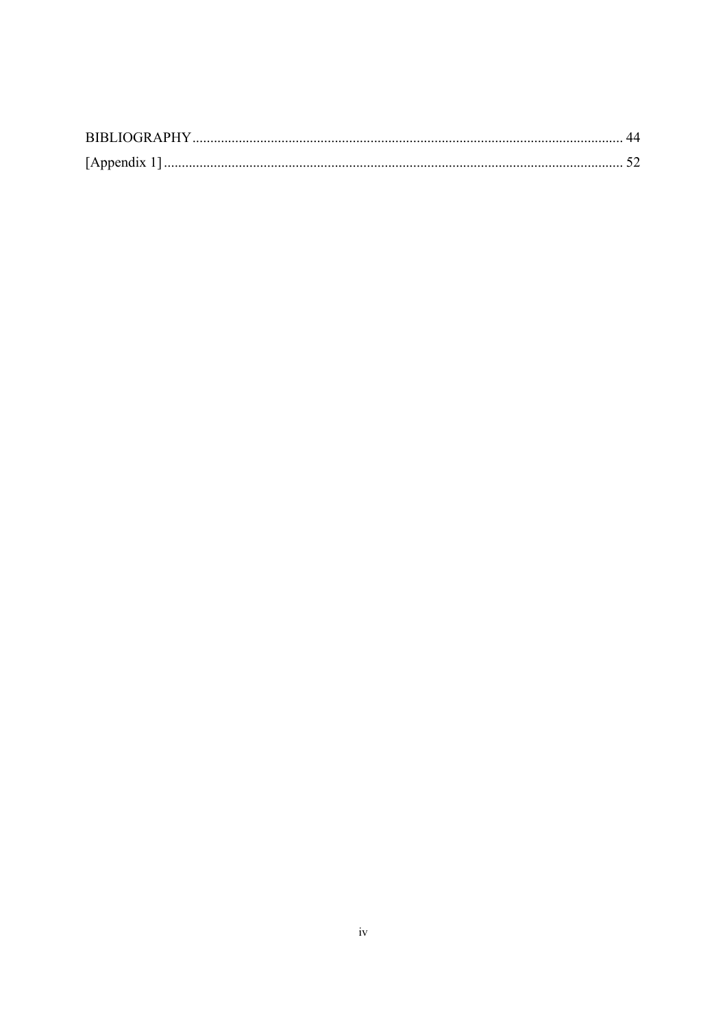BIBLIOGRAPHY ........................................................................................................................ 44

[Appendix 1] ........................................................................................................................... 52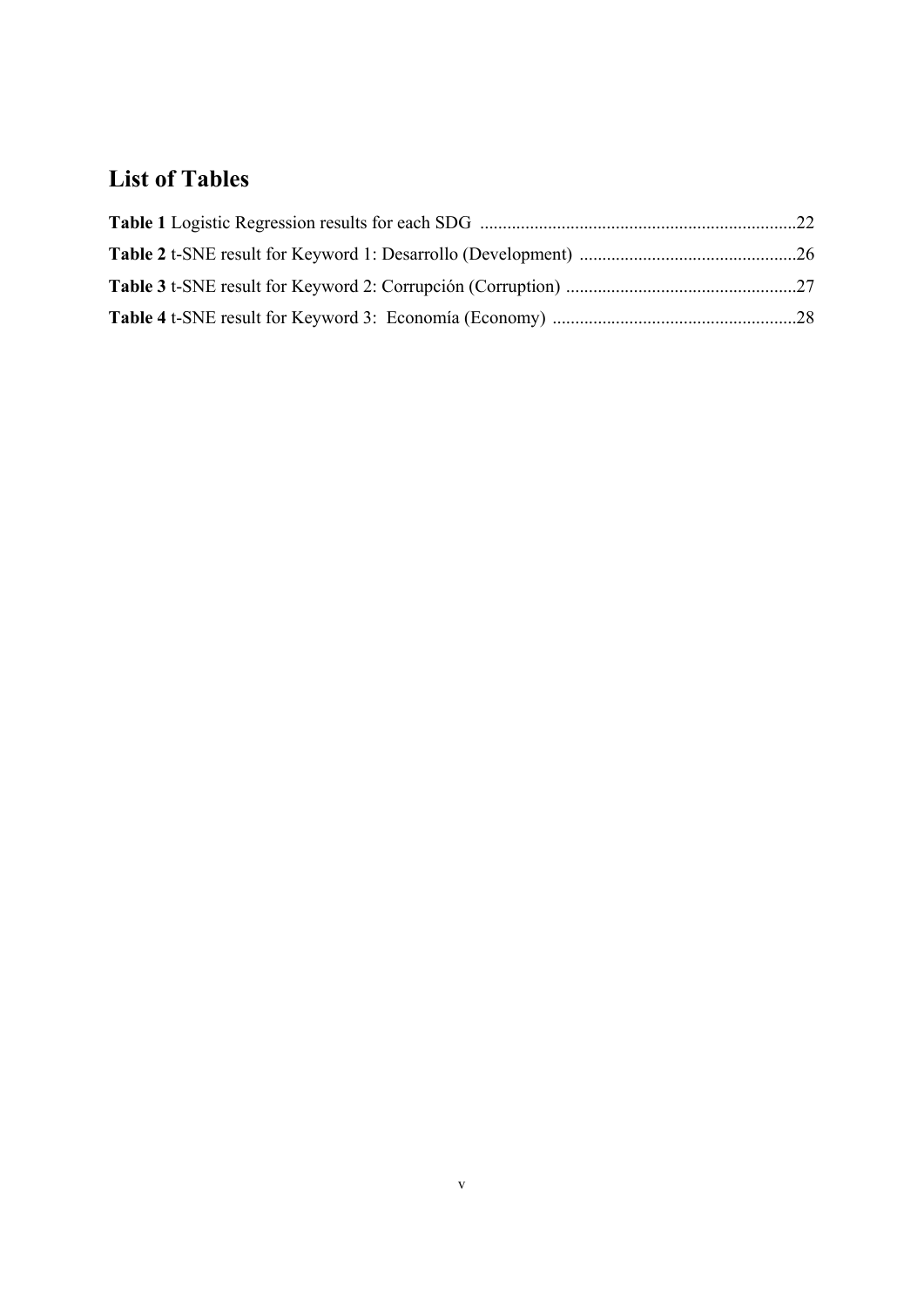## List of Tables

**Table 1** Logistic Regression results for each SDG ......................................................................22

**Table 2** t-SNE result for Keyword 1: Desarrollo (Development) ................................................26

**Table 3** t-SNE result for Keyword 2: Corrupción (Corruption) ...................................................27

**Table 4** t-SNE result for Keyword 3: Economía (Economy) ......................................................28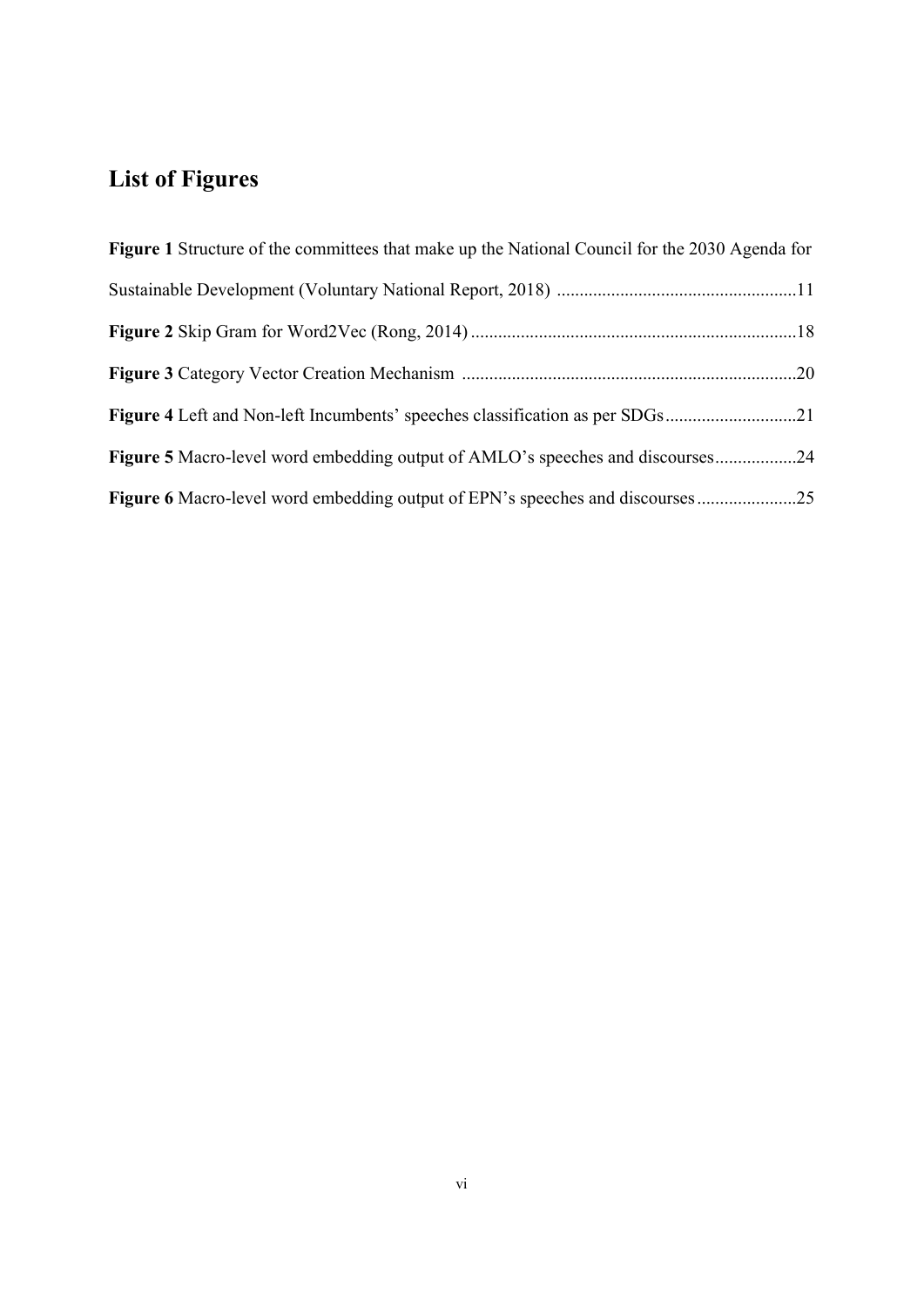## List of Figures

**Figure 1** Structure of the committees that make up the National Council for the 2030 Agenda for Sustainable Development (Voluntary National Report, 2018) ....................................................11

**Figure 2** Skip Gram for Word2Vec (Rong, 2014) .......................................................................18

**Figure 3** Category Vector Creation Mechanism .........................................................................20

**Figure 4** Left and Non-left Incumbents' speeches classification as per SDGs............................21

**Figure 5** Macro-level word embedding output of AMLO's speeches and discourses.................24

**Figure 6** Macro-level word embedding output of EPN's speeches and discourses......................25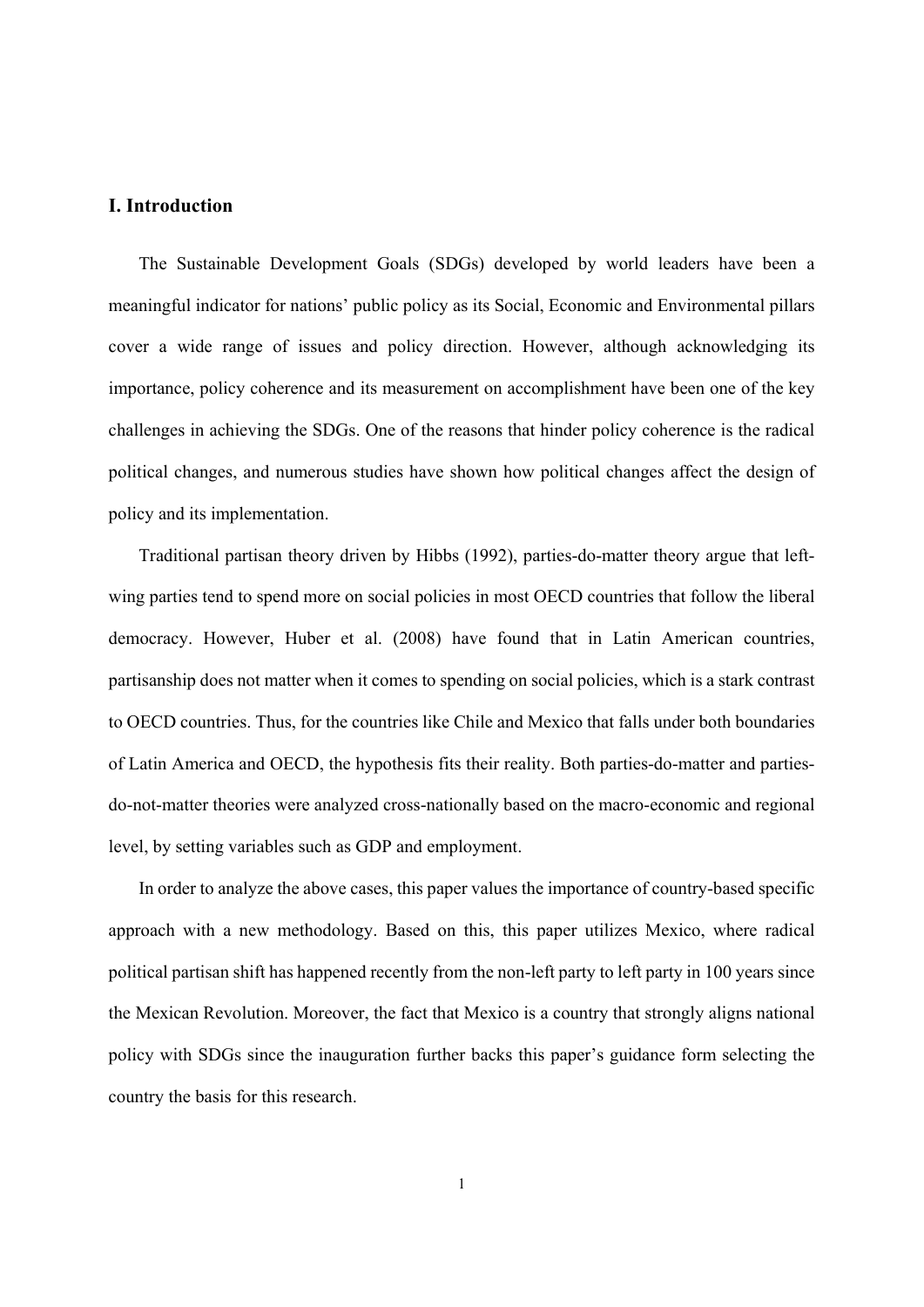## I. Introduction

The Sustainable Development Goals (SDGs) developed by world leaders have been a meaningful indicator for nations' public policy as its Social, Economic and Environmental pillars cover a wide range of issues and policy direction. However, although acknowledging its importance, policy coherence and its measurement on accomplishment have been one of the key challenges in achieving the SDGs. One of the reasons that hinder policy coherence is the radical political changes, and numerous studies have shown how political changes affect the design of policy and its implementation.

Traditional partisan theory driven by Hibbs (1992), parties-do-matter theory argue that left-wing parties tend to spend more on social policies in most OECD countries that follow the liberal democracy. However, Huber et al. (2008) have found that in Latin American countries, partisanship does not matter when it comes to spending on social policies, which is a stark contrast to OECD countries. Thus, for the countries like Chile and Mexico that falls under both boundaries of Latin America and OECD, the hypothesis fits their reality. Both parties-do-matter and parties-do-not-matter theories were analyzed cross-nationally based on the macro-economic and regional level, by setting variables such as GDP and employment.

In order to analyze the above cases, this paper values the importance of country-based specific approach with a new methodology. Based on this, this paper utilizes Mexico, where radical political partisan shift has happened recently from the non-left party to left party in 100 years since the Mexican Revolution. Moreover, the fact that Mexico is a country that strongly aligns national policy with SDGs since the inauguration further backs this paper's guidance form selecting the country the basis for this research.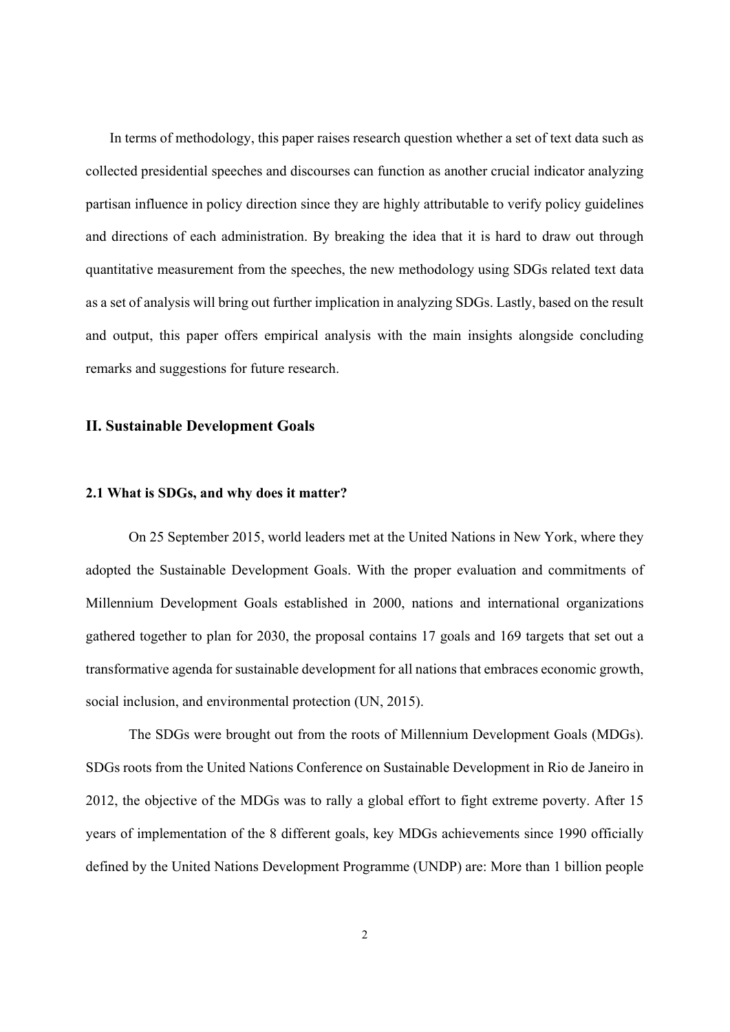In terms of methodology, this paper raises research question whether a set of text data such as collected presidential speeches and discourses can function as another crucial indicator analyzing partisan influence in policy direction since they are highly attributable to verify policy guidelines and directions of each administration. By breaking the idea that it is hard to draw out through quantitative measurement from the speeches, the new methodology using SDGs related text data as a set of analysis will bring out further implication in analyzing SDGs. Lastly, based on the result and output, this paper offers empirical analysis with the main insights alongside concluding remarks and suggestions for future research.

## II. Sustainable Development Goals

### 2.1 What is SDGs, and why does it matter?

On 25 September 2015, world leaders met at the United Nations in New York, where they adopted the Sustainable Development Goals. With the proper evaluation and commitments of Millennium Development Goals established in 2000, nations and international organizations gathered together to plan for 2030, the proposal contains 17 goals and 169 targets that set out a transformative agenda for sustainable development for all nations that embraces economic growth, social inclusion, and environmental protection (UN, 2015).

The SDGs were brought out from the roots of Millennium Development Goals (MDGs). SDGs roots from the United Nations Conference on Sustainable Development in Rio de Janeiro in 2012, the objective of the MDGs was to rally a global effort to fight extreme poverty. After 15 years of implementation of the 8 different goals, key MDGs achievements since 1990 officially defined by the United Nations Development Programme (UNDP) are: More than 1 billion people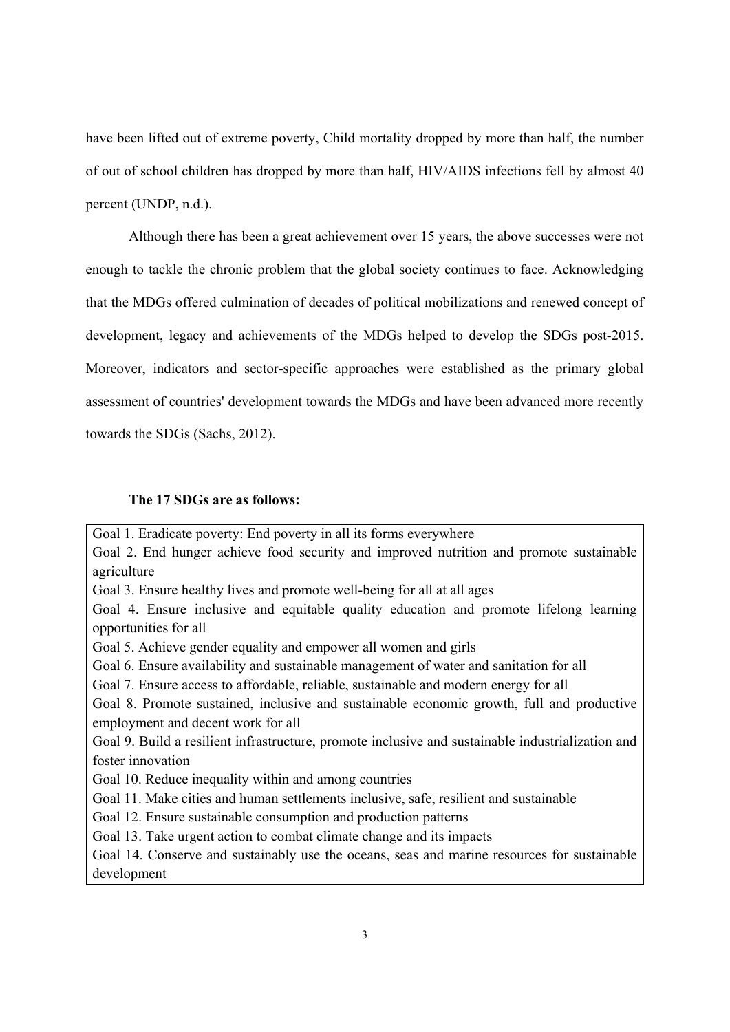have been lifted out of extreme poverty, Child mortality dropped by more than half, the number of out of school children has dropped by more than half, HIV/AIDS infections fell by almost 40 percent (UNDP, n.d.).

Although there has been a great achievement over 15 years, the above successes were not enough to tackle the chronic problem that the global society continues to face. Acknowledging that the MDGs offered culmination of decades of political mobilizations and renewed concept of development, legacy and achievements of the MDGs helped to develop the SDGs post-2015. Moreover, indicators and sector-specific approaches were established as the primary global assessment of countries' development towards the MDGs and have been advanced more recently towards the SDGs (Sachs, 2012).

**The 17 SDGs are as follows:**

| |
|---|
| Goal 1. Eradicate poverty: End poverty in all its forms everywhere |
| Goal 2. End hunger achieve food security and improved nutrition and promote sustainable agriculture |
| Goal 3. Ensure healthy lives and promote well-being for all at all ages |
| Goal 4. Ensure inclusive and equitable quality education and promote lifelong learning opportunities for all |
| Goal 5. Achieve gender equality and empower all women and girls |
| Goal 6. Ensure availability and sustainable management of water and sanitation for all |
| Goal 7. Ensure access to affordable, reliable, sustainable and modern energy for all |
| Goal 8. Promote sustained, inclusive and sustainable economic growth, full and productive employment and decent work for all |
| Goal 9. Build a resilient infrastructure, promote inclusive and sustainable industrialization and foster innovation |
| Goal 10. Reduce inequality within and among countries |
| Goal 11. Make cities and human settlements inclusive, safe, resilient and sustainable |
| Goal 12. Ensure sustainable consumption and production patterns |
| Goal 13. Take urgent action to combat climate change and its impacts |
| Goal 14. Conserve and sustainably use the oceans, seas and marine resources for sustainable development |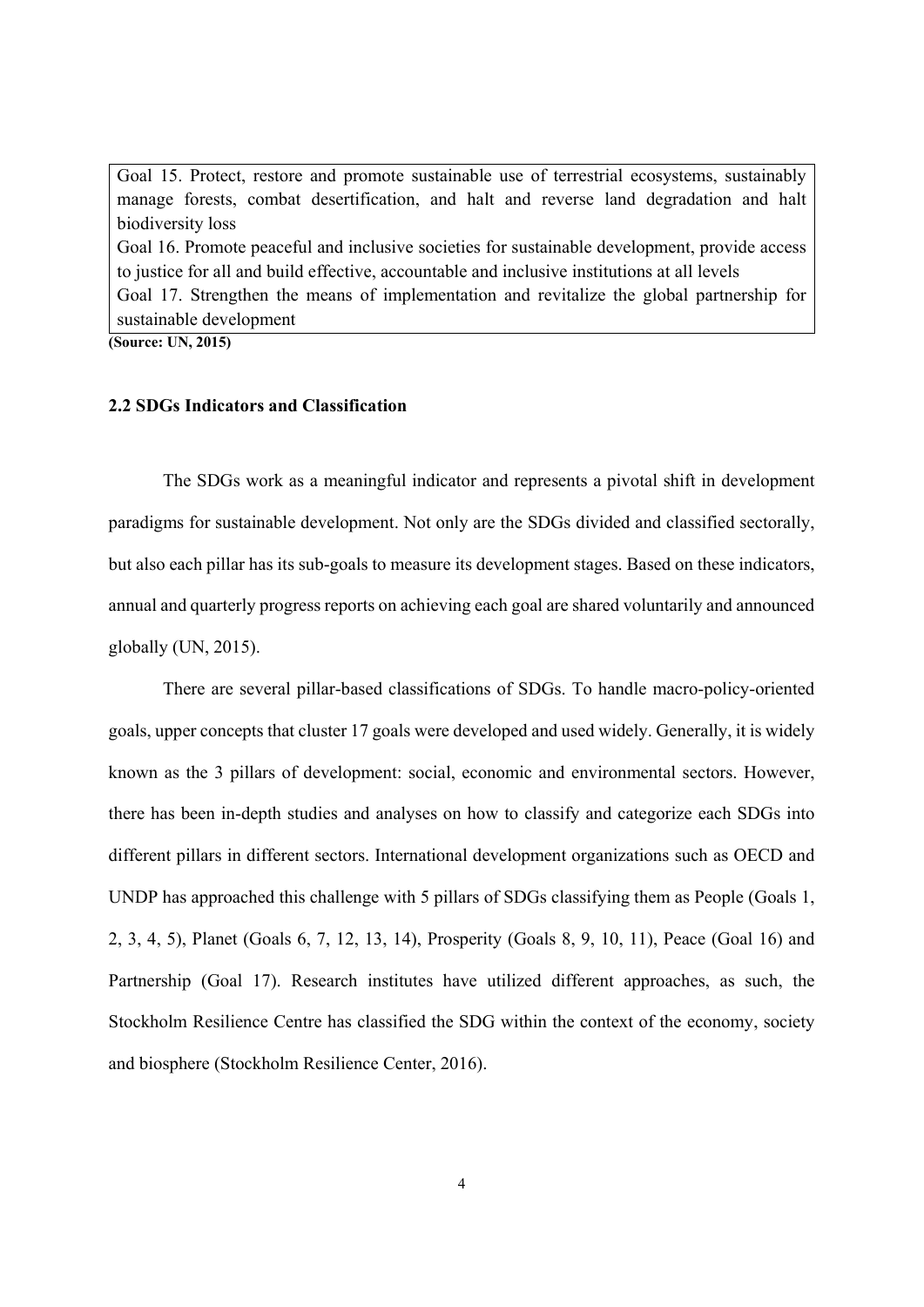Goal 15. Protect, restore and promote sustainable use of terrestrial ecosystems, sustainably manage forests, combat desertification, and halt and reverse land degradation and halt biodiversity loss

Goal 16. Promote peaceful and inclusive societies for sustainable development, provide access to justice for all and build effective, accountable and inclusive institutions at all levels

Goal 17. Strengthen the means of implementation and revitalize the global partnership for sustainable development

**(Source: UN, 2015)**

### 2.2 SDGs Indicators and Classification

The SDGs work as a meaningful indicator and represents a pivotal shift in development paradigms for sustainable development. Not only are the SDGs divided and classified sectorally, but also each pillar has its sub-goals to measure its development stages. Based on these indicators, annual and quarterly progress reports on achieving each goal are shared voluntarily and announced globally (UN, 2015).

There are several pillar-based classifications of SDGs. To handle macro-policy-oriented goals, upper concepts that cluster 17 goals were developed and used widely. Generally, it is widely known as the 3 pillars of development: social, economic and environmental sectors. However, there has been in-depth studies and analyses on how to classify and categorize each SDGs into different pillars in different sectors. International development organizations such as OECD and UNDP has approached this challenge with 5 pillars of SDGs classifying them as People (Goals 1, 2, 3, 4, 5), Planet (Goals 6, 7, 12, 13, 14), Prosperity (Goals 8, 9, 10, 11), Peace (Goal 16) and Partnership (Goal 17). Research institutes have utilized different approaches, as such, the Stockholm Resilience Centre has classified the SDG within the context of the economy, society and biosphere (Stockholm Resilience Center, 2016).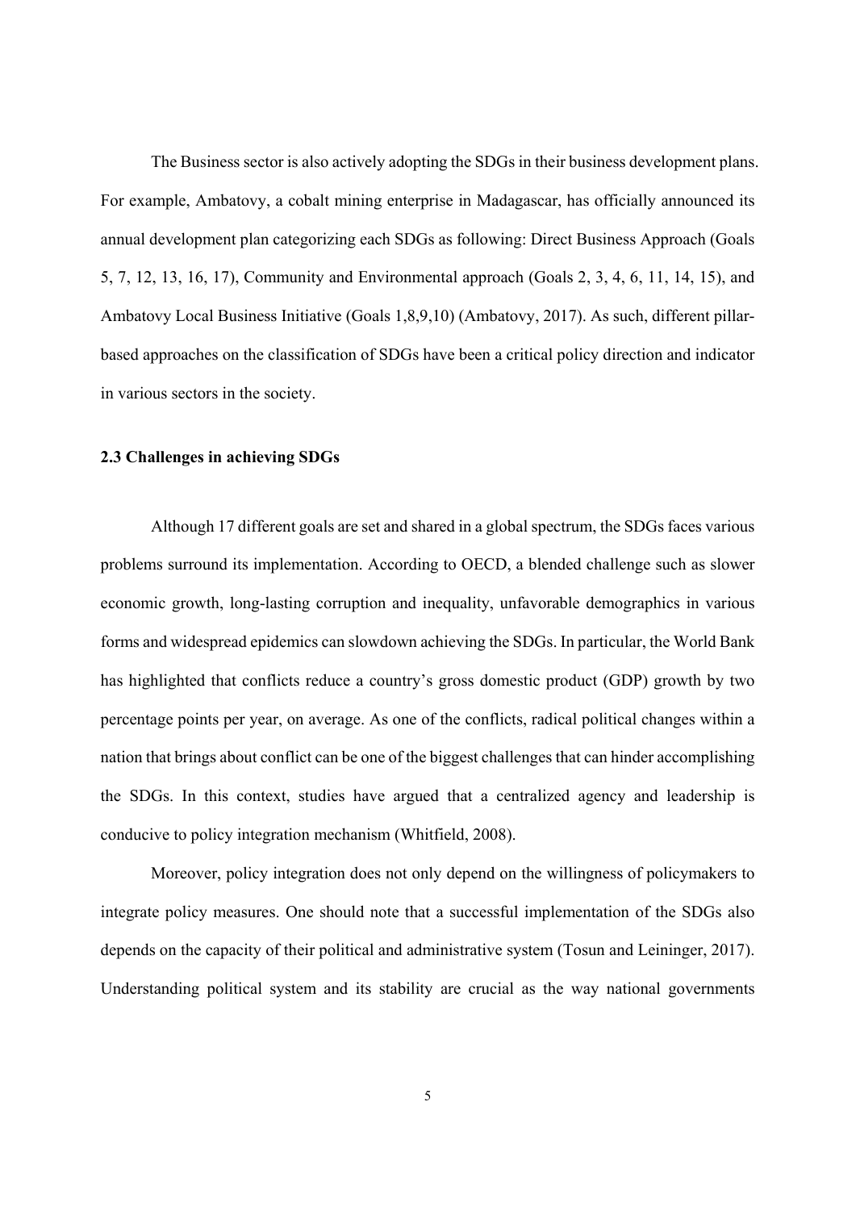The Business sector is also actively adopting the SDGs in their business development plans. For example, Ambatovy, a cobalt mining enterprise in Madagascar, has officially announced its annual development plan categorizing each SDGs as following: Direct Business Approach (Goals 5, 7, 12, 13, 16, 17), Community and Environmental approach (Goals 2, 3, 4, 6, 11, 14, 15), and Ambatovy Local Business Initiative (Goals 1,8,9,10) (Ambatovy, 2017). As such, different pillar-based approaches on the classification of SDGs have been a critical policy direction and indicator in various sectors in the society.

### 2.3 Challenges in achieving SDGs

Although 17 different goals are set and shared in a global spectrum, the SDGs faces various problems surround its implementation. According to OECD, a blended challenge such as slower economic growth, long-lasting corruption and inequality, unfavorable demographics in various forms and widespread epidemics can slowdown achieving the SDGs. In particular, the World Bank has highlighted that conflicts reduce a country's gross domestic product (GDP) growth by two percentage points per year, on average. As one of the conflicts, radical political changes within a nation that brings about conflict can be one of the biggest challenges that can hinder accomplishing the SDGs. In this context, studies have argued that a centralized agency and leadership is conducive to policy integration mechanism (Whitfield, 2008).

Moreover, policy integration does not only depend on the willingness of policymakers to integrate policy measures. One should note that a successful implementation of the SDGs also depends on the capacity of their political and administrative system (Tosun and Leininger, 2017). Understanding political system and its stability are crucial as the way national governments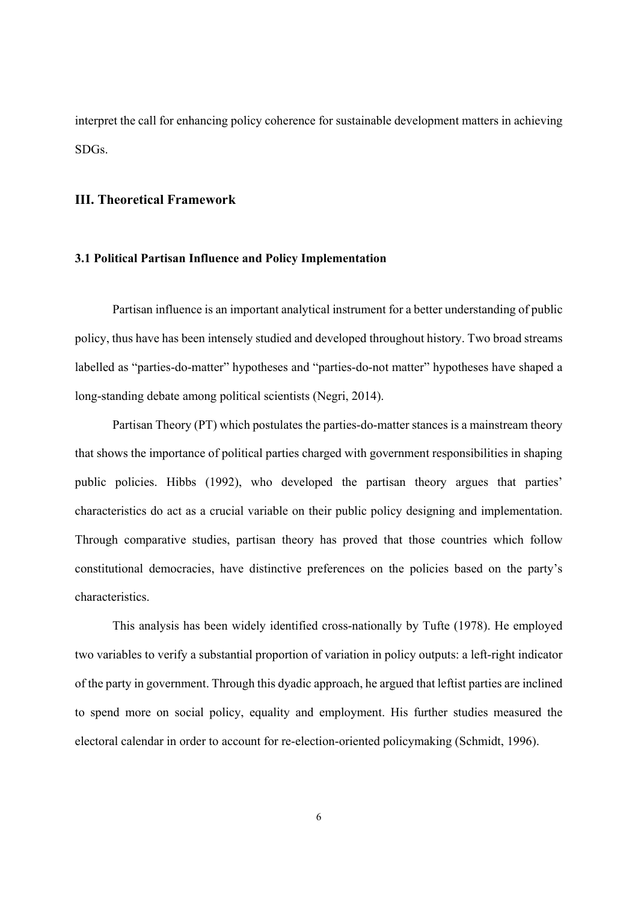interpret the call for enhancing policy coherence for sustainable development matters in achieving SDGs.

## III. Theoretical Framework

### 3.1 Political Partisan Influence and Policy Implementation

Partisan influence is an important analytical instrument for a better understanding of public policy, thus have has been intensely studied and developed throughout history. Two broad streams labelled as "parties-do-matter" hypotheses and "parties-do-not matter" hypotheses have shaped a long-standing debate among political scientists (Negri, 2014).

Partisan Theory (PT) which postulates the parties-do-matter stances is a mainstream theory that shows the importance of political parties charged with government responsibilities in shaping public policies. Hibbs (1992), who developed the partisan theory argues that parties' characteristics do act as a crucial variable on their public policy designing and implementation. Through comparative studies, partisan theory has proved that those countries which follow constitutional democracies, have distinctive preferences on the policies based on the party's characteristics.

This analysis has been widely identified cross-nationally by Tufte (1978). He employed two variables to verify a substantial proportion of variation in policy outputs: a left-right indicator of the party in government. Through this dyadic approach, he argued that leftist parties are inclined to spend more on social policy, equality and employment. His further studies measured the electoral calendar in order to account for re-election-oriented policymaking (Schmidt, 1996).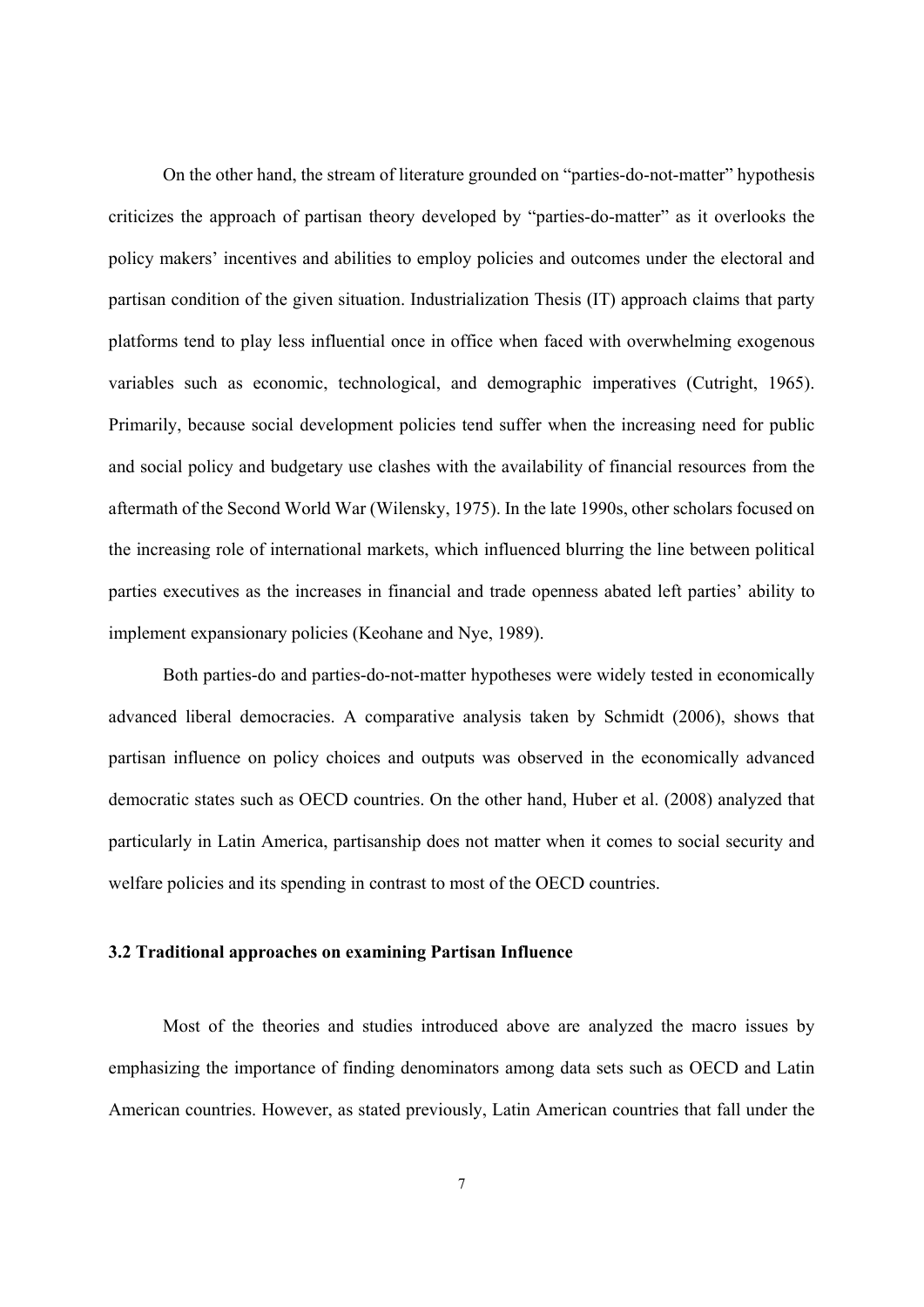On the other hand, the stream of literature grounded on "parties-do-not-matter" hypothesis criticizes the approach of partisan theory developed by "parties-do-matter" as it overlooks the policy makers' incentives and abilities to employ policies and outcomes under the electoral and partisan condition of the given situation. Industrialization Thesis (IT) approach claims that party platforms tend to play less influential once in office when faced with overwhelming exogenous variables such as economic, technological, and demographic imperatives (Cutright, 1965). Primarily, because social development policies tend suffer when the increasing need for public and social policy and budgetary use clashes with the availability of financial resources from the aftermath of the Second World War (Wilensky, 1975). In the late 1990s, other scholars focused on the increasing role of international markets, which influenced blurring the line between political parties executives as the increases in financial and trade openness abated left parties' ability to implement expansionary policies (Keohane and Nye, 1989).

Both parties-do and parties-do-not-matter hypotheses were widely tested in economically advanced liberal democracies. A comparative analysis taken by Schmidt (2006), shows that partisan influence on policy choices and outputs was observed in the economically advanced democratic states such as OECD countries. On the other hand, Huber et al. (2008) analyzed that particularly in Latin America, partisanship does not matter when it comes to social security and welfare policies and its spending in contrast to most of the OECD countries.

### 3.2 Traditional approaches on examining Partisan Influence

Most of the theories and studies introduced above are analyzed the macro issues by emphasizing the importance of finding denominators among data sets such as OECD and Latin American countries. However, as stated previously, Latin American countries that fall under the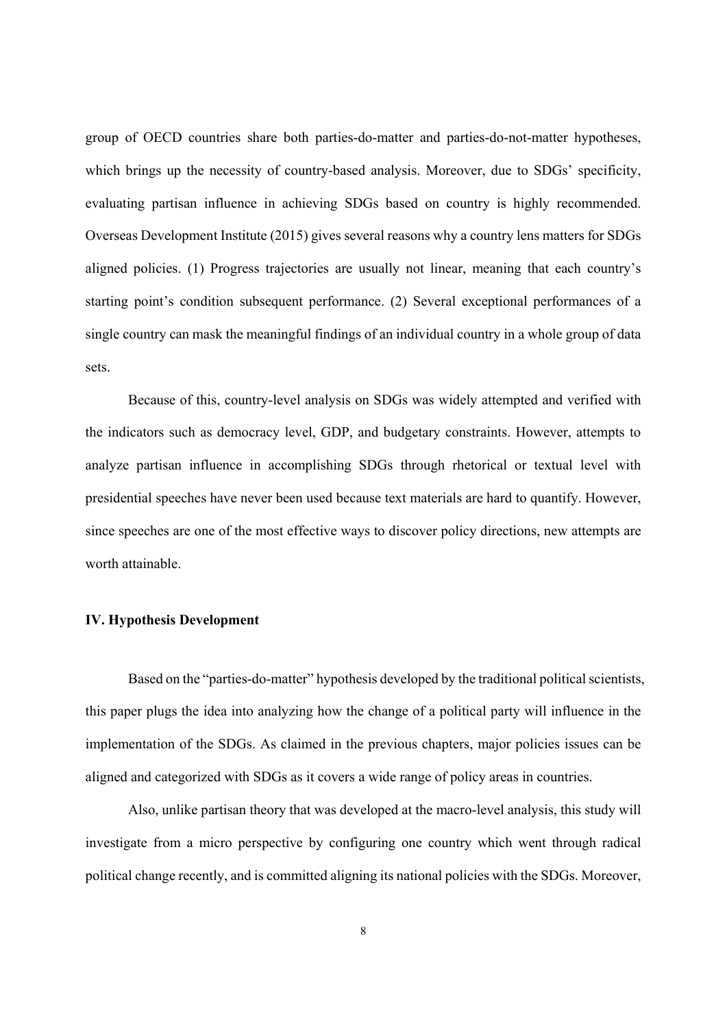group of OECD countries share both parties-do-matter and parties-do-not-matter hypotheses, which brings up the necessity of country-based analysis. Moreover, due to SDGs' specificity, evaluating partisan influence in achieving SDGs based on country is highly recommended. Overseas Development Institute (2015) gives several reasons why a country lens matters for SDGs aligned policies. (1) Progress trajectories are usually not linear, meaning that each country's starting point's condition subsequent performance. (2) Several exceptional performances of a single country can mask the meaningful findings of an individual country in a whole group of data sets.

Because of this, country-level analysis on SDGs was widely attempted and verified with the indicators such as democracy level, GDP, and budgetary constraints. However, attempts to analyze partisan influence in accomplishing SDGs through rhetorical or textual level with presidential speeches have never been used because text materials are hard to quantify. However, since speeches are one of the most effective ways to discover policy directions, new attempts are worth attainable.

## IV. Hypothesis Development

Based on the "parties-do-matter" hypothesis developed by the traditional political scientists, this paper plugs the idea into analyzing how the change of a political party will influence in the implementation of the SDGs. As claimed in the previous chapters, major policies issues can be aligned and categorized with SDGs as it covers a wide range of policy areas in countries.

Also, unlike partisan theory that was developed at the macro-level analysis, this study will investigate from a micro perspective by configuring one country which went through radical political change recently, and is committed aligning its national policies with the SDGs. Moreover,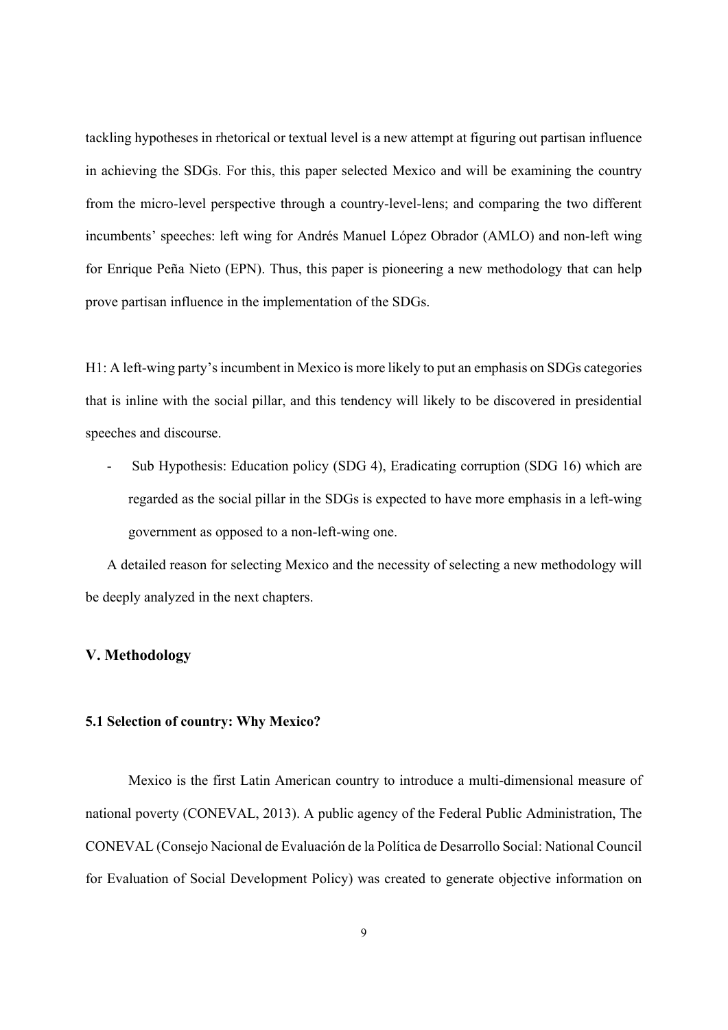tackling hypotheses in rhetorical or textual level is a new attempt at figuring out partisan influence in achieving the SDGs. For this, this paper selected Mexico and will be examining the country from the micro-level perspective through a country-level-lens; and comparing the two different incumbents' speeches: left wing for Andrés Manuel López Obrador (AMLO) and non-left wing for Enrique Peña Nieto (EPN). Thus, this paper is pioneering a new methodology that can help prove partisan influence in the implementation of the SDGs.

H1: A left-wing party's incumbent in Mexico is more likely to put an emphasis on SDGs categories that is inline with the social pillar, and this tendency will likely to be discovered in presidential speeches and discourse.

- Sub Hypothesis: Education policy (SDG 4), Eradicating corruption (SDG 16) which are regarded as the social pillar in the SDGs is expected to have more emphasis in a left-wing government as opposed to a non-left-wing one.

A detailed reason for selecting Mexico and the necessity of selecting a new methodology will be deeply analyzed in the next chapters.

## V. Methodology

### 5.1 Selection of country: Why Mexico?

Mexico is the first Latin American country to introduce a multi-dimensional measure of national poverty (CONEVAL, 2013). A public agency of the Federal Public Administration, The CONEVAL (Consejo Nacional de Evaluación de la Política de Desarrollo Social: National Council for Evaluation of Social Development Policy) was created to generate objective information on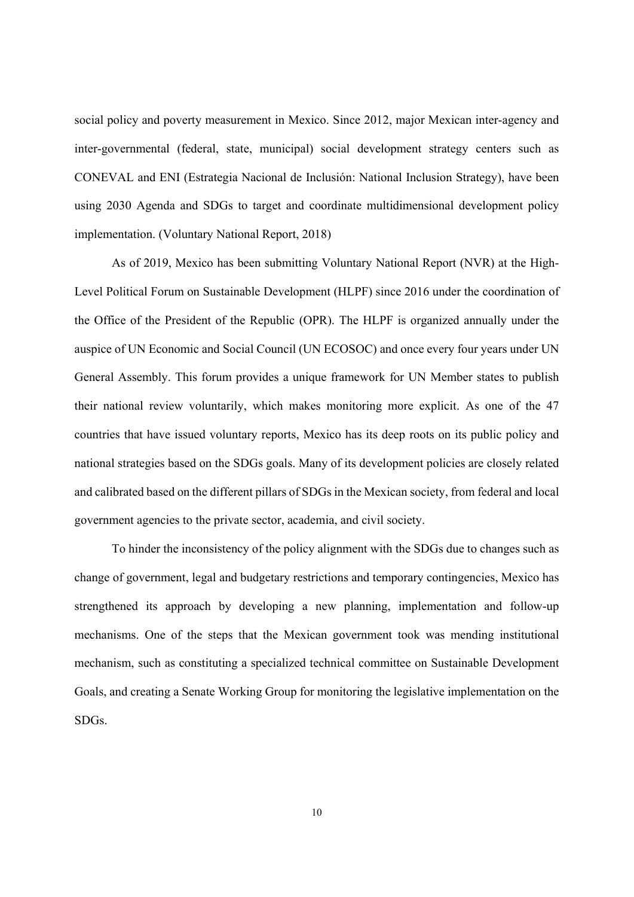social policy and poverty measurement in Mexico. Since 2012, major Mexican inter-agency and inter-governmental (federal, state, municipal) social development strategy centers such as CONEVAL and ENI (Estrategia Nacional de Inclusión: National Inclusion Strategy), have been using 2030 Agenda and SDGs to target and coordinate multidimensional development policy implementation. (Voluntary National Report, 2018)

As of 2019, Mexico has been submitting Voluntary National Report (NVR) at the High-Level Political Forum on Sustainable Development (HLPF) since 2016 under the coordination of the Office of the President of the Republic (OPR). The HLPF is organized annually under the auspice of UN Economic and Social Council (UN ECOSOC) and once every four years under UN General Assembly. This forum provides a unique framework for UN Member states to publish their national review voluntarily, which makes monitoring more explicit. As one of the 47 countries that have issued voluntary reports, Mexico has its deep roots on its public policy and national strategies based on the SDGs goals. Many of its development policies are closely related and calibrated based on the different pillars of SDGs in the Mexican society, from federal and local government agencies to the private sector, academia, and civil society.

To hinder the inconsistency of the policy alignment with the SDGs due to changes such as change of government, legal and budgetary restrictions and temporary contingencies, Mexico has strengthened its approach by developing a new planning, implementation and follow-up mechanisms. One of the steps that the Mexican government took was mending institutional mechanism, such as constituting a specialized technical committee on Sustainable Development Goals, and creating a Senate Working Group for monitoring the legislative implementation on the SDGs.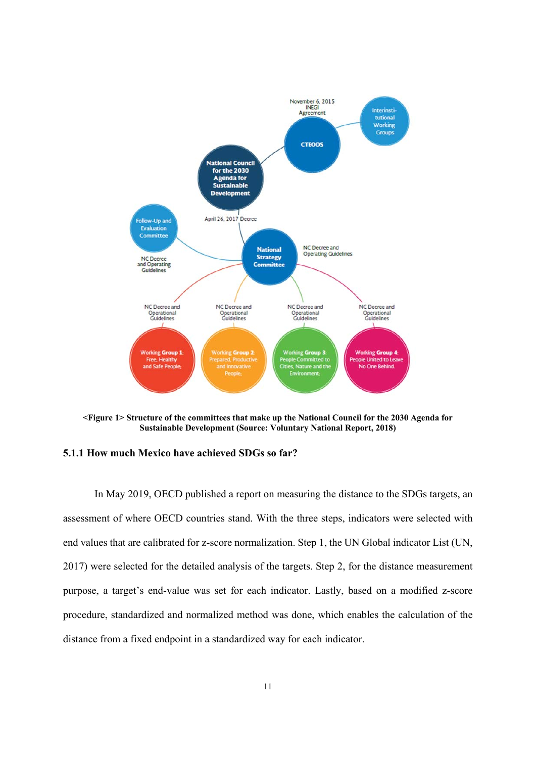<Figure 1> Structure of the committees that make up the National Council for the 2030 Agenda for Sustainable Development (Source: Voluntary National Report, 2018)

### 5.1.1 How much Mexico have achieved SDGs so far?

In May 2019, OECD published a report on measuring the distance to the SDGs targets, an assessment of where OECD countries stand. With the three steps, indicators were selected with end values that are calibrated for z-score normalization. Step 1, the UN Global indicator List (UN, 2017) were selected for the detailed analysis of the targets. Step 2, for the distance measurement purpose, a target's end-value was set for each indicator. Lastly, based on a modified z-score procedure, standardized and normalized method was done, which enables the calculation of the distance from a fixed endpoint in a standardized way for each indicator.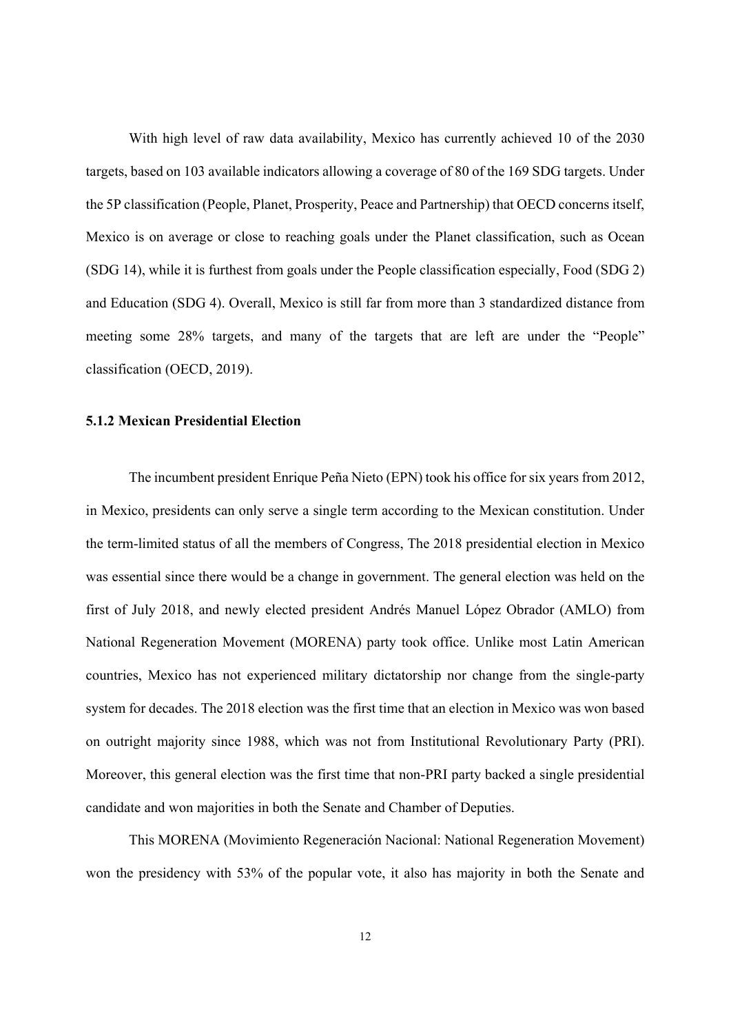With high level of raw data availability, Mexico has currently achieved 10 of the 2030 targets, based on 103 available indicators allowing a coverage of 80 of the 169 SDG targets. Under the 5P classification (People, Planet, Prosperity, Peace and Partnership) that OECD concerns itself, Mexico is on average or close to reaching goals under the Planet classification, such as Ocean (SDG 14), while it is furthest from goals under the People classification especially, Food (SDG 2) and Education (SDG 4). Overall, Mexico is still far from more than 3 standardized distance from meeting some 28% targets, and many of the targets that are left are under the "People" classification (OECD, 2019).

### 5.1.2 Mexican Presidential Election

The incumbent president Enrique Peña Nieto (EPN) took his office for six years from 2012, in Mexico, presidents can only serve a single term according to the Mexican constitution. Under the term-limited status of all the members of Congress, The 2018 presidential election in Mexico was essential since there would be a change in government. The general election was held on the first of July 2018, and newly elected president Andrés Manuel López Obrador (AMLO) from National Regeneration Movement (MORENA) party took office. Unlike most Latin American countries, Mexico has not experienced military dictatorship nor change from the single-party system for decades. The 2018 election was the first time that an election in Mexico was won based on outright majority since 1988, which was not from Institutional Revolutionary Party (PRI). Moreover, this general election was the first time that non-PRI party backed a single presidential candidate and won majorities in both the Senate and Chamber of Deputies.

This MORENA (Movimiento Regeneración Nacional: National Regeneration Movement) won the presidency with 53% of the popular vote, it also has majority in both the Senate and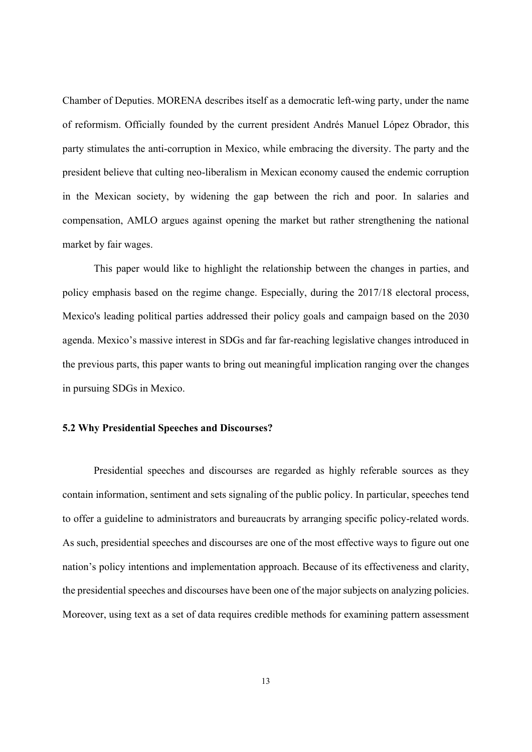Chamber of Deputies. MORENA describes itself as a democratic left-wing party, under the name of reformism. Officially founded by the current president Andrés Manuel López Obrador, this party stimulates the anti-corruption in Mexico, while embracing the diversity. The party and the president believe that culting neo-liberalism in Mexican economy caused the endemic corruption in the Mexican society, by widening the gap between the rich and poor. In salaries and compensation, AMLO argues against opening the market but rather strengthening the national market by fair wages.

This paper would like to highlight the relationship between the changes in parties, and policy emphasis based on the regime change. Especially, during the 2017/18 electoral process, Mexico's leading political parties addressed their policy goals and campaign based on the 2030 agenda. Mexico's massive interest in SDGs and far far-reaching legislative changes introduced in the previous parts, this paper wants to bring out meaningful implication ranging over the changes in pursuing SDGs in Mexico.

### 5.2 Why Presidential Speeches and Discourses?

Presidential speeches and discourses are regarded as highly referable sources as they contain information, sentiment and sets signaling of the public policy. In particular, speeches tend to offer a guideline to administrators and bureaucrats by arranging specific policy-related words. As such, presidential speeches and discourses are one of the most effective ways to figure out one nation's policy intentions and implementation approach. Because of its effectiveness and clarity, the presidential speeches and discourses have been one of the major subjects on analyzing policies. Moreover, using text as a set of data requires credible methods for examining pattern assessment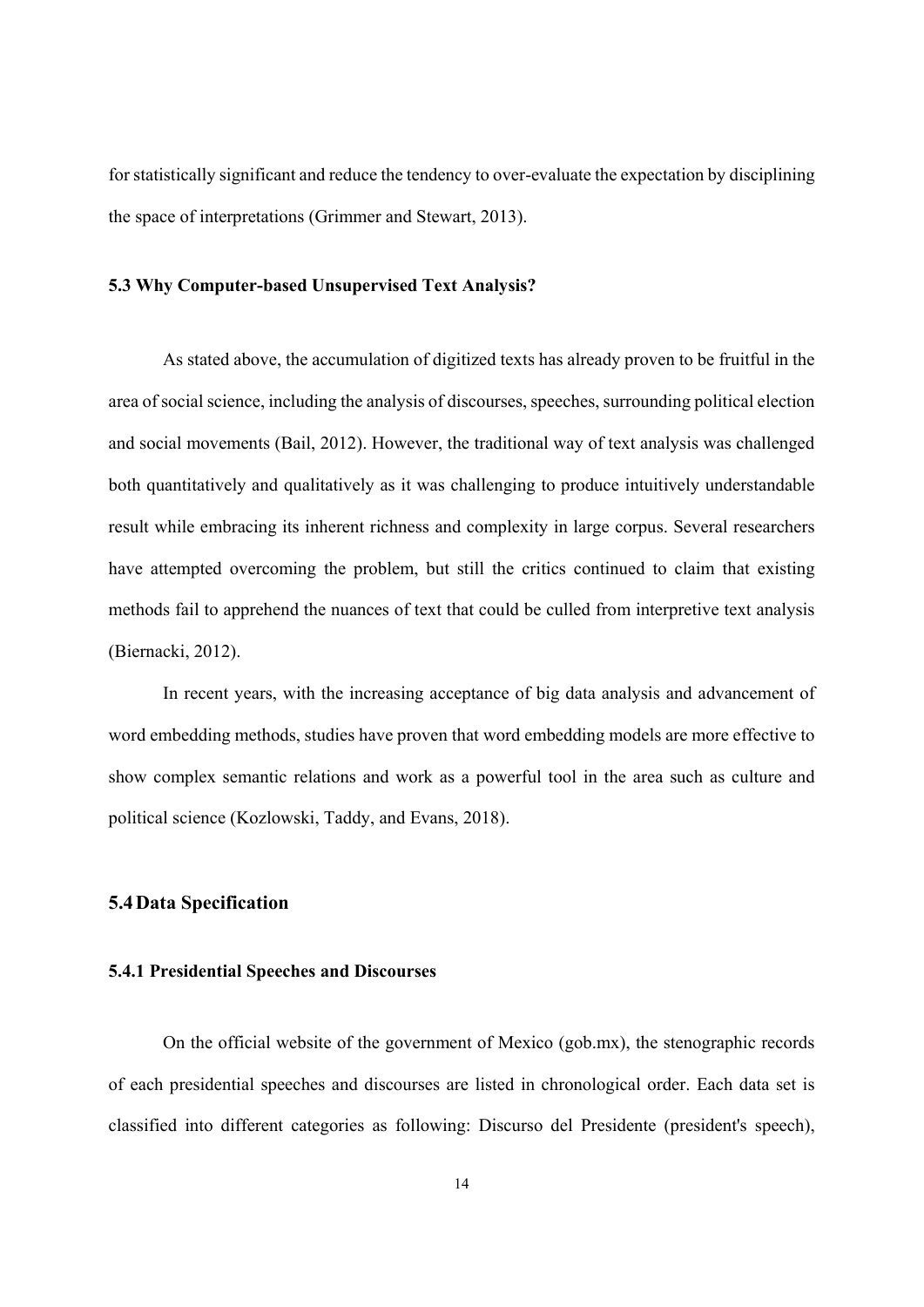for statistically significant and reduce the tendency to over-evaluate the expectation by disciplining the space of interpretations (Grimmer and Stewart, 2013).

### 5.3 Why Computer-based Unsupervised Text Analysis?

As stated above, the accumulation of digitized texts has already proven to be fruitful in the area of social science, including the analysis of discourses, speeches, surrounding political election and social movements (Bail, 2012). However, the traditional way of text analysis was challenged both quantitatively and qualitatively as it was challenging to produce intuitively understandable result while embracing its inherent richness and complexity in large corpus. Several researchers have attempted overcoming the problem, but still the critics continued to claim that existing methods fail to apprehend the nuances of text that could be culled from interpretive text analysis (Biernacki, 2012).

In recent years, with the increasing acceptance of big data analysis and advancement of word embedding methods, studies have proven that word embedding models are more effective to show complex semantic relations and work as a powerful tool in the area such as culture and political science (Kozlowski, Taddy, and Evans, 2018).

## 5.4 Data Specification

### 5.4.1 Presidential Speeches and Discourses

On the official website of the government of Mexico (gob.mx), the stenographic records of each presidential speeches and discourses are listed in chronological order. Each data set is classified into different categories as following: Discurso del Presidente (president's speech),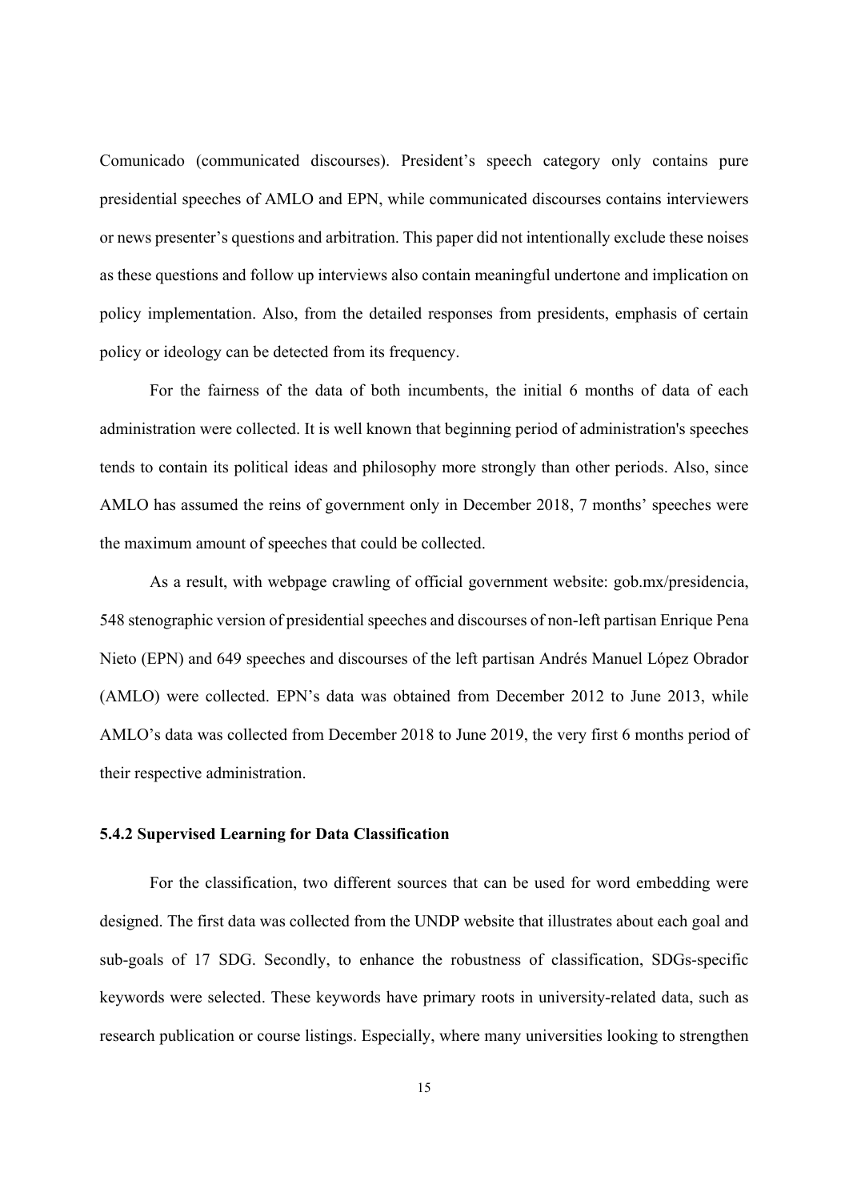Comunicado (communicated discourses). President's speech category only contains pure presidential speeches of AMLO and EPN, while communicated discourses contains interviewers or news presenter's questions and arbitration. This paper did not intentionally exclude these noises as these questions and follow up interviews also contain meaningful undertone and implication on policy implementation. Also, from the detailed responses from presidents, emphasis of certain policy or ideology can be detected from its frequency.

For the fairness of the data of both incumbents, the initial 6 months of data of each administration were collected. It is well known that beginning period of administration's speeches tends to contain its political ideas and philosophy more strongly than other periods. Also, since AMLO has assumed the reins of government only in December 2018, 7 months' speeches were the maximum amount of speeches that could be collected.

As a result, with webpage crawling of official government website: gob.mx/presidencia, 548 stenographic version of presidential speeches and discourses of non-left partisan Enrique Pena Nieto (EPN) and 649 speeches and discourses of the left partisan Andrés Manuel López Obrador (AMLO) were collected. EPN's data was obtained from December 2012 to June 2013, while AMLO's data was collected from December 2018 to June 2019, the very first 6 months period of their respective administration.

### 5.4.2 Supervised Learning for Data Classification

For the classification, two different sources that can be used for word embedding were designed. The first data was collected from the UNDP website that illustrates about each goal and sub-goals of 17 SDG. Secondly, to enhance the robustness of classification, SDGs-specific keywords were selected. These keywords have primary roots in university-related data, such as research publication or course listings. Especially, where many universities looking to strengthen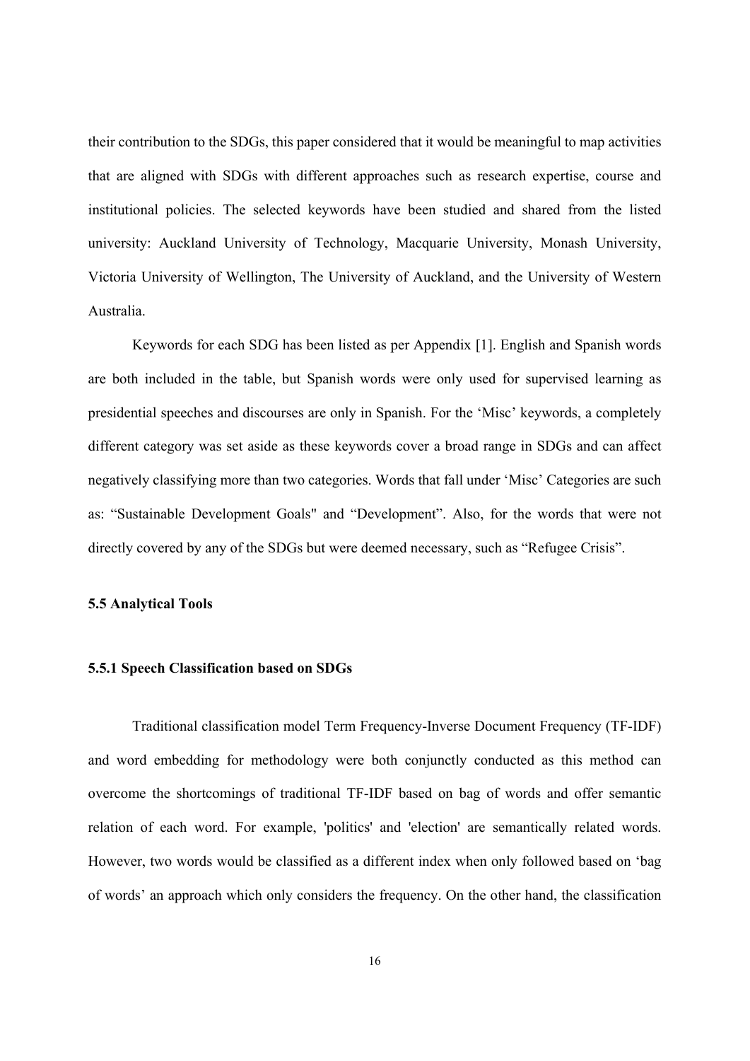their contribution to the SDGs, this paper considered that it would be meaningful to map activities that are aligned with SDGs with different approaches such as research expertise, course and institutional policies. The selected keywords have been studied and shared from the listed university: Auckland University of Technology, Macquarie University, Monash University, Victoria University of Wellington, The University of Auckland, and the University of Western Australia.

Keywords for each SDG has been listed as per Appendix [1]. English and Spanish words are both included in the table, but Spanish words were only used for supervised learning as presidential speeches and discourses are only in Spanish. For the 'Misc' keywords, a completely different category was set aside as these keywords cover a broad range in SDGs and can affect negatively classifying more than two categories. Words that fall under 'Misc' Categories are such as: "Sustainable Development Goals" and "Development". Also, for the words that were not directly covered by any of the SDGs but were deemed necessary, such as "Refugee Crisis".

### 5.5 Analytical Tools

#### 5.5.1 Speech Classification based on SDGs

Traditional classification model Term Frequency-Inverse Document Frequency (TF-IDF) and word embedding for methodology were both conjunctly conducted as this method can overcome the shortcomings of traditional TF-IDF based on bag of words and offer semantic relation of each word. For example, 'politics' and 'election' are semantically related words. However, two words would be classified as a different index when only followed based on 'bag of words' an approach which only considers the frequency. On the other hand, the classification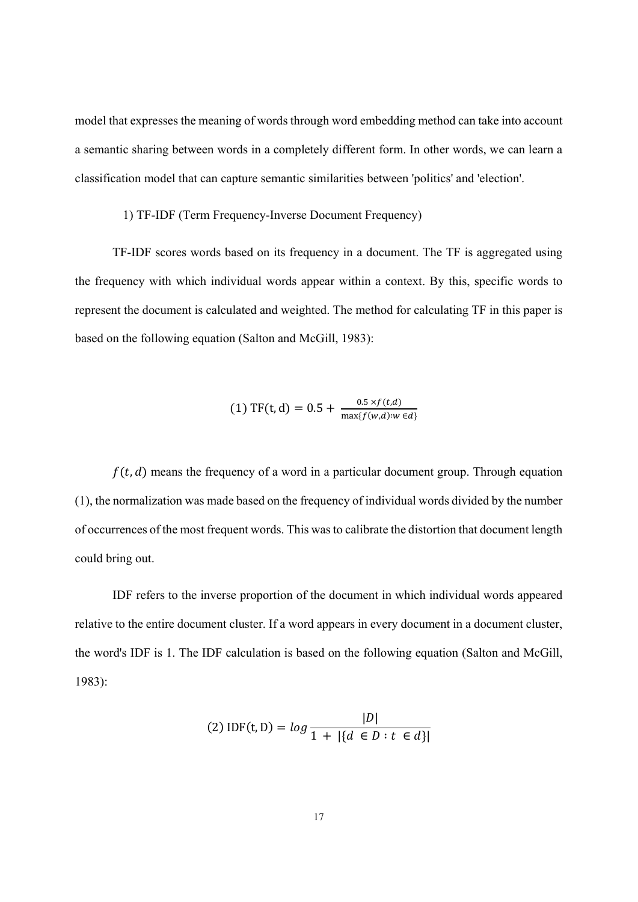model that expresses the meaning of words through word embedding method can take into account a semantic sharing between words in a completely different form. In other words, we can learn a classification model that can capture semantic similarities between 'politics' and 'election'.

1) TF-IDF (Term Frequency-Inverse Document Frequency)

TF-IDF scores words based on its frequency in a document. The TF is aggregated using the frequency with which individual words appear within a context. By this, specific words to represent the document is calculated and weighted. The method for calculating TF in this paper is based on the following equation (Salton and McGill, 1983):

$$(1)\ \mathrm{TF(t, d)} = 0.5 + \frac{0.5 \times f(t,d)}{\max\{f(w,d) : w \in d\}}$$

$f(t, d)$ means the frequency of a word in a particular document group. Through equation (1), the normalization was made based on the frequency of individual words divided by the number of occurrences of the most frequent words. This was to calibrate the distortion that document length could bring out.

IDF refers to the inverse proportion of the document in which individual words appeared relative to the entire document cluster. If a word appears in every document in a document cluster, the word's IDF is 1. The IDF calculation is based on the following equation (Salton and McGill, 1983):

$$(2)\ \mathrm{IDF(t, D)} = log\frac{|D|}{1 + |\{d \in D : t \in d\}|}$$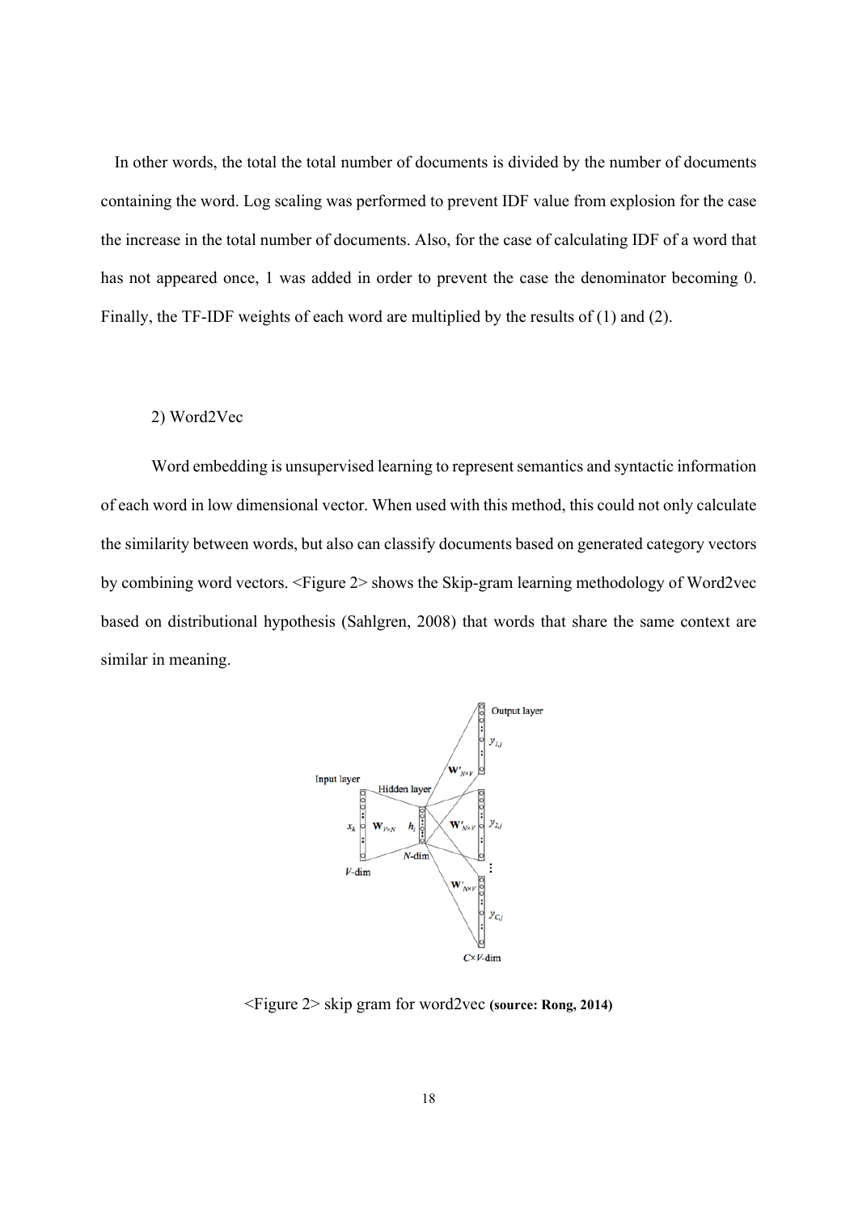In other words, the total the total number of documents is divided by the number of documents containing the word. Log scaling was performed to prevent IDF value from explosion for the case the increase in the total number of documents. Also, for the case of calculating IDF of a word that has not appeared once, 1 was added in order to prevent the case the denominator becoming 0. Finally, the TF-IDF weights of each word are multiplied by the results of (1) and (2).

2) Word2Vec

Word embedding is unsupervised learning to represent semantics and syntactic information of each word in low dimensional vector. When used with this method, this could not only calculate the similarity between words, but also can classify documents based on generated category vectors by combining word vectors. <Figure 2> shows the Skip-gram learning methodology of Word2vec based on distributional hypothesis (Sahlgren, 2008) that words that share the same context are similar in meaning.

<Figure 2> skip gram for word2vec **(source: Rong, 2014)**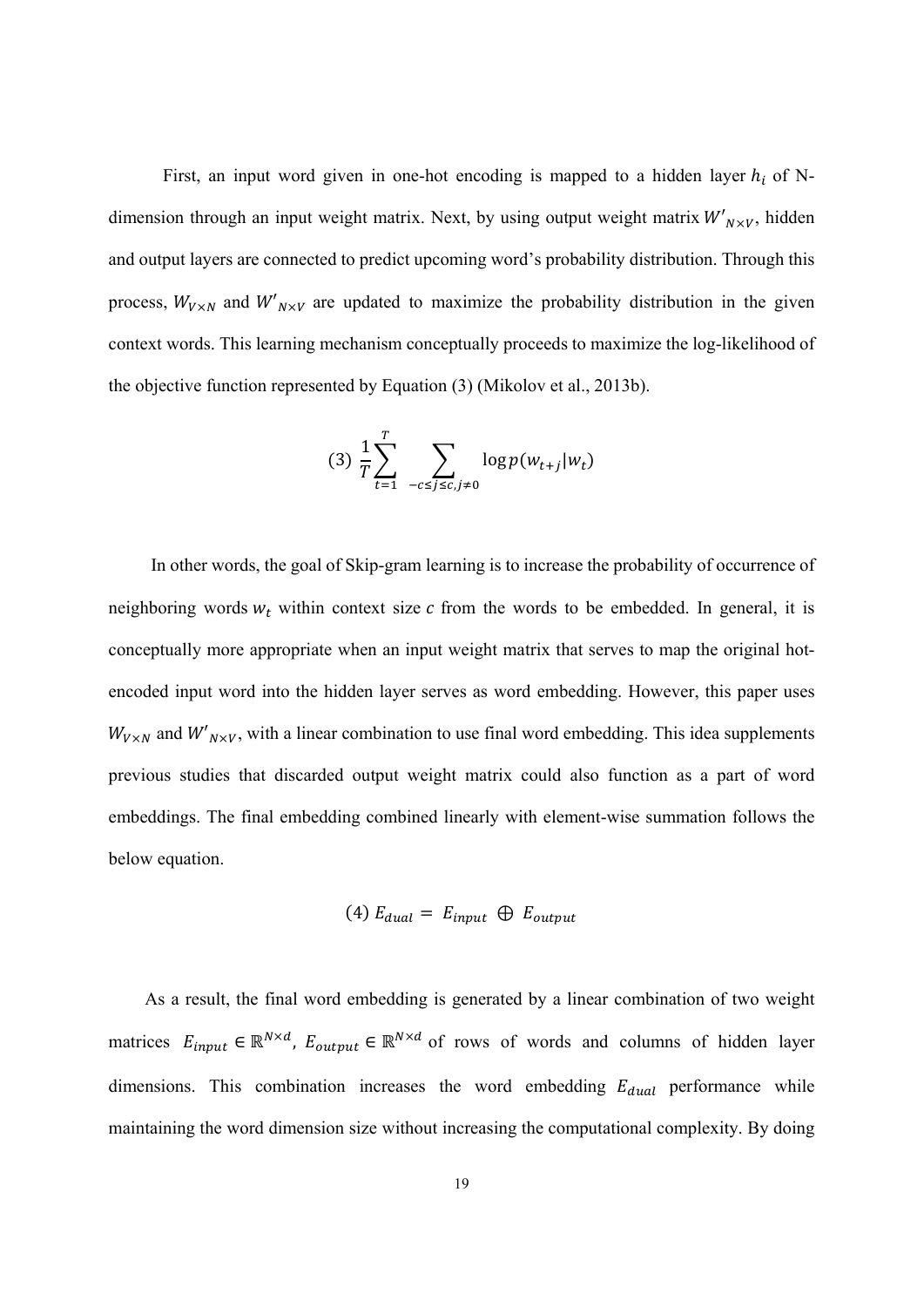First, an input word given in one-hot encoding is mapped to a hidden layer $h_i$ of N-dimension through an input weight matrix. Next, by using output weight matrix $W'_{N \times V}$, hidden and output layers are connected to predict upcoming word's probability distribution. Through this process, $W_{V \times N}$ and $W'_{N \times V}$ are updated to maximize the probability distribution in the given context words. This learning mechanism conceptually proceeds to maximize the log-likelihood of the objective function represented by Equation (3) (Mikolov et al., 2013b).

$$(3)\ \frac{1}{T}\sum_{t=1}^{T} \sum_{-c \le j \le c, j \ne 0} \log p(w_{t+j}|w_t)$$

In other words, the goal of Skip-gram learning is to increase the probability of occurrence of neighboring words $w_t$ within context size $c$ from the words to be embedded. In general, it is conceptually more appropriate when an input weight matrix that serves to map the original hot-encoded input word into the hidden layer serves as word embedding. However, this paper uses $W_{V \times N}$ and $W'_{N \times V}$, with a linear combination to use final word embedding. This idea supplements previous studies that discarded output weight matrix could also function as a part of word embeddings. The final embedding combined linearly with element-wise summation follows the below equation.

$$(4)\ E_{dual} = E_{input} \oplus E_{output}$$

As a result, the final word embedding is generated by a linear combination of two weight matrices $E_{input} \in \mathbb{R}^{N \times d}$, $E_{output} \in \mathbb{R}^{N \times d}$ of rows of words and columns of hidden layer dimensions. This combination increases the word embedding $E_{dual}$ performance while maintaining the word dimension size without increasing the computational complexity. By doing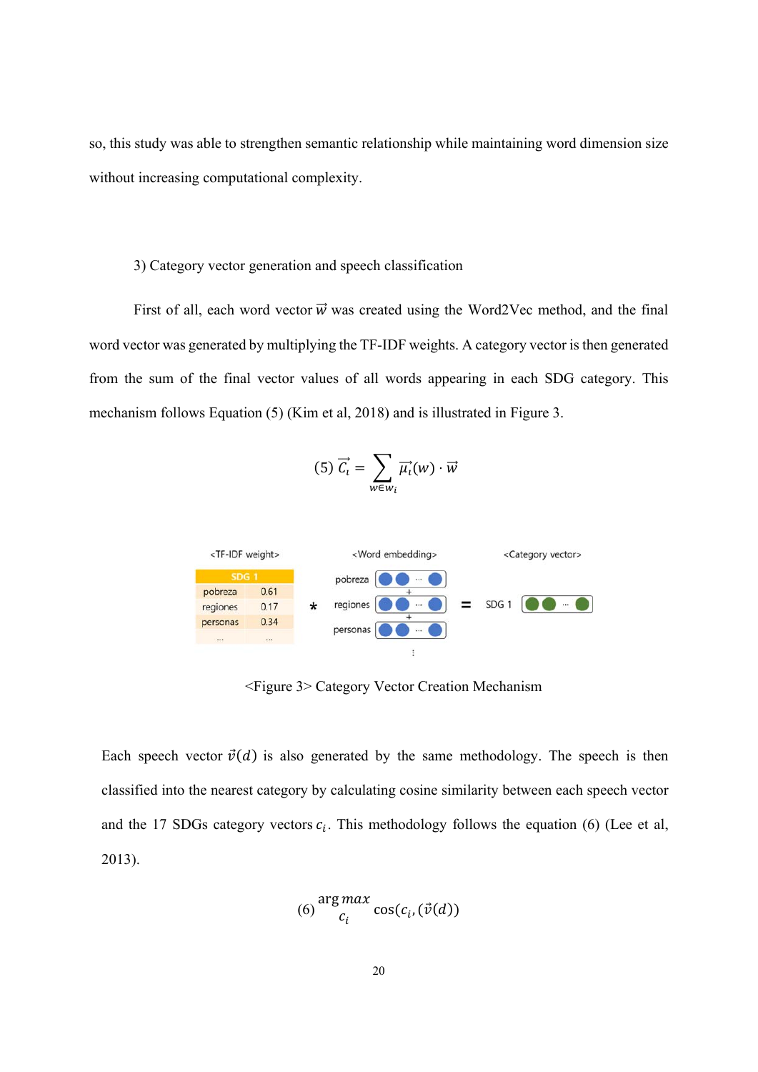so, this study was able to strengthen semantic relationship while maintaining word dimension size without increasing computational complexity.

3) Category vector generation and speech classification

First of all, each word vector $\vec{w}$ was created using the Word2Vec method, and the final word vector was generated by multiplying the TF-IDF weights. A category vector is then generated from the sum of the final vector values of all words appearing in each SDG category. This mechanism follows Equation (5) (Kim et al, 2018) and is illustrated in Figure 3.

$$(5)\ \vec{C_i} = \sum_{w \in w_i} \vec{\mu_i}(w) \cdot \vec{w}$$

<TF-IDF weight>

| SDG 1 | |
|---|---|
| pobreza | 0.61 |
| regiones | 0.17 |
| personas | 0.34 |
| ... | ... |

<Word embedding> pobreza + regiones + personas ... <Category vector> SDG 1

<Figure 3> Category Vector Creation Mechanism

Each speech vector $\vec{v}(d)$ is also generated by the same methodology. The speech is then classified into the nearest category by calculating cosine similarity between each speech vector and the 17 SDGs category vectors $c_i$. This methodology follows the equation (6) (Lee et al, 2013).

$$(6)\ \underset{c_i}{\arg max}\ \cos(c_i, (\vec{v}(d))$$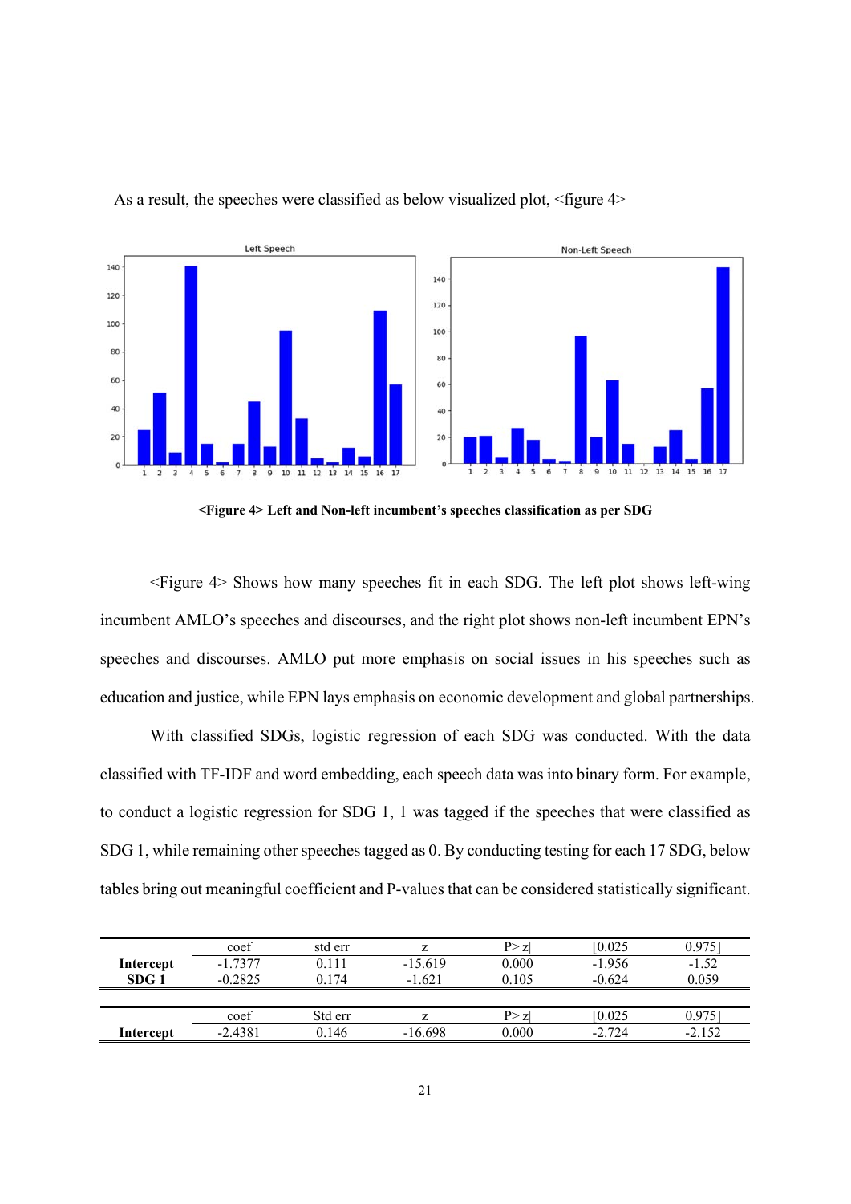As a result, the speeches were classified as below visualized plot, <figure 4>

**<Figure 4> Left and Non-left incumbent's speeches classification as per SDG**

<Figure 4> Shows how many speeches fit in each SDG. The left plot shows left-wing incumbent AMLO's speeches and discourses, and the right plot shows non-left incumbent EPN's speeches and discourses. AMLO put more emphasis on social issues in his speeches such as education and justice, while EPN lays emphasis on economic development and global partnerships.

With classified SDGs, logistic regression of each SDG was conducted. With the data classified with TF-IDF and word embedding, each speech data was into binary form. For example, to conduct a logistic regression for SDG 1, 1 was tagged if the speeches that were classified as SDG 1, while remaining other speeches tagged as 0. By conducting testing for each 17 SDG, below tables bring out meaningful coefficient and P-values that can be considered statistically significant.

| | coef | std err | z | P>\|z\| | [0.025 | 0.975] |
|---|---|---|---|---|---|---|
| **Intercept** | -1.7377 | 0.111 | -15.619 | 0.000 | -1.956 | -1.52 |
| **SDG 1** | -0.2825 | 0.174 | -1.621 | 0.105 | -0.624 | 0.059 |

| | coef | Std err | z | P>\|z\| | [0.025 | 0.975] |
|---|---|---|---|---|---|---|
| **Intercept** | -2.4381 | 0.146 | -16.698 | 0.000 | -2.724 | -2.152 |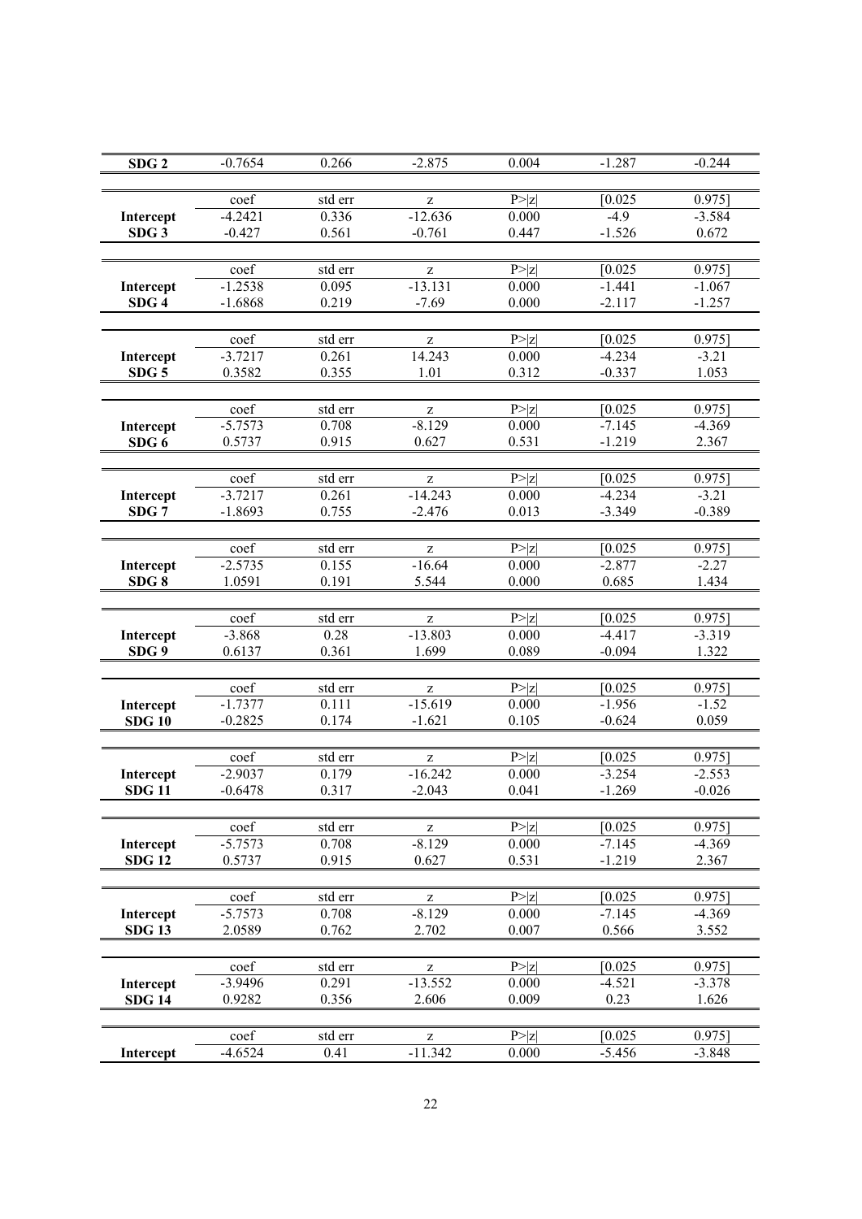| SDG 2 | -0.7654 | 0.266 | -2.875 | 0.004 | -1.287 | -0.244 |
|---|---|---|---|---|---|---|

| | coef | std err | z | P>\|z\| | [0.025 | 0.975] |
|---|---|---|---|---|---|---|
| **Intercept** | -4.2421 | 0.336 | -12.636 | 0.000 | -4.9 | -3.584 |
| **SDG 3** | -0.427 | 0.561 | -0.761 | 0.447 | -1.526 | 0.672 |

| | coef | std err | z | P>\|z\| | [0.025 | 0.975] |
|---|---|---|---|---|---|---|
| **Intercept** | -1.2538 | 0.095 | -13.131 | 0.000 | -1.441 | -1.067 |
| **SDG 4** | -1.6868 | 0.219 | -7.69 | 0.000 | -2.117 | -1.257 |

| | coef | std err | z | P>\|z\| | [0.025 | 0.975] |
|---|---|---|---|---|---|---|
| **Intercept** | -3.7217 | 0.261 | 14.243 | 0.000 | -4.234 | -3.21 |
| **SDG 5** | 0.3582 | 0.355 | 1.01 | 0.312 | -0.337 | 1.053 |

| | coef | std err | z | P>\|z\| | [0.025 | 0.975] |
|---|---|---|---|---|---|---|
| **Intercept** | -5.7573 | 0.708 | -8.129 | 0.000 | -7.145 | -4.369 |
| **SDG 6** | 0.5737 | 0.915 | 0.627 | 0.531 | -1.219 | 2.367 |

| | coef | std err | z | P>\|z\| | [0.025 | 0.975] |
|---|---|---|---|---|---|---|
| **Intercept** | -3.7217 | 0.261 | -14.243 | 0.000 | -4.234 | -3.21 |
| **SDG 7** | -1.8693 | 0.755 | -2.476 | 0.013 | -3.349 | -0.389 |

| | coef | std err | z | P>\|z\| | [0.025 | 0.975] |
|---|---|---|---|---|---|---|
| **Intercept** | -2.5735 | 0.155 | -16.64 | 0.000 | -2.877 | -2.27 |
| **SDG 8** | 1.0591 | 0.191 | 5.544 | 0.000 | 0.685 | 1.434 |

| | coef | std err | z | P>\|z\| | [0.025 | 0.975] |
|---|---|---|---|---|---|---|
| **Intercept** | -3.868 | 0.28 | -13.803 | 0.000 | -4.417 | -3.319 |
| **SDG 9** | 0.6137 | 0.361 | 1.699 | 0.089 | -0.094 | 1.322 |

| | coef | std err | z | P>\|z\| | [0.025 | 0.975] |
|---|---|---|---|---|---|---|
| **Intercept** | -1.7377 | 0.111 | -15.619 | 0.000 | -1.956 | -1.52 |
| **SDG 10** | -0.2825 | 0.174 | -1.621 | 0.105 | -0.624 | 0.059 |

| | coef | std err | z | P>\|z\| | [0.025 | 0.975] |
|---|---|---|---|---|---|---|
| **Intercept** | -2.9037 | 0.179 | -16.242 | 0.000 | -3.254 | -2.553 |
| **SDG 11** | -0.6478 | 0.317 | -2.043 | 0.041 | -1.269 | -0.026 |

| | coef | std err | z | P>\|z\| | [0.025 | 0.975] |
|---|---|---|---|---|---|---|
| **Intercept** | -5.7573 | 0.708 | -8.129 | 0.000 | -7.145 | -4.369 |
| **SDG 12** | 0.5737 | 0.915 | 0.627 | 0.531 | -1.219 | 2.367 |

| | coef | std err | z | P>\|z\| | [0.025 | 0.975] |
|---|---|---|---|---|---|---|
| **Intercept** | -5.7573 | 0.708 | -8.129 | 0.000 | -7.145 | -4.369 |
| **SDG 13** | 2.0589 | 0.762 | 2.702 | 0.007 | 0.566 | 3.552 |

| | coef | std err | z | P>\|z\| | [0.025 | 0.975] |
|---|---|---|---|---|---|---|
| **Intercept** | -3.9496 | 0.291 | -13.552 | 0.000 | -4.521 | -3.378 |
| **SDG 14** | 0.9282 | 0.356 | 2.606 | 0.009 | 0.23 | 1.626 |

| | coef | std err | z | P>\|z\| | [0.025 | 0.975] |
|---|---|---|---|---|---|---|
| **Intercept** | -4.6524 | 0.41 | -11.342 | 0.000 | -5.456 | -3.848 |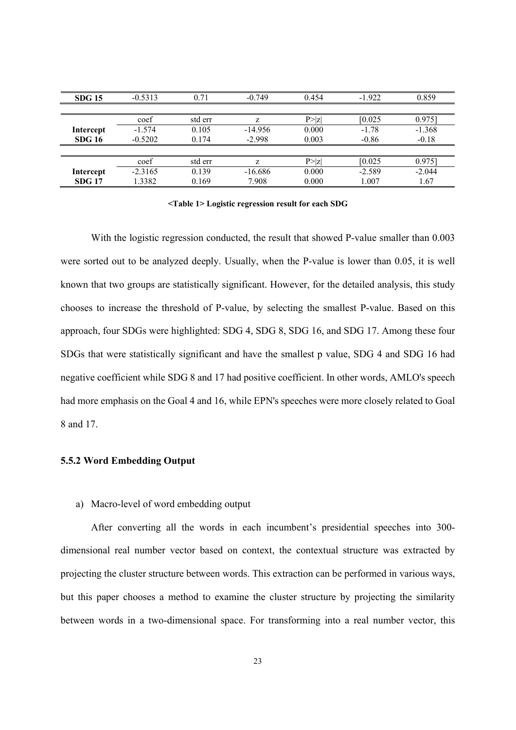| SDG 15 | -0.5313 | 0.71 | -0.749 | 0.454 | -1.922 | 0.859 |
|---|---|---|---|---|---|---|

| | coef | std err | z | P>\|z\| | [0.025 | 0.975] |
|---|---|---|---|---|---|---|
| **Intercept** | -1.574 | 0.105 | -14.956 | 0.000 | -1.78 | -1.368 |
| **SDG 16** | -0.5202 | 0.174 | -2.998 | 0.003 | -0.86 | -0.18 |

| | coef | std err | z | P>\|z\| | [0.025 | 0.975] |
|---|---|---|---|---|---|---|
| **Intercept** | -2.3165 | 0.139 | -16.686 | 0.000 | -2.589 | -2.044 |
| **SDG 17** | 1.3382 | 0.169 | 7.908 | 0.000 | 1.007 | 1.67 |

**<Table 1> Logistic regression result for each SDG**

With the logistic regression conducted, the result that showed P-value smaller than 0.003 were sorted out to be analyzed deeply. Usually, when the P-value is lower than 0.05, it is well known that two groups are statistically significant. However, for the detailed analysis, this study chooses to increase the threshold of P-value, by selecting the smallest P-value. Based on this approach, four SDGs were highlighted: SDG 4, SDG 8, SDG 16, and SDG 17. Among these four SDGs that were statistically significant and have the smallest p value, SDG 4 and SDG 16 had negative coefficient while SDG 8 and 17 had positive coefficient. In other words, AMLO's speech had more emphasis on the Goal 4 and 16, while EPN's speeches were more closely related to Goal 8 and 17.

### 5.5.2 Word Embedding Output

a) Macro-level of word embedding output

After converting all the words in each incumbent's presidential speeches into 300-dimensional real number vector based on context, the contextual structure was extracted by projecting the cluster structure between words. This extraction can be performed in various ways, but this paper chooses a method to examine the cluster structure by projecting the similarity between words in a two-dimensional space. For transforming into a real number vector, this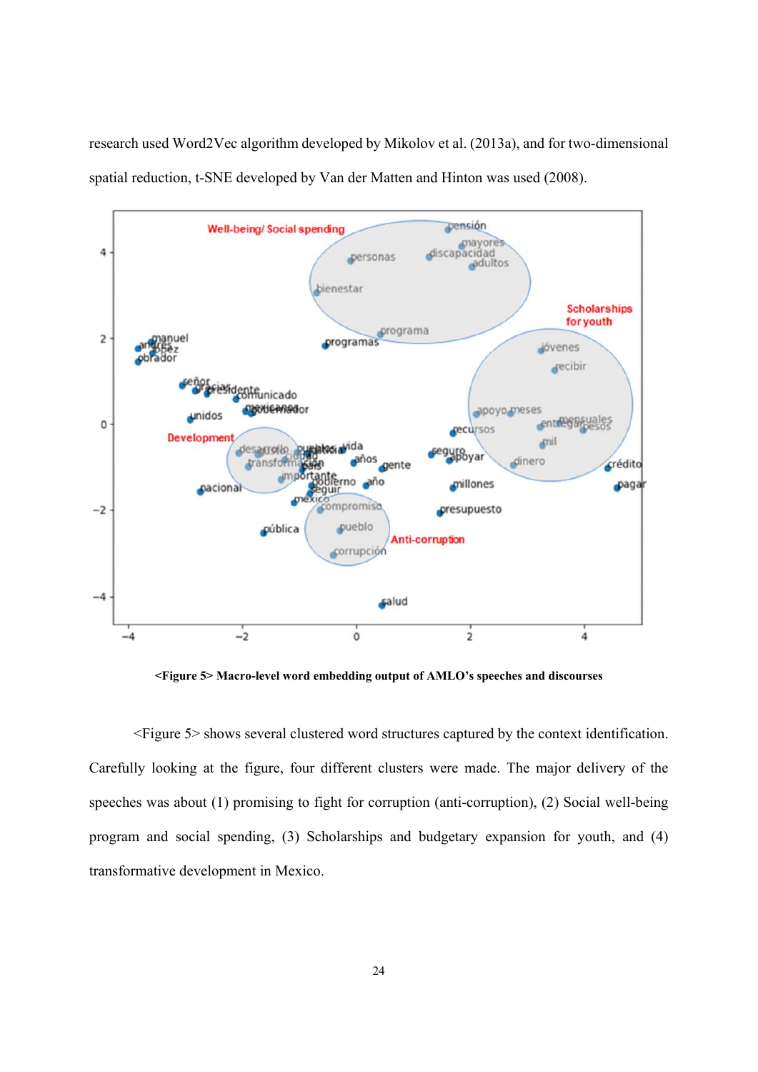research used Word2Vec algorithm developed by Mikolov et al. (2013a), and for two-dimensional spatial reduction, t-SNE developed by Van der Matten and Hinton was used (2008).

**<Figure 5> Macro-level word embedding output of AMLO's speeches and discourses**

<Figure 5> shows several clustered word structures captured by the context identification. Carefully looking at the figure, four different clusters were made. The major delivery of the speeches was about (1) promising to fight for corruption (anti-corruption), (2) Social well-being program and social spending, (3) Scholarships and budgetary expansion for youth, and (4) transformative development in Mexico.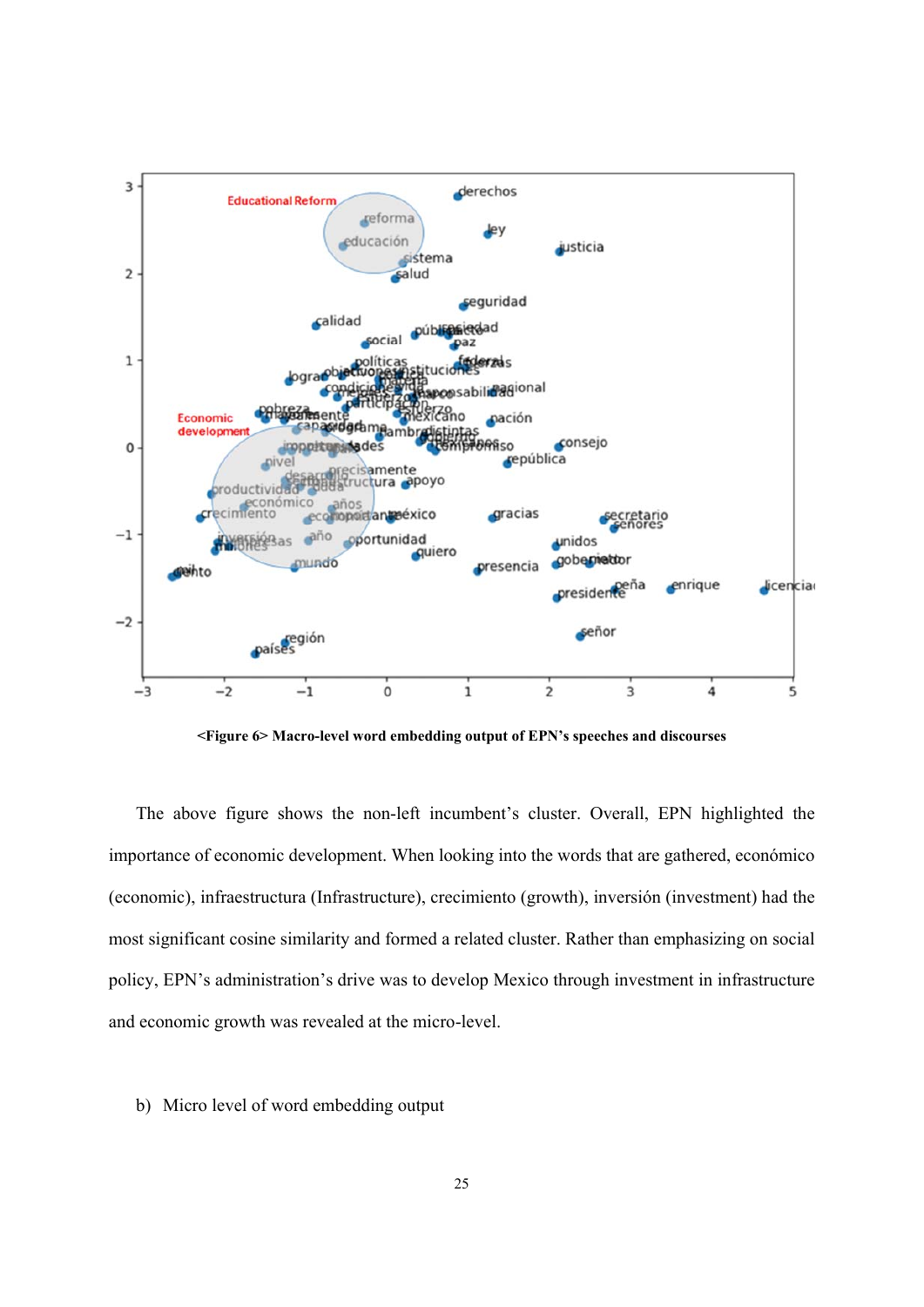<Figure 6> Macro-level word embedding output of EPN's speeches and discourses

The above figure shows the non-left incumbent's cluster. Overall, EPN highlighted the importance of economic development. When looking into the words that are gathered, económico (economic), infraestructura (Infrastructure), crecimiento (growth), inversión (investment) had the most significant cosine similarity and formed a related cluster. Rather than emphasizing on social policy, EPN's administration's drive was to develop Mexico through investment in infrastructure and economic growth was revealed at the micro-level.

b) Micro level of word embedding output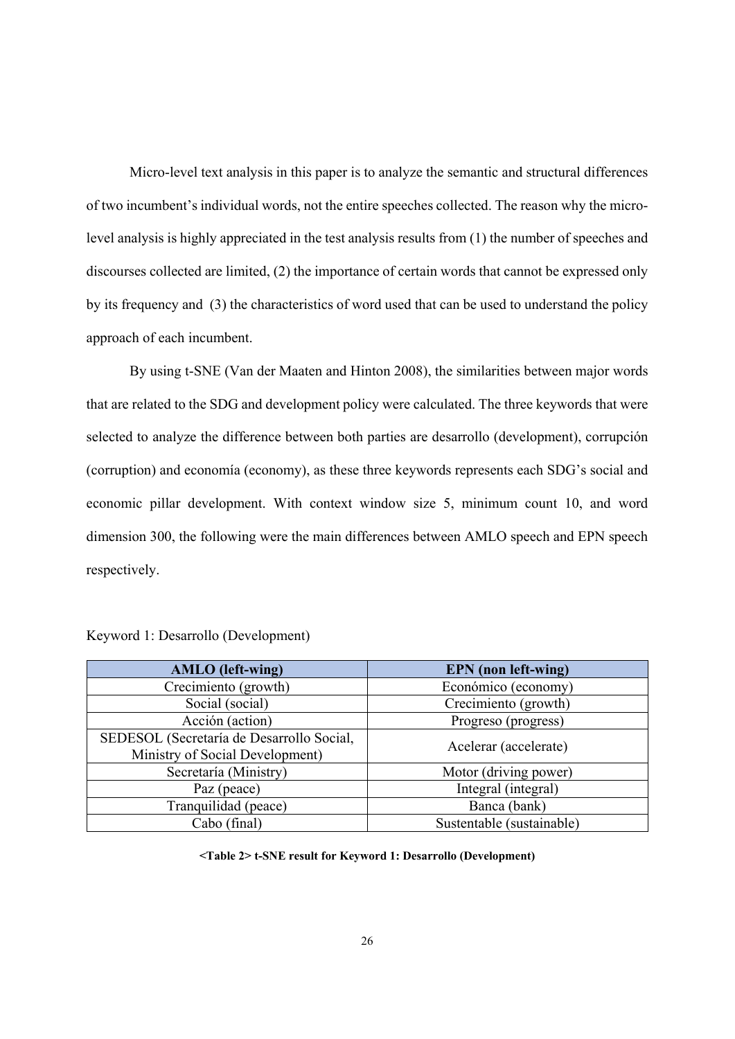Micro-level text analysis in this paper is to analyze the semantic and structural differences of two incumbent's individual words, not the entire speeches collected. The reason why the micro-level analysis is highly appreciated in the test analysis results from (1) the number of speeches and discourses collected are limited, (2) the importance of certain words that cannot be expressed only by its frequency and (3) the characteristics of word used that can be used to understand the policy approach of each incumbent.

By using t-SNE (Van der Maaten and Hinton 2008), the similarities between major words that are related to the SDG and development policy were calculated. The three keywords that were selected to analyze the difference between both parties are desarrollo (development), corrupción (corruption) and economía (economy), as these three keywords represents each SDG's social and economic pillar development. With context window size 5, minimum count 10, and word dimension 300, the following were the main differences between AMLO speech and EPN speech respectively.

Keyword 1: Desarrollo (Development)

| AMLO (left-wing) | EPN (non left-wing) |
|---|---|
| Crecimiento (growth) | Económico (economy) |
| Social (social) | Crecimiento (growth) |
| Acción (action) | Progreso (progress) |
| SEDESOL (Secretaría de Desarrollo Social, Ministry of Social Development) | Acelerar (accelerate) |
| Secretaría (Ministry) | Motor (driving power) |
| Paz (peace) | Integral (integral) |
| Tranquilidad (peace) | Banca (bank) |
| Cabo (final) | Sustentable (sustainable) |

**<Table 2> t-SNE result for Keyword 1: Desarrollo (Development)**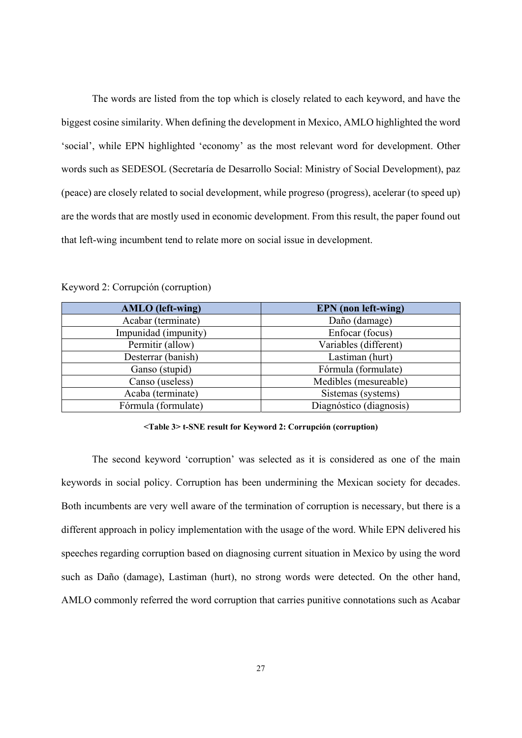The words are listed from the top which is closely related to each keyword, and have the biggest cosine similarity. When defining the development in Mexico, AMLO highlighted the word 'social', while EPN highlighted 'economy' as the most relevant word for development. Other words such as SEDESOL (Secretaría de Desarrollo Social: Ministry of Social Development), paz (peace) are closely related to social development, while progreso (progress), acelerar (to speed up) are the words that are mostly used in economic development. From this result, the paper found out that left-wing incumbent tend to relate more on social issue in development.

Keyword 2: Corrupción (corruption)

| AMLO (left-wing) | EPN (non left-wing) |
| --- | --- |
| Acabar (terminate) | Daño (damage) |
| Impunidad (impunity) | Enfocar (focus) |
| Permitir (allow) | Variables (different) |
| Desterrar (banish) | Lastiman (hurt) |
| Ganso (stupid) | Fórmula (formulate) |
| Canso (useless) | Medibles (mesureable) |
| Acaba (terminate) | Sistemas (systems) |
| Fórmula (formulate) | Diagnóstico (diagnosis) |

**<Table 3> t-SNE result for Keyword 2: Corrupción (corruption)**

The second keyword 'corruption' was selected as it is considered as one of the main keywords in social policy. Corruption has been undermining the Mexican society for decades. Both incumbents are very well aware of the termination of corruption is necessary, but there is a different approach in policy implementation with the usage of the word. While EPN delivered his speeches regarding corruption based on diagnosing current situation in Mexico by using the word such as Daño (damage), Lastiman (hurt), no strong words were detected. On the other hand, AMLO commonly referred the word corruption that carries punitive connotations such as Acabar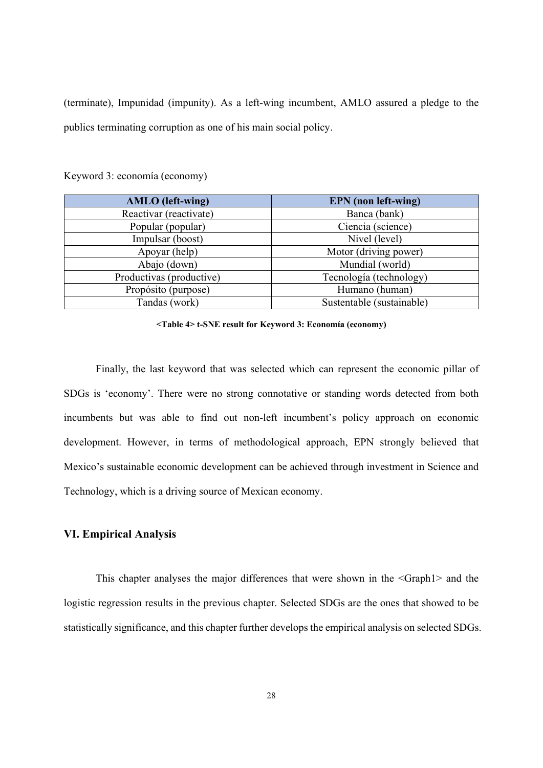(terminate), Impunidad (impunity). As a left-wing incumbent, AMLO assured a pledge to the publics terminating corruption as one of his main social policy.

Keyword 3: economía (economy)

| AMLO (left-wing) | EPN (non left-wing) |
|---|---|
| Reactivar (reactivate) | Banca (bank) |
| Popular (popular) | Ciencia (science) |
| Impulsar (boost) | Nivel (level) |
| Apoyar (help) | Motor (driving power) |
| Abajo (down) | Mundial (world) |
| Productivas (productive) | Tecnología (technology) |
| Propósito (purpose) | Humano (human) |
| Tandas (work) | Sustentable (sustainable) |

**<Table 4> t-SNE result for Keyword 3: Economía (economy)**

Finally, the last keyword that was selected which can represent the economic pillar of SDGs is 'economy'. There were no strong connotative or standing words detected from both incumbents but was able to find out non-left incumbent's policy approach on economic development. However, in terms of methodological approach, EPN strongly believed that Mexico's sustainable economic development can be achieved through investment in Science and Technology, which is a driving source of Mexican economy.

## VI. Empirical Analysis

This chapter analyses the major differences that were shown in the <Graph1> and the logistic regression results in the previous chapter. Selected SDGs are the ones that showed to be statistically significance, and this chapter further develops the empirical analysis on selected SDGs.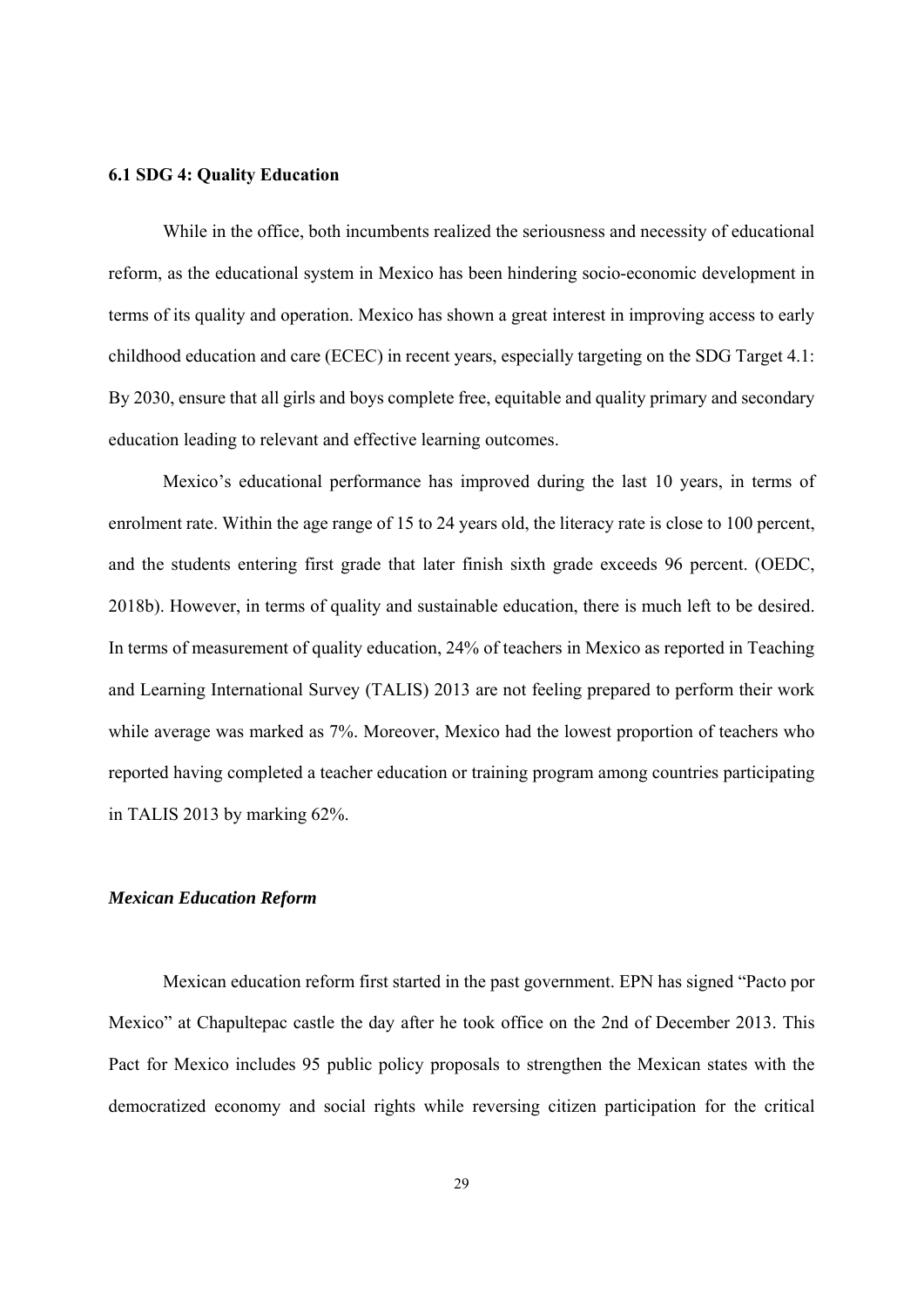### 6.1 SDG 4: Quality Education

While in the office, both incumbents realized the seriousness and necessity of educational reform, as the educational system in Mexico has been hindering socio-economic development in terms of its quality and operation. Mexico has shown a great interest in improving access to early childhood education and care (ECEC) in recent years, especially targeting on the SDG Target 4.1: By 2030, ensure that all girls and boys complete free, equitable and quality primary and secondary education leading to relevant and effective learning outcomes.

Mexico's educational performance has improved during the last 10 years, in terms of enrolment rate. Within the age range of 15 to 24 years old, the literacy rate is close to 100 percent, and the students entering first grade that later finish sixth grade exceeds 96 percent. (OEDC, 2018b). However, in terms of quality and sustainable education, there is much left to be desired. In terms of measurement of quality education, 24% of teachers in Mexico as reported in Teaching and Learning International Survey (TALIS) 2013 are not feeling prepared to perform their work while average was marked as 7%. Moreover, Mexico had the lowest proportion of teachers who reported having completed a teacher education or training program among countries participating in TALIS 2013 by marking 62%.

#### *Mexican Education Reform*

Mexican education reform first started in the past government. EPN has signed "Pacto por Mexico" at Chapultepac castle the day after he took office on the 2nd of December 2013. This Pact for Mexico includes 95 public policy proposals to strengthen the Mexican states with the democratized economy and social rights while reversing citizen participation for the critical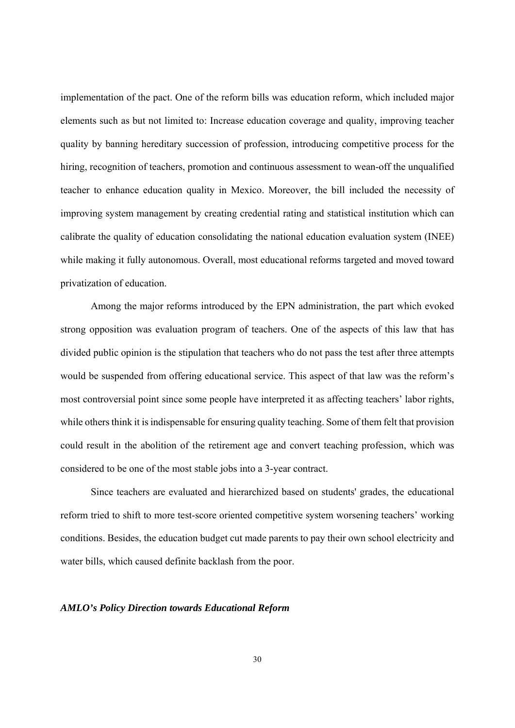implementation of the pact. One of the reform bills was education reform, which included major elements such as but not limited to: Increase education coverage and quality, improving teacher quality by banning hereditary succession of profession, introducing competitive process for the hiring, recognition of teachers, promotion and continuous assessment to wean-off the unqualified teacher to enhance education quality in Mexico. Moreover, the bill included the necessity of improving system management by creating credential rating and statistical institution which can calibrate the quality of education consolidating the national education evaluation system (INEE) while making it fully autonomous. Overall, most educational reforms targeted and moved toward privatization of education.

Among the major reforms introduced by the EPN administration, the part which evoked strong opposition was evaluation program of teachers. One of the aspects of this law that has divided public opinion is the stipulation that teachers who do not pass the test after three attempts would be suspended from offering educational service. This aspect of that law was the reform's most controversial point since some people have interpreted it as affecting teachers' labor rights, while others think it is indispensable for ensuring quality teaching. Some of them felt that provision could result in the abolition of the retirement age and convert teaching profession, which was considered to be one of the most stable jobs into a 3-year contract.

Since teachers are evaluated and hierarchized based on students' grades, the educational reform tried to shift to more test-score oriented competitive system worsening teachers' working conditions. Besides, the education budget cut made parents to pay their own school electricity and water bills, which caused definite backlash from the poor.

### *AMLO's Policy Direction towards Educational Reform*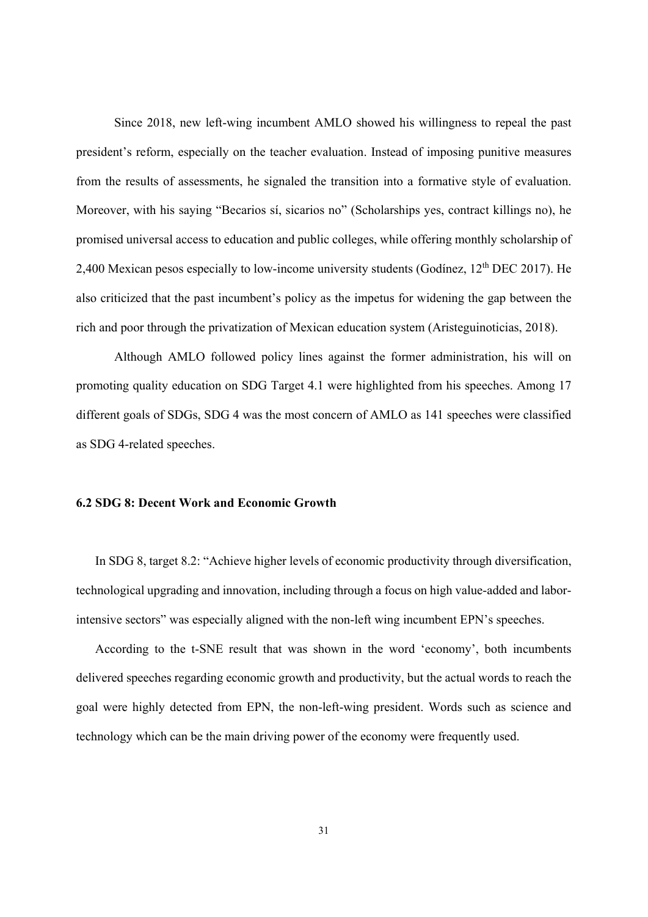Since 2018, new left-wing incumbent AMLO showed his willingness to repeal the past president's reform, especially on the teacher evaluation. Instead of imposing punitive measures from the results of assessments, he signaled the transition into a formative style of evaluation. Moreover, with his saying "Becarios sí, sicarios no" (Scholarships yes, contract killings no), he promised universal access to education and public colleges, while offering monthly scholarship of 2,400 Mexican pesos especially to low-income university students (Godínez, 12th DEC 2017). He also criticized that the past incumbent's policy as the impetus for widening the gap between the rich and poor through the privatization of Mexican education system (Aristeguinoticias, 2018).

Although AMLO followed policy lines against the former administration, his will on promoting quality education on SDG Target 4.1 were highlighted from his speeches. Among 17 different goals of SDGs, SDG 4 was the most concern of AMLO as 141 speeches were classified as SDG 4-related speeches.

### 6.2 SDG 8: Decent Work and Economic Growth

In SDG 8, target 8.2: "Achieve higher levels of economic productivity through diversification, technological upgrading and innovation, including through a focus on high value-added and labor-intensive sectors" was especially aligned with the non-left wing incumbent EPN's speeches.

According to the t-SNE result that was shown in the word 'economy', both incumbents delivered speeches regarding economic growth and productivity, but the actual words to reach the goal were highly detected from EPN, the non-left-wing president. Words such as science and technology which can be the main driving power of the economy were frequently used.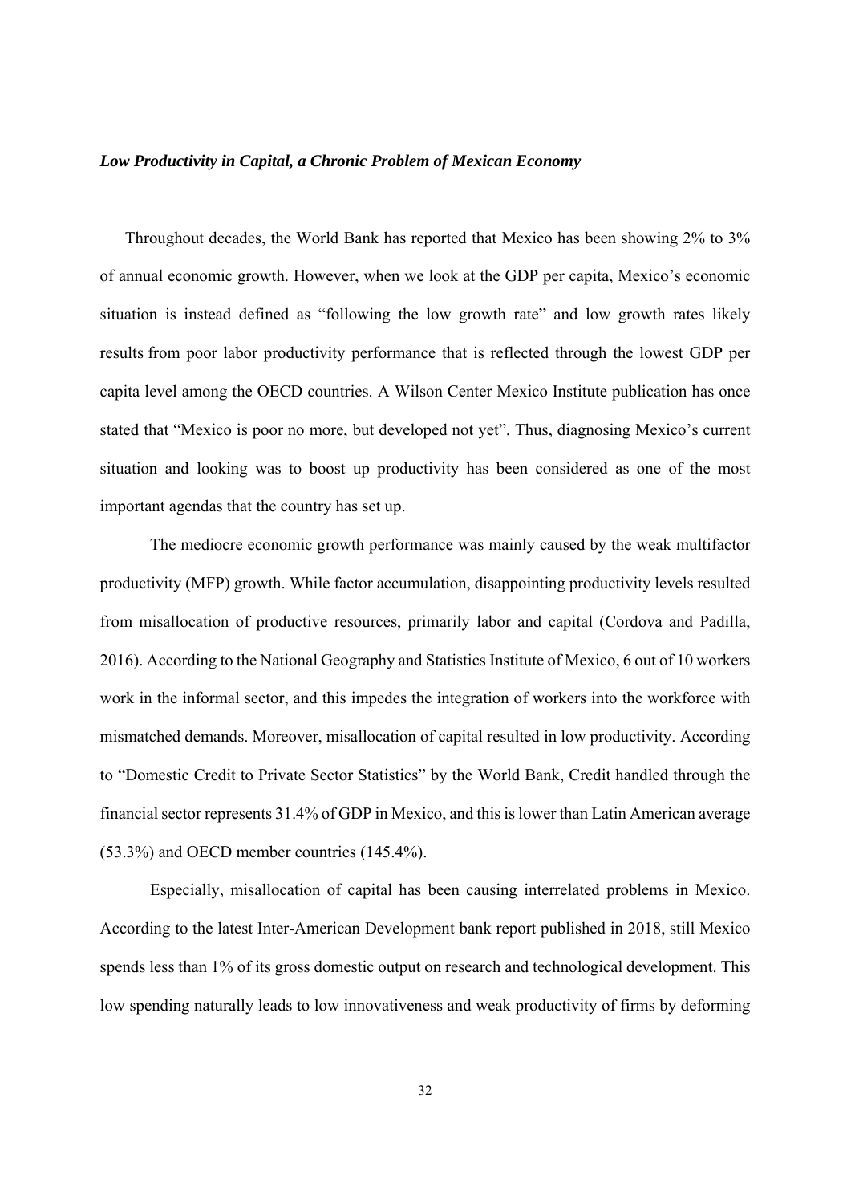*Low Productivity in Capital, a Chronic Problem of Mexican Economy*

Throughout decades, the World Bank has reported that Mexico has been showing 2% to 3% of annual economic growth. However, when we look at the GDP per capita, Mexico's economic situation is instead defined as "following the low growth rate" and low growth rates likely results from poor labor productivity performance that is reflected through the lowest GDP per capita level among the OECD countries. A Wilson Center Mexico Institute publication has once stated that "Mexico is poor no more, but developed not yet". Thus, diagnosing Mexico's current situation and looking was to boost up productivity has been considered as one of the most important agendas that the country has set up.

The mediocre economic growth performance was mainly caused by the weak multifactor productivity (MFP) growth. While factor accumulation, disappointing productivity levels resulted from misallocation of productive resources, primarily labor and capital (Cordova and Padilla, 2016). According to the National Geography and Statistics Institute of Mexico, 6 out of 10 workers work in the informal sector, and this impedes the integration of workers into the workforce with mismatched demands. Moreover, misallocation of capital resulted in low productivity. According to "Domestic Credit to Private Sector Statistics" by the World Bank, Credit handled through the financial sector represents 31.4% of GDP in Mexico, and this is lower than Latin American average (53.3%) and OECD member countries (145.4%).

Especially, misallocation of capital has been causing interrelated problems in Mexico. According to the latest Inter-American Development bank report published in 2018, still Mexico spends less than 1% of its gross domestic output on research and technological development. This low spending naturally leads to low innovativeness and weak productivity of firms by deforming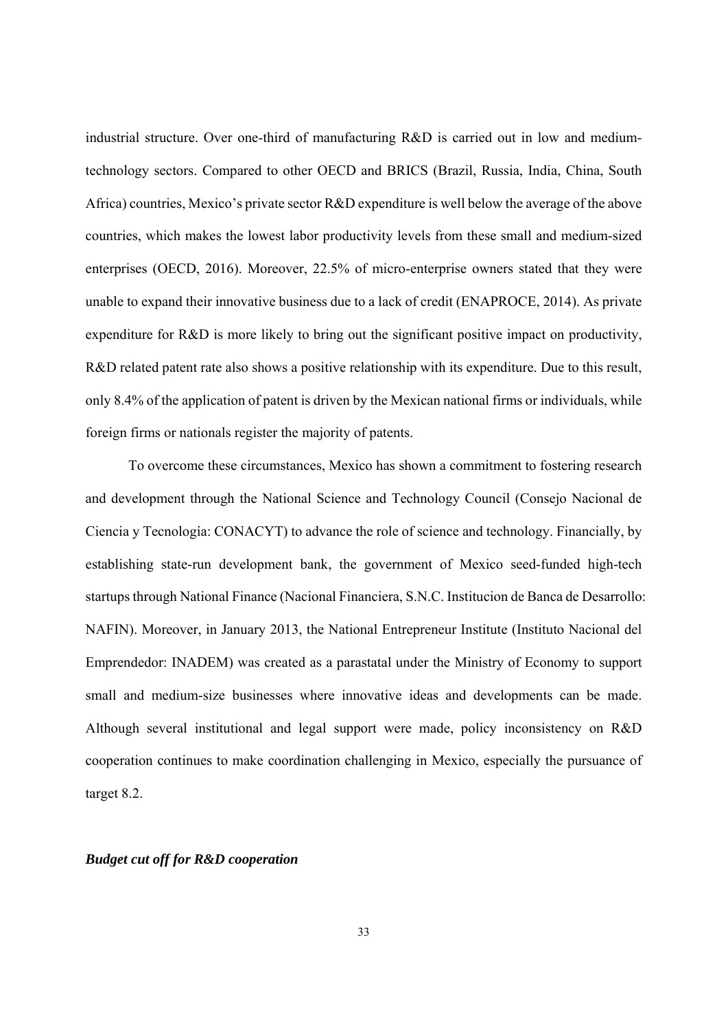industrial structure. Over one-third of manufacturing R&D is carried out in low and medium-technology sectors. Compared to other OECD and BRICS (Brazil, Russia, India, China, South Africa) countries, Mexico's private sector R&D expenditure is well below the average of the above countries, which makes the lowest labor productivity levels from these small and medium-sized enterprises (OECD, 2016). Moreover, 22.5% of micro-enterprise owners stated that they were unable to expand their innovative business due to a lack of credit (ENAPROCE, 2014). As private expenditure for R&D is more likely to bring out the significant positive impact on productivity, R&D related patent rate also shows a positive relationship with its expenditure. Due to this result, only 8.4% of the application of patent is driven by the Mexican national firms or individuals, while foreign firms or nationals register the majority of patents.

To overcome these circumstances, Mexico has shown a commitment to fostering research and development through the National Science and Technology Council (Consejo Nacional de Ciencia y Tecnología: CONACYT) to advance the role of science and technology. Financially, by establishing state-run development bank, the government of Mexico seed-funded high-tech startups through National Finance (Nacional Financiera, S.N.C. Institucion de Banca de Desarrollo: NAFIN). Moreover, in January 2013, the National Entrepreneur Institute (Instituto Nacional del Emprendedor: INADEM) was created as a parastatal under the Ministry of Economy to support small and medium-size businesses where innovative ideas and developments can be made. Although several institutional and legal support were made, policy inconsistency on R&D cooperation continues to make coordination challenging in Mexico, especially the pursuance of target 8.2.

***Budget cut off for R&D cooperation***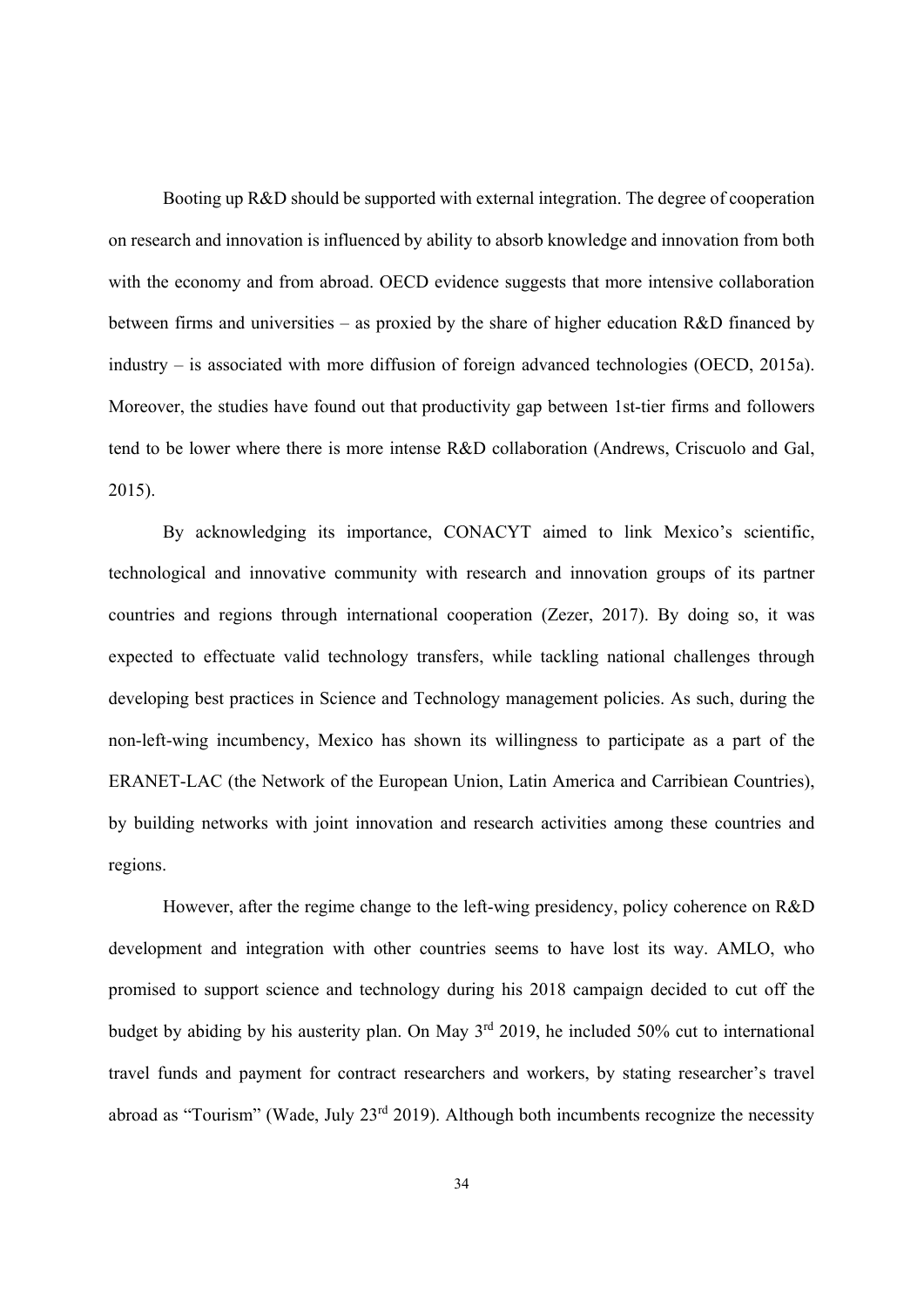Booting up R&D should be supported with external integration. The degree of cooperation on research and innovation is influenced by ability to absorb knowledge and innovation from both with the economy and from abroad. OECD evidence suggests that more intensive collaboration between firms and universities – as proxied by the share of higher education R&D financed by industry – is associated with more diffusion of foreign advanced technologies (OECD, 2015a). Moreover, the studies have found out that productivity gap between 1st-tier firms and followers tend to be lower where there is more intense R&D collaboration (Andrews, Criscuolo and Gal, 2015).

By acknowledging its importance, CONACYT aimed to link Mexico's scientific, technological and innovative community with research and innovation groups of its partner countries and regions through international cooperation (Zezer, 2017). By doing so, it was expected to effectuate valid technology transfers, while tackling national challenges through developing best practices in Science and Technology management policies. As such, during the non-left-wing incumbency, Mexico has shown its willingness to participate as a part of the ERANET-LAC (the Network of the European Union, Latin America and Carribiean Countries), by building networks with joint innovation and research activities among these countries and regions.

However, after the regime change to the left-wing presidency, policy coherence on R&D development and integration with other countries seems to have lost its way. AMLO, who promised to support science and technology during his 2018 campaign decided to cut off the budget by abiding by his austerity plan. On May 3rd 2019, he included 50% cut to international travel funds and payment for contract researchers and workers, by stating researcher's travel abroad as "Tourism" (Wade, July 23rd 2019). Although both incumbents recognize the necessity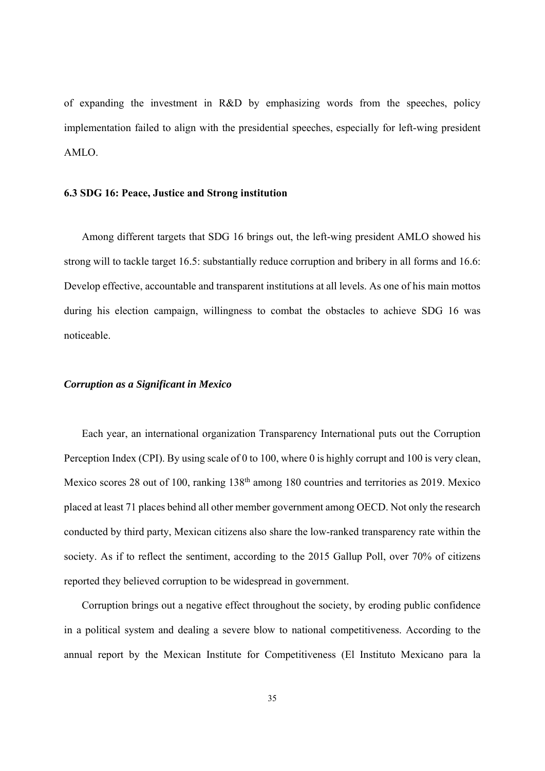of expanding the investment in R&D by emphasizing words from the speeches, policy implementation failed to align with the presidential speeches, especially for left-wing president AMLO.

### 6.3 SDG 16: Peace, Justice and Strong institution

Among different targets that SDG 16 brings out, the left-wing president AMLO showed his strong will to tackle target 16.5: substantially reduce corruption and bribery in all forms and 16.6: Develop effective, accountable and transparent institutions at all levels. As one of his main mottos during his election campaign, willingness to combat the obstacles to achieve SDG 16 was noticeable.

#### *Corruption as a Significant in Mexico*

Each year, an international organization Transparency International puts out the Corruption Perception Index (CPI). By using scale of 0 to 100, where 0 is highly corrupt and 100 is very clean, Mexico scores 28 out of 100, ranking 138th among 180 countries and territories as 2019. Mexico placed at least 71 places behind all other member government among OECD. Not only the research conducted by third party, Mexican citizens also share the low-ranked transparency rate within the society. As if to reflect the sentiment, according to the 2015 Gallup Poll, over 70% of citizens reported they believed corruption to be widespread in government.

Corruption brings out a negative effect throughout the society, by eroding public confidence in a political system and dealing a severe blow to national competitiveness. According to the annual report by the Mexican Institute for Competitiveness (El Instituto Mexicano para la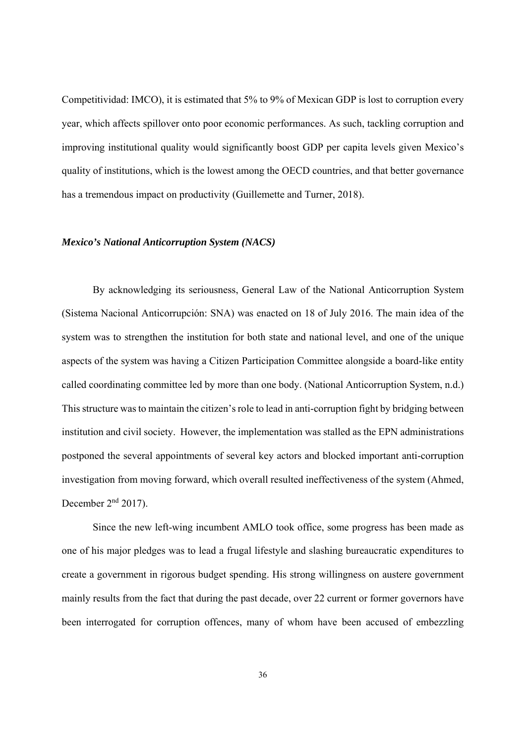Competitividad: IMCO), it is estimated that 5% to 9% of Mexican GDP is lost to corruption every year, which affects spillover onto poor economic performances. As such, tackling corruption and improving institutional quality would significantly boost GDP per capita levels given Mexico's quality of institutions, which is the lowest among the OECD countries, and that better governance has a tremendous impact on productivity (Guillemette and Turner, 2018).

### *Mexico's National Anticorruption System (NACS)*

By acknowledging its seriousness, General Law of the National Anticorruption System (Sistema Nacional Anticorrupción: SNA) was enacted on 18 of July 2016. The main idea of the system was to strengthen the institution for both state and national level, and one of the unique aspects of the system was having a Citizen Participation Committee alongside a board-like entity called coordinating committee led by more than one body. (National Anticorruption System, n.d.) This structure was to maintain the citizen's role to lead in anti-corruption fight by bridging between institution and civil society. However, the implementation was stalled as the EPN administrations postponed the several appointments of several key actors and blocked important anti-corruption investigation from moving forward, which overall resulted ineffectiveness of the system (Ahmed, December 2nd 2017).

Since the new left-wing incumbent AMLO took office, some progress has been made as one of his major pledges was to lead a frugal lifestyle and slashing bureaucratic expenditures to create a government in rigorous budget spending. His strong willingness on austere government mainly results from the fact that during the past decade, over 22 current or former governors have been interrogated for corruption offences, many of whom have been accused of embezzling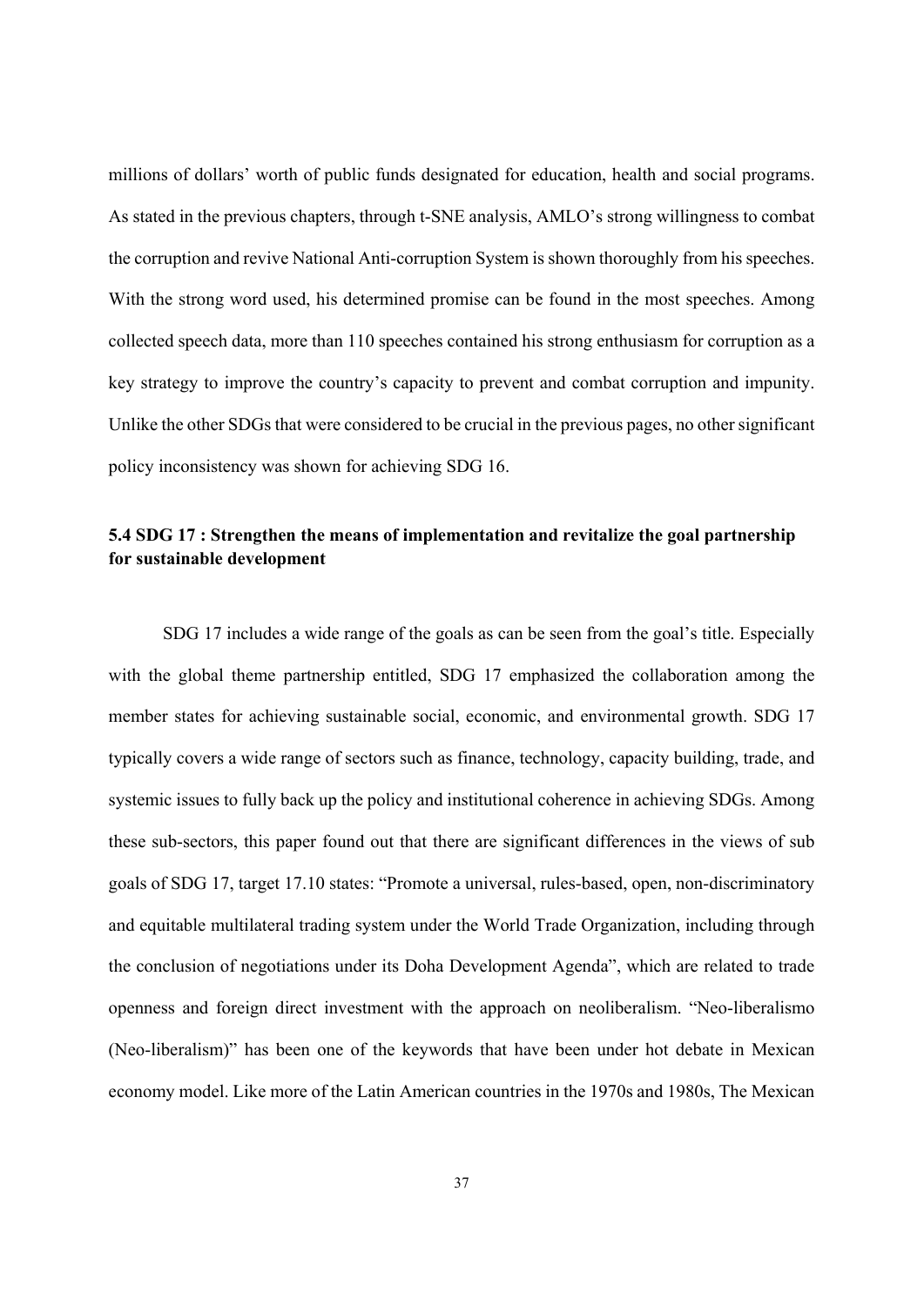millions of dollars' worth of public funds designated for education, health and social programs. As stated in the previous chapters, through t-SNE analysis, AMLO's strong willingness to combat the corruption and revive National Anti-corruption System is shown thoroughly from his speeches. With the strong word used, his determined promise can be found in the most speeches. Among collected speech data, more than 110 speeches contained his strong enthusiasm for corruption as a key strategy to improve the country's capacity to prevent and combat corruption and impunity. Unlike the other SDGs that were considered to be crucial in the previous pages, no other significant policy inconsistency was shown for achieving SDG 16.

### 5.4 SDG 17 : Strengthen the means of implementation and revitalize the goal partnership for sustainable development

SDG 17 includes a wide range of the goals as can be seen from the goal's title. Especially with the global theme partnership entitled, SDG 17 emphasized the collaboration among the member states for achieving sustainable social, economic, and environmental growth. SDG 17 typically covers a wide range of sectors such as finance, technology, capacity building, trade, and systemic issues to fully back up the policy and institutional coherence in achieving SDGs. Among these sub-sectors, this paper found out that there are significant differences in the views of sub goals of SDG 17, target 17.10 states: "Promote a universal, rules-based, open, non-discriminatory and equitable multilateral trading system under the World Trade Organization, including through the conclusion of negotiations under its Doha Development Agenda", which are related to trade openness and foreign direct investment with the approach on neoliberalism. "Neo-liberalismo (Neo-liberalism)" has been one of the keywords that have been under hot debate in Mexican economy model. Like more of the Latin American countries in the 1970s and 1980s, The Mexican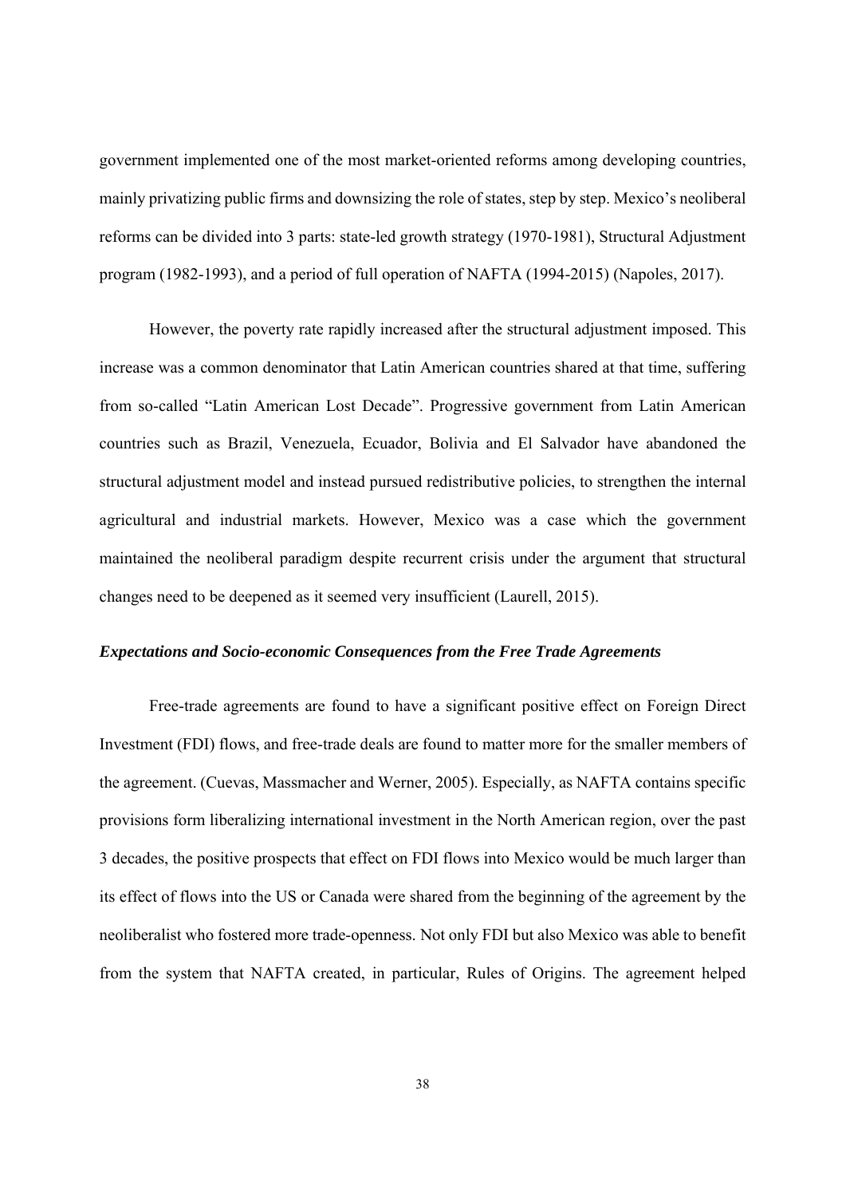government implemented one of the most market-oriented reforms among developing countries, mainly privatizing public firms and downsizing the role of states, step by step. Mexico's neoliberal reforms can be divided into 3 parts: state-led growth strategy (1970-1981), Structural Adjustment program (1982-1993), and a period of full operation of NAFTA (1994-2015) (Napoles, 2017).

However, the poverty rate rapidly increased after the structural adjustment imposed. This increase was a common denominator that Latin American countries shared at that time, suffering from so-called "Latin American Lost Decade". Progressive government from Latin American countries such as Brazil, Venezuela, Ecuador, Bolivia and El Salvador have abandoned the structural adjustment model and instead pursued redistributive policies, to strengthen the internal agricultural and industrial markets. However, Mexico was a case which the government maintained the neoliberal paradigm despite recurrent crisis under the argument that structural changes need to be deepened as it seemed very insufficient (Laurell, 2015).

***Expectations and Socio-economic Consequences from the Free Trade Agreements***

Free-trade agreements are found to have a significant positive effect on Foreign Direct Investment (FDI) flows, and free-trade deals are found to matter more for the smaller members of the agreement. (Cuevas, Massmacher and Werner, 2005). Especially, as NAFTA contains specific provisions form liberalizing international investment in the North American region, over the past 3 decades, the positive prospects that effect on FDI flows into Mexico would be much larger than its effect of flows into the US or Canada were shared from the beginning of the agreement by the neoliberalist who fostered more trade-openness. Not only FDI but also Mexico was able to benefit from the system that NAFTA created, in particular, Rules of Origins. The agreement helped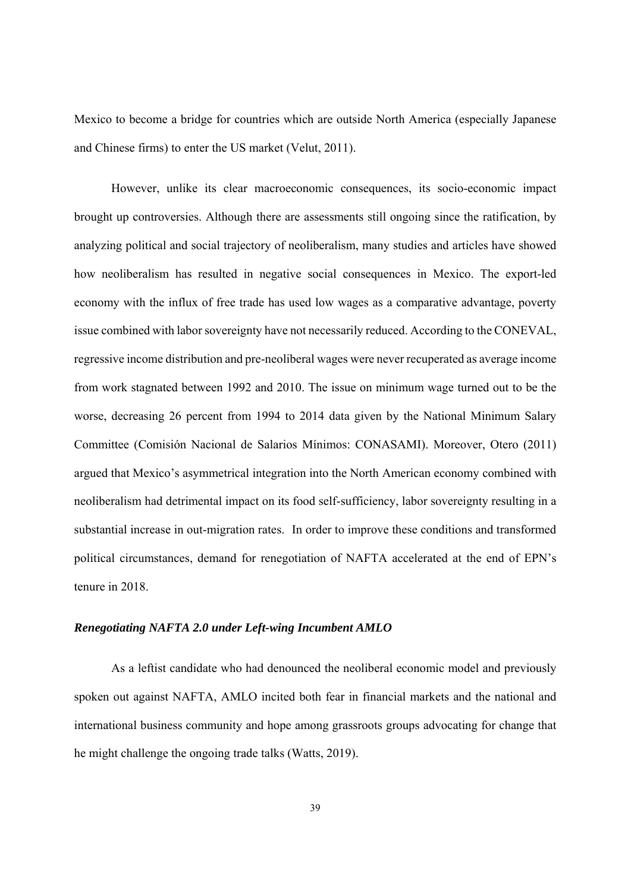Mexico to become a bridge for countries which are outside North America (especially Japanese and Chinese firms) to enter the US market (Velut, 2011).

However, unlike its clear macroeconomic consequences, its socio-economic impact brought up controversies. Although there are assessments still ongoing since the ratification, by analyzing political and social trajectory of neoliberalism, many studies and articles have showed how neoliberalism has resulted in negative social consequences in Mexico. The export-led economy with the influx of free trade has used low wages as a comparative advantage, poverty issue combined with labor sovereignty have not necessarily reduced. According to the CONEVAL, regressive income distribution and pre-neoliberal wages were never recuperated as average income from work stagnated between 1992 and 2010. The issue on minimum wage turned out to be the worse, decreasing 26 percent from 1994 to 2014 data given by the National Minimum Salary Committee (Comisión Nacional de Salarios Mínimos: CONASAMI). Moreover, Otero (2011) argued that Mexico's asymmetrical integration into the North American economy combined with neoliberalism had detrimental impact on its food self-sufficiency, labor sovereignty resulting in a substantial increase in out-migration rates. In order to improve these conditions and transformed political circumstances, demand for renegotiation of NAFTA accelerated at the end of EPN's tenure in 2018.

### *Renegotiating NAFTA 2.0 under Left-wing Incumbent AMLO*

As a leftist candidate who had denounced the neoliberal economic model and previously spoken out against NAFTA, AMLO incited both fear in financial markets and the national and international business community and hope among grassroots groups advocating for change that he might challenge the ongoing trade talks (Watts, 2019).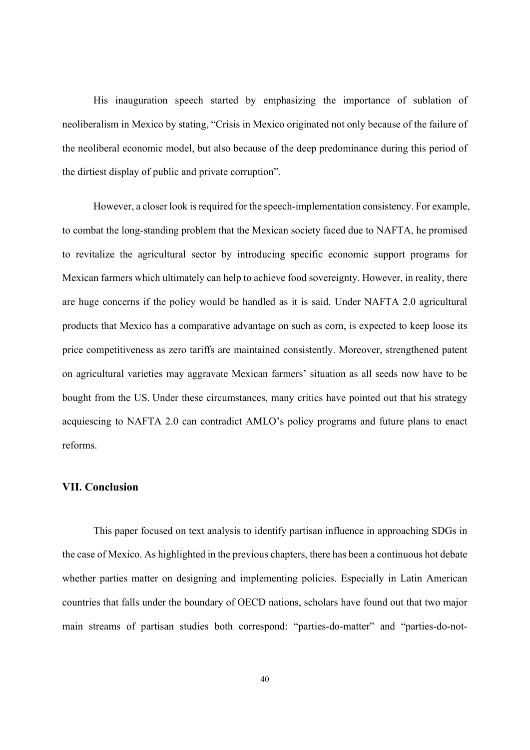His inauguration speech started by emphasizing the importance of sublation of neoliberalism in Mexico by stating, “Crisis in Mexico originated not only because of the failure of the neoliberal economic model, but also because of the deep predominance during this period of the dirtiest display of public and private corruption”.

However, a closer look is required for the speech-implementation consistency. For example, to combat the long-standing problem that the Mexican society faced due to NAFTA, he promised to revitalize the agricultural sector by introducing specific economic support programs for Mexican farmers which ultimately can help to achieve food sovereignty. However, in reality, there are huge concerns if the policy would be handled as it is said. Under NAFTA 2.0 agricultural products that Mexico has a comparative advantage on such as corn, is expected to keep loose its price competitiveness as zero tariffs are maintained consistently. Moreover, strengthened patent on agricultural varieties may aggravate Mexican farmers’ situation as all seeds now have to be bought from the US. Under these circumstances, many critics have pointed out that his strategy acquiescing to NAFTA 2.0 can contradict AMLO’s policy programs and future plans to enact reforms.

## VII. Conclusion

This paper focused on text analysis to identify partisan influence in approaching SDGs in the case of Mexico. As highlighted in the previous chapters, there has been a continuous hot debate whether parties matter on designing and implementing policies. Especially in Latin American countries that falls under the boundary of OECD nations, scholars have found out that two major main streams of partisan studies both correspond: “parties-do-matter” and “parties-do-not-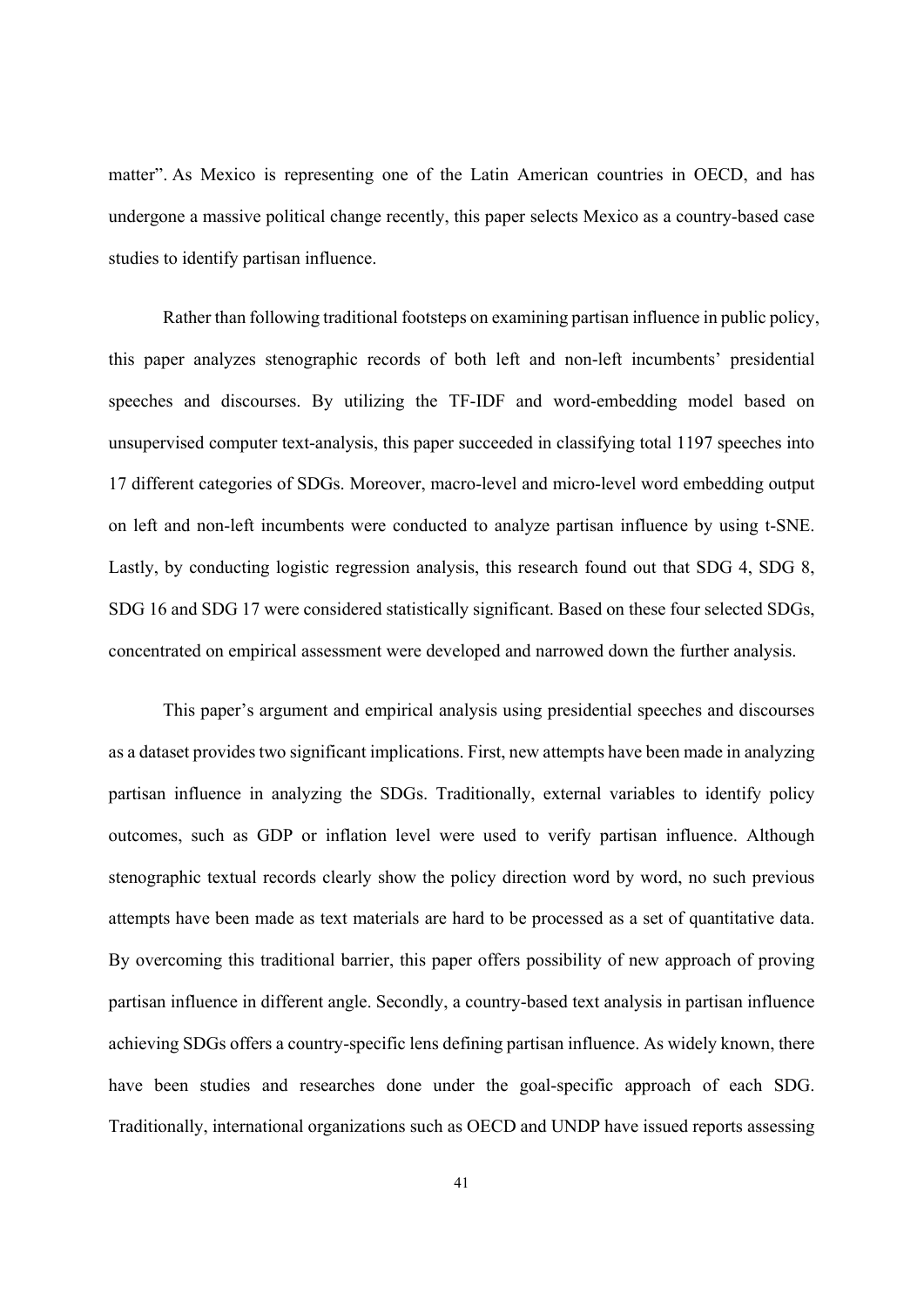matter". As Mexico is representing one of the Latin American countries in OECD, and has undergone a massive political change recently, this paper selects Mexico as a country-based case studies to identify partisan influence.

Rather than following traditional footsteps on examining partisan influence in public policy, this paper analyzes stenographic records of both left and non-left incumbents' presidential speeches and discourses. By utilizing the TF-IDF and word-embedding model based on unsupervised computer text-analysis, this paper succeeded in classifying total 1197 speeches into 17 different categories of SDGs. Moreover, macro-level and micro-level word embedding output on left and non-left incumbents were conducted to analyze partisan influence by using t-SNE. Lastly, by conducting logistic regression analysis, this research found out that SDG 4, SDG 8, SDG 16 and SDG 17 were considered statistically significant. Based on these four selected SDGs, concentrated on empirical assessment were developed and narrowed down the further analysis.

This paper's argument and empirical analysis using presidential speeches and discourses as a dataset provides two significant implications. First, new attempts have been made in analyzing partisan influence in analyzing the SDGs. Traditionally, external variables to identify policy outcomes, such as GDP or inflation level were used to verify partisan influence. Although stenographic textual records clearly show the policy direction word by word, no such previous attempts have been made as text materials are hard to be processed as a set of quantitative data. By overcoming this traditional barrier, this paper offers possibility of new approach of proving partisan influence in different angle. Secondly, a country-based text analysis in partisan influence achieving SDGs offers a country-specific lens defining partisan influence. As widely known, there have been studies and researches done under the goal-specific approach of each SDG. Traditionally, international organizations such as OECD and UNDP have issued reports assessing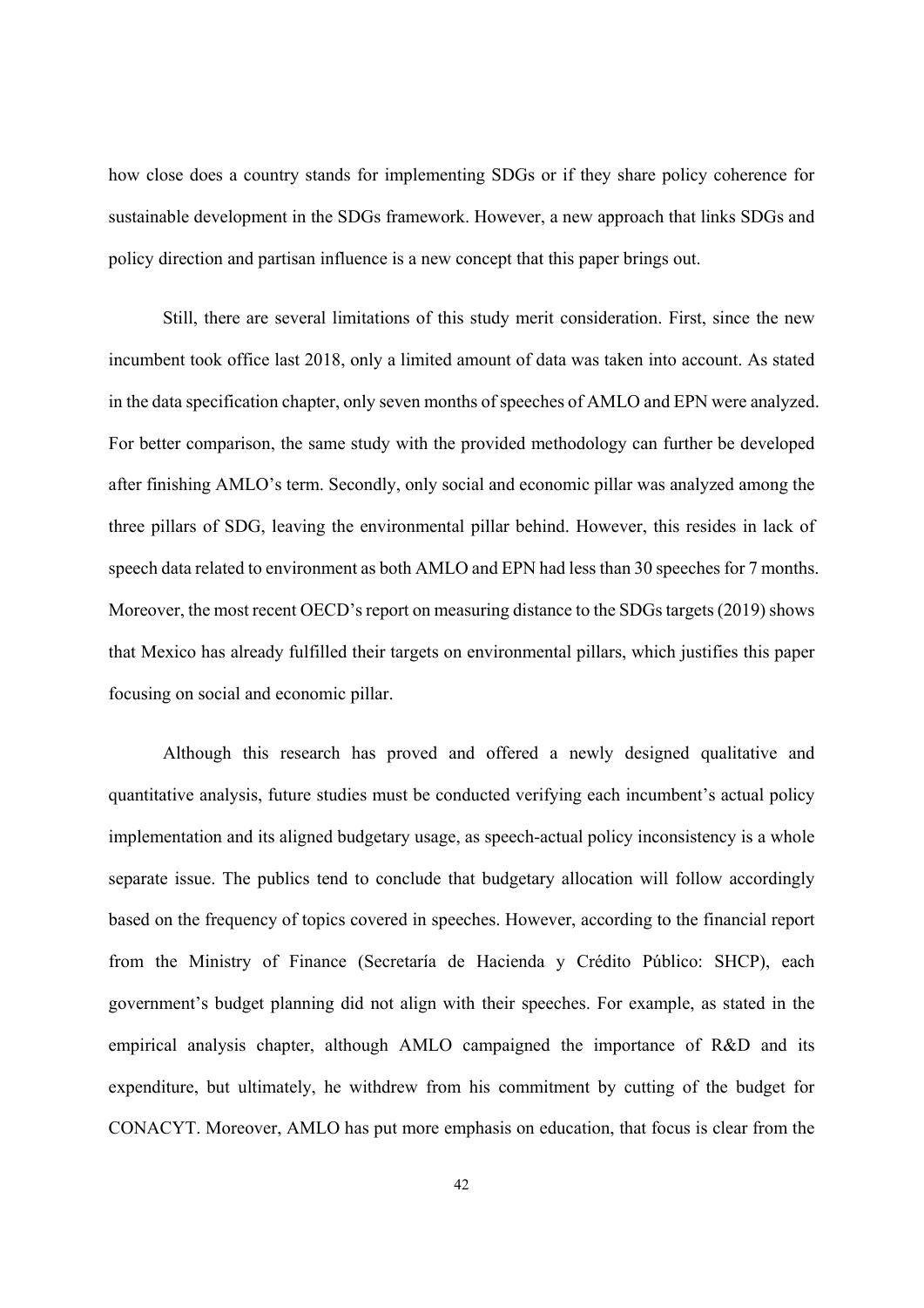how close does a country stands for implementing SDGs or if they share policy coherence for sustainable development in the SDGs framework. However, a new approach that links SDGs and policy direction and partisan influence is a new concept that this paper brings out.

Still, there are several limitations of this study merit consideration. First, since the new incumbent took office last 2018, only a limited amount of data was taken into account. As stated in the data specification chapter, only seven months of speeches of AMLO and EPN were analyzed. For better comparison, the same study with the provided methodology can further be developed after finishing AMLO's term. Secondly, only social and economic pillar was analyzed among the three pillars of SDG, leaving the environmental pillar behind. However, this resides in lack of speech data related to environment as both AMLO and EPN had less than 30 speeches for 7 months. Moreover, the most recent OECD's report on measuring distance to the SDGs targets (2019) shows that Mexico has already fulfilled their targets on environmental pillars, which justifies this paper focusing on social and economic pillar.

Although this research has proved and offered a newly designed qualitative and quantitative analysis, future studies must be conducted verifying each incumbent's actual policy implementation and its aligned budgetary usage, as speech-actual policy inconsistency is a whole separate issue. The publics tend to conclude that budgetary allocation will follow accordingly based on the frequency of topics covered in speeches. However, according to the financial report from the Ministry of Finance (Secretaría de Hacienda y Crédito Público: SHCP), each government's budget planning did not align with their speeches. For example, as stated in the empirical analysis chapter, although AMLO campaigned the importance of R&D and its expenditure, but ultimately, he withdrew from his commitment by cutting of the budget for CONACYT. Moreover, AMLO has put more emphasis on education, that focus is clear from the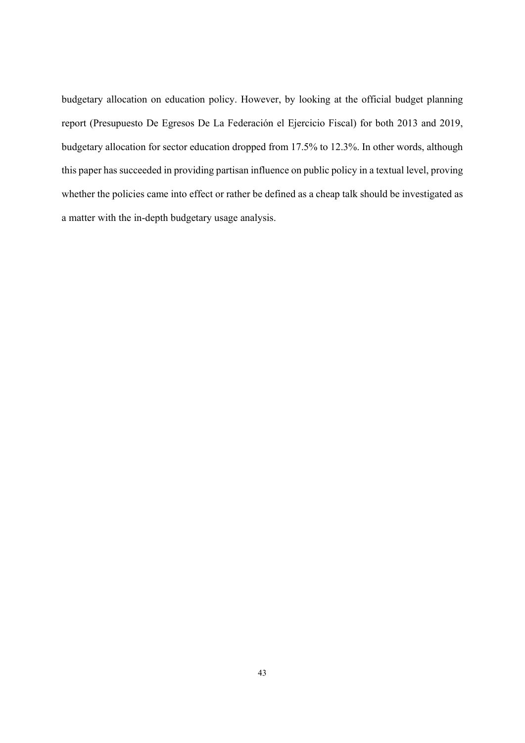budgetary allocation on education policy. However, by looking at the official budget planning report (Presupuesto De Egresos De La Federación el Ejercicio Fiscal) for both 2013 and 2019, budgetary allocation for sector education dropped from 17.5% to 12.3%. In other words, although this paper has succeeded in providing partisan influence on public policy in a textual level, proving whether the policies came into effect or rather be defined as a cheap talk should be investigated as a matter with the in-depth budgetary usage analysis.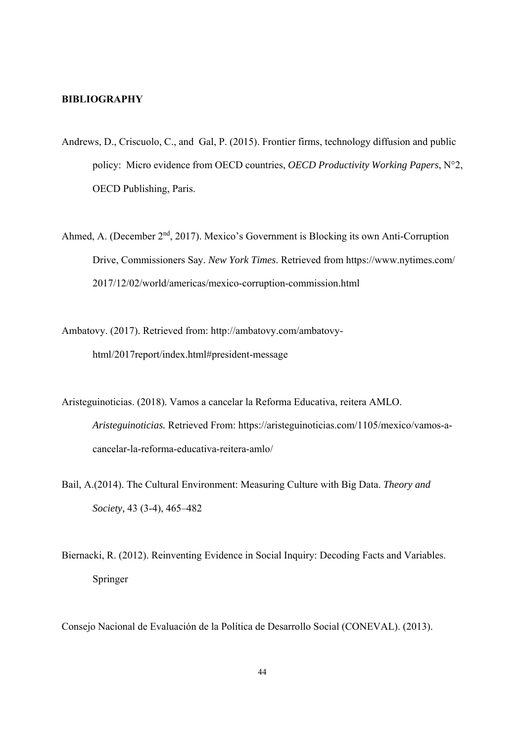**BIBLIOGRAPHY**

Andrews, D., Criscuolo, C., and Gal, P. (2015). Frontier firms, technology diffusion and public policy: Micro evidence from OECD countries, *OECD Productivity Working Papers*, N°2, OECD Publishing, Paris.

Ahmed, A. (December 2nd, 2017). Mexico's Government is Blocking its own Anti-Corruption Drive, Commissioners Say. *New York Times*. Retrieved from https://www.nytimes.com/2017/12/02/world/americas/mexico-corruption-commission.html

Ambatovy. (2017). Retrieved from: http://ambatovy.com/ambatovy-html/2017report/index.html#president-message

Aristeguinoticias. (2018). Vamos a cancelar la Reforma Educativa, reitera AMLO. ***Aristeguinoticias.*** Retrieved From: https://aristeguinoticias.com/1105/mexico/vamos-a-cancelar-la-reforma-educativa-reitera-amlo/

Bail, A.(2014). The Cultural Environment: Measuring Culture with Big Data. *Theory and Society*, 43 (3-4), 465–482

Biernacki, R. (2012). Reinventing Evidence in Social Inquiry: Decoding Facts and Variables. Springer

Consejo Nacional de Evaluación de la Política de Desarrollo Social (CONEVAL). (2013).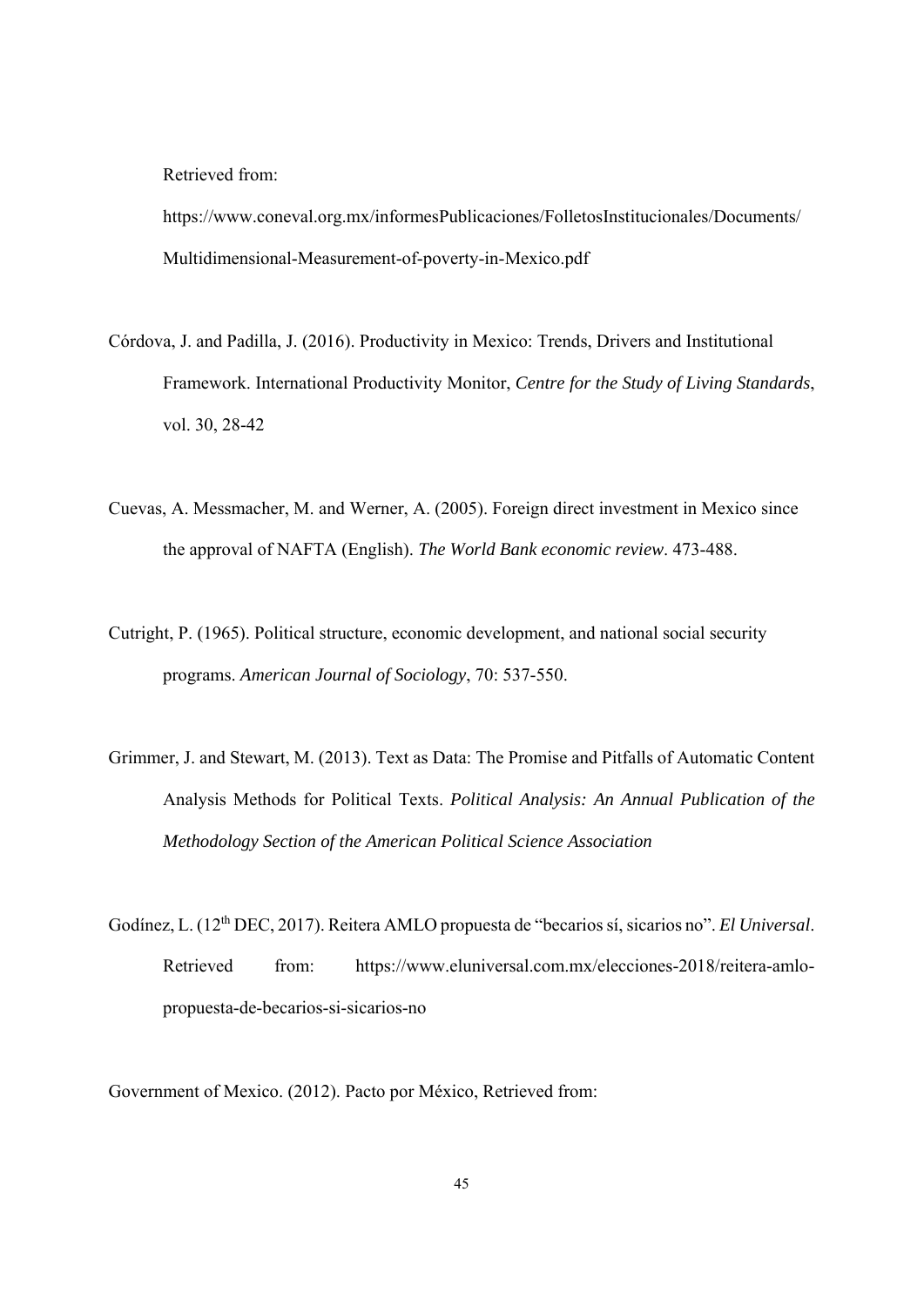Retrieved from:

https://www.coneval.org.mx/informesPublicaciones/FolletosInstitucionales/Documents/Multidimensional-Measurement-of-poverty-in-Mexico.pdf

Córdova, J. and Padilla, J. (2016). Productivity in Mexico: Trends, Drivers and Institutional Framework. International Productivity Monitor, *Centre for the Study of Living Standards*, vol. 30, 28-42

Cuevas, A. Messmacher, M. and Werner, A. (2005). Foreign direct investment in Mexico since the approval of NAFTA (English). *The World Bank economic review*. 473-488.

Cutright, P. (1965). Political structure, economic development, and national social security programs. *American Journal of Sociology*, 70: 537-550.

Grimmer, J. and Stewart, M. (2013). Text as Data: The Promise and Pitfalls of Automatic Content Analysis Methods for Political Texts. *Political Analysis: An Annual Publication of the Methodology Section of the American Political Science Association*

Godínez, L. (12th DEC, 2017). Reitera AMLO propuesta de "becarios sí, sicarios no". *El Universal*. Retrieved from: https://www.eluniversal.com.mx/elecciones-2018/reitera-amlo-propuesta-de-becarios-si-sicarios-no

Government of Mexico. (2012). Pacto por México, Retrieved from: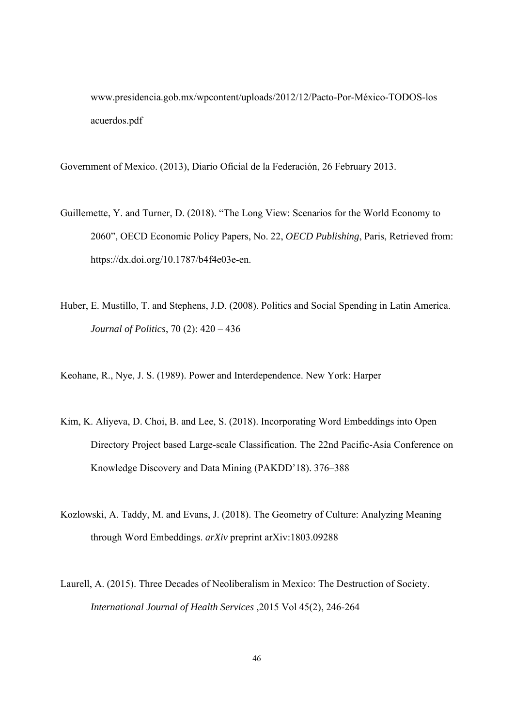www.presidencia.gob.mx/wpcontent/uploads/2012/12/Pacto-Por-México-TODOS-los acuerdos.pdf

Government of Mexico. (2013), Diario Oficial de la Federación, 26 February 2013.

Guillemette, Y. and Turner, D. (2018). "The Long View: Scenarios for the World Economy to 2060", OECD Economic Policy Papers, No. 22, *OECD Publishing*, Paris, Retrieved from: https://dx.doi.org/10.1787/b4f4e03e-en.

Huber, E. Mustillo, T. and Stephens, J.D. (2008). Politics and Social Spending in Latin America. *Journal of Politics*, 70 (2): 420 – 436

Keohane, R., Nye, J. S. (1989). Power and Interdependence. New York: Harper

Kim, K. Aliyeva, D. Choi, B. and Lee, S. (2018). Incorporating Word Embeddings into Open Directory Project based Large-scale Classification. The 22nd Pacific-Asia Conference on Knowledge Discovery and Data Mining (PAKDD'18). 376–388

Kozlowski, A. Taddy, M. and Evans, J. (2018). The Geometry of Culture: Analyzing Meaning through Word Embeddings. *arXiv* preprint arXiv:1803.09288

Laurell, A. (2015). Three Decades of Neoliberalism in Mexico: The Destruction of Society. *International Journal of Health Services* ,2015 Vol 45(2), 246-264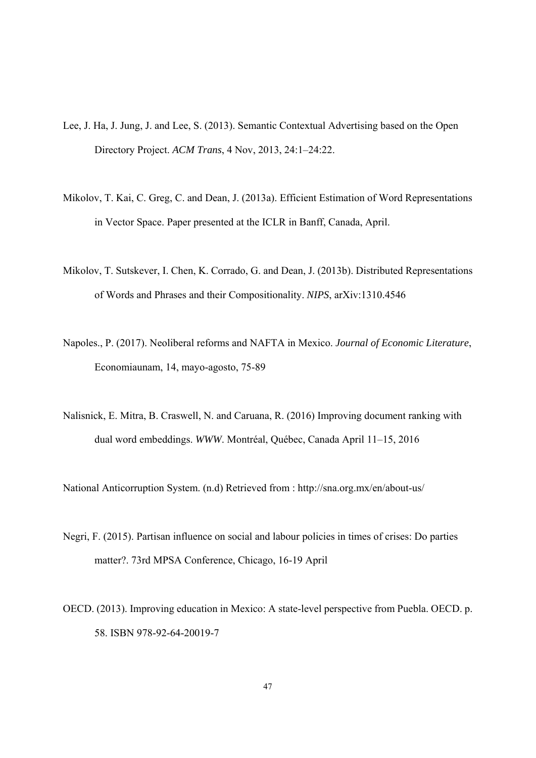Lee, J. Ha, J. Jung, J. and Lee, S. (2013). Semantic Contextual Advertising based on the Open Directory Project. *ACM Trans*, 4 Nov, 2013, 24:1–24:22.

Mikolov, T. Kai, C. Greg, C. and Dean, J. (2013a). Efficient Estimation of Word Representations in Vector Space. Paper presented at the ICLR in Banff, Canada, April.

Mikolov, T. Sutskever, I. Chen, K. Corrado, G. and Dean, J. (2013b). Distributed Representations of Words and Phrases and their Compositionality. *NIPS*, arXiv:1310.4546

Napoles., P. (2017). Neoliberal reforms and NAFTA in Mexico. *Journal of Economic Literature*, Economiaunam, 14, mayo-agosto, 75-89

Nalisnick, E. Mitra, B. Craswell, N. and Caruana, R. (2016) Improving document ranking with dual word embeddings. *WWW*. Montréal, Québec, Canada April 11–15, 2016

National Anticorruption System. (n.d) Retrieved from : http://sna.org.mx/en/about-us/

Negri, F. (2015). Partisan influence on social and labour policies in times of crises: Do parties matter?. 73rd MPSA Conference, Chicago, 16-19 April

OECD. (2013). Improving education in Mexico: A state-level perspective from Puebla. OECD. p. 58. ISBN 978-92-64-20019-7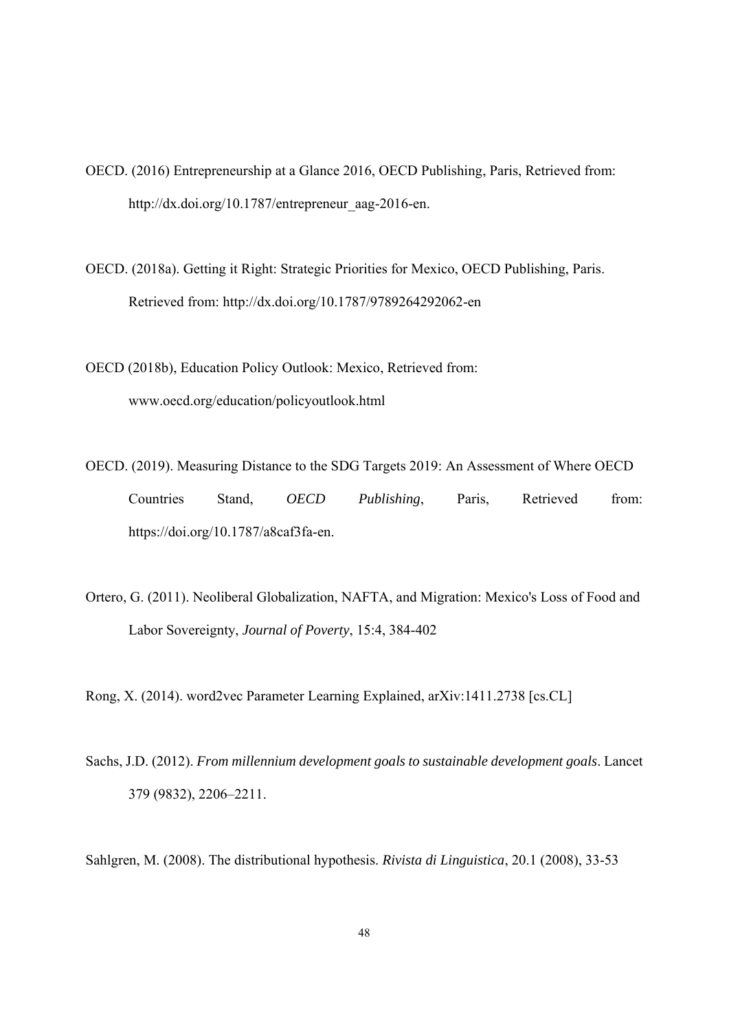OECD. (2016) Entrepreneurship at a Glance 2016, OECD Publishing, Paris, Retrieved from: http://dx.doi.org/10.1787/entrepreneur_aag-2016-en.

OECD. (2018a). Getting it Right: Strategic Priorities for Mexico, OECD Publishing, Paris. Retrieved from: http://dx.doi.org/10.1787/9789264292062-en

OECD (2018b), Education Policy Outlook: Mexico, Retrieved from: www.oecd.org/education/policyoutlook.html

OECD. (2019). Measuring Distance to the SDG Targets 2019: An Assessment of Where OECD Countries Stand, *OECD Publishing*, Paris, Retrieved from: https://doi.org/10.1787/a8caf3fa-en.

Ortero, G. (2011). Neoliberal Globalization, NAFTA, and Migration: Mexico's Loss of Food and Labor Sovereignty, *Journal of Poverty*, 15:4, 384-402

Rong, X. (2014). word2vec Parameter Learning Explained, arXiv:1411.2738 [cs.CL]

Sachs, J.D. (2012). *From millennium development goals to sustainable development goals*. Lancet 379 (9832), 2206–2211.

Sahlgren, M. (2008). The distributional hypothesis. *Rivista di Linguistica*, 20.1 (2008), 33-53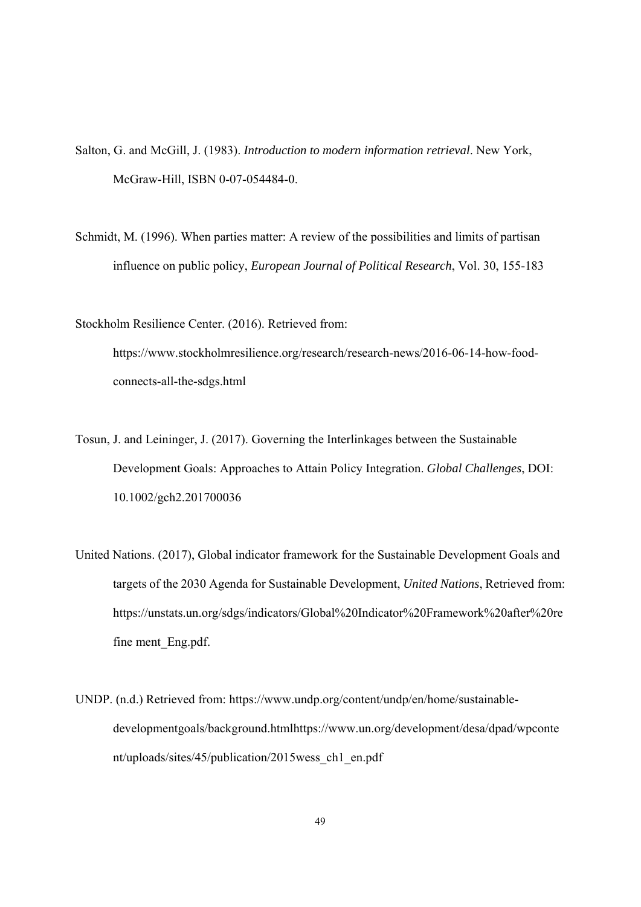Salton, G. and McGill, J. (1983). *Introduction to modern information retrieval*. New York, McGraw-Hill, ISBN 0-07-054484-0.

Schmidt, M. (1996). When parties matter: A review of the possibilities and limits of partisan influence on public policy, *European Journal of Political Research*, Vol. 30, 155-183

Stockholm Resilience Center. (2016). Retrieved from: https://www.stockholmresilience.org/research/research-news/2016-06-14-how-food-connects-all-the-sdgs.html

Tosun, J. and Leininger, J. (2017). Governing the Interlinkages between the Sustainable Development Goals: Approaches to Attain Policy Integration. *Global Challenges*, DOI: 10.1002/gch2.201700036

United Nations. (2017), Global indicator framework for the Sustainable Development Goals and targets of the 2030 Agenda for Sustainable Development, *United Nations*, Retrieved from: https://unstats.un.org/sdgs/indicators/Global%20Indicator%20Framework%20after%20re fine ment_Eng.pdf.

UNDP. (n.d.) Retrieved from: https://www.undp.org/content/undp/en/home/sustainable-developmentgoals/background.htmlhttps://www.un.org/development/desa/dpad/wpconte nt/uploads/sites/45/publication/2015wess_ch1_en.pdf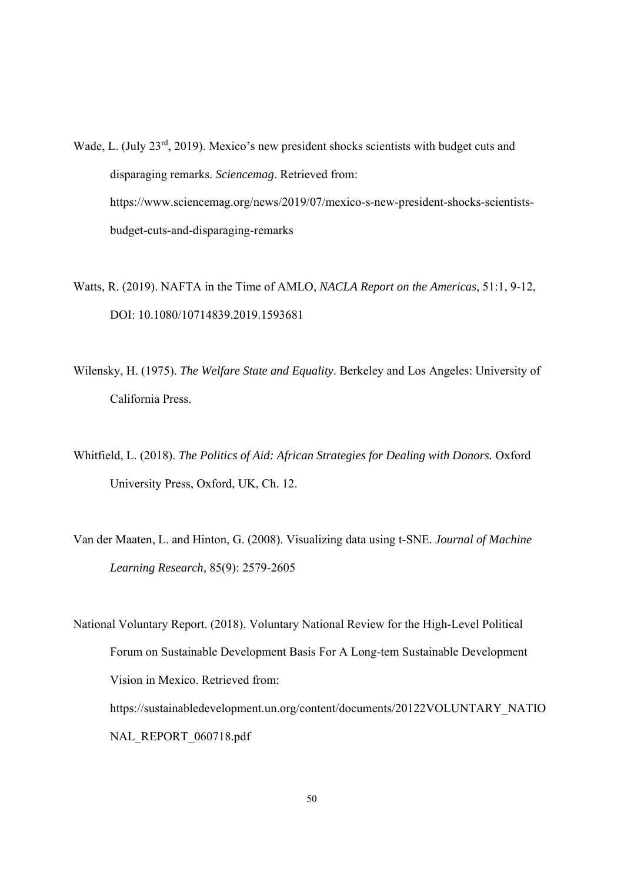Wade, L. (July 23rd, 2019). Mexico's new president shocks scientists with budget cuts and disparaging remarks. *Sciencemag*. Retrieved from: https://www.sciencemag.org/news/2019/07/mexico-s-new-president-shocks-scientists-budget-cuts-and-disparaging-remarks

Watts, R. (2019). NAFTA in the Time of AMLO, *NACLA Report on the Americas*, 51:1, 9-12, DOI: 10.1080/10714839.2019.1593681

Wilensky, H. (1975). *The Welfare State and Equality*. Berkeley and Los Angeles: University of California Press.

Whitfield, L. (2018). *The Politics of Aid: African Strategies for Dealing with Donors.* Oxford University Press, Oxford, UK, Ch. 12.

Van der Maaten, L. and Hinton, G. (2008). Visualizing data using t-SNE. *Journal of Machine Learning Research,* 85(9): 2579-2605

National Voluntary Report. (2018). Voluntary National Review for the High-Level Political Forum on Sustainable Development Basis For A Long-tem Sustainable Development Vision in Mexico. Retrieved from: https://sustainabledevelopment.un.org/content/documents/20122VOLUNTARY_NATIONAL_REPORT_060718.pdf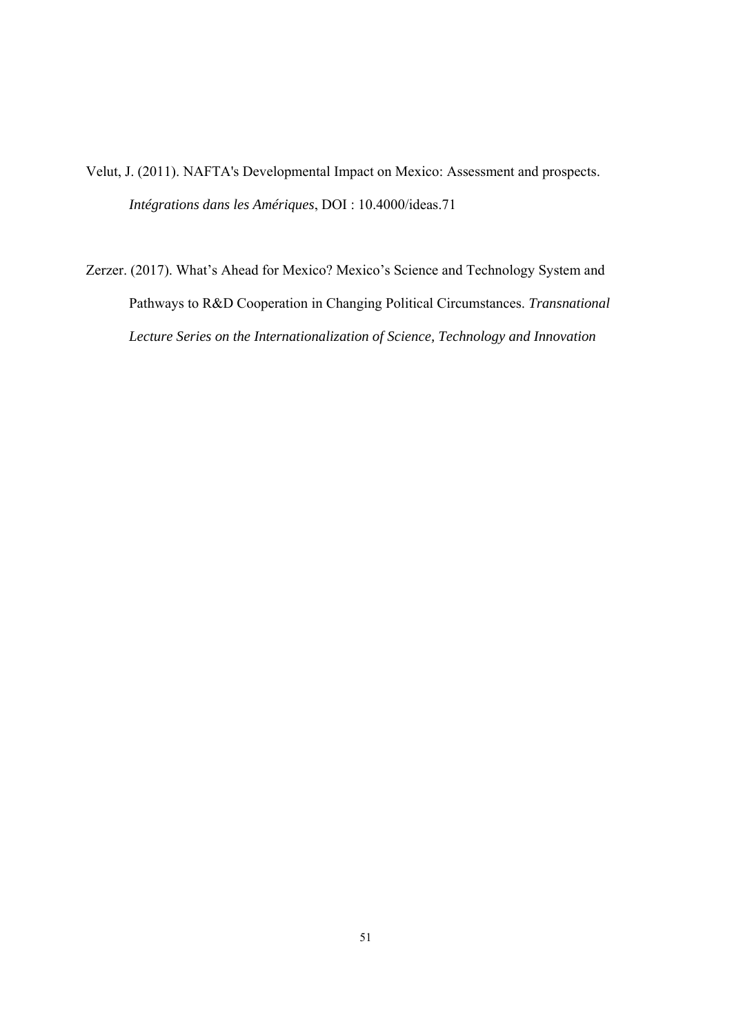Velut, J. (2011). NAFTA's Developmental Impact on Mexico: Assessment and prospects. *Intégrations dans les Amériques*, DOI : 10.4000/ideas.71

Zerzer. (2017). What's Ahead for Mexico? Mexico's Science and Technology System and Pathways to R&D Cooperation in Changing Political Circumstances. *Transnational Lecture Series on the Internationalization of Science, Technology and Innovation*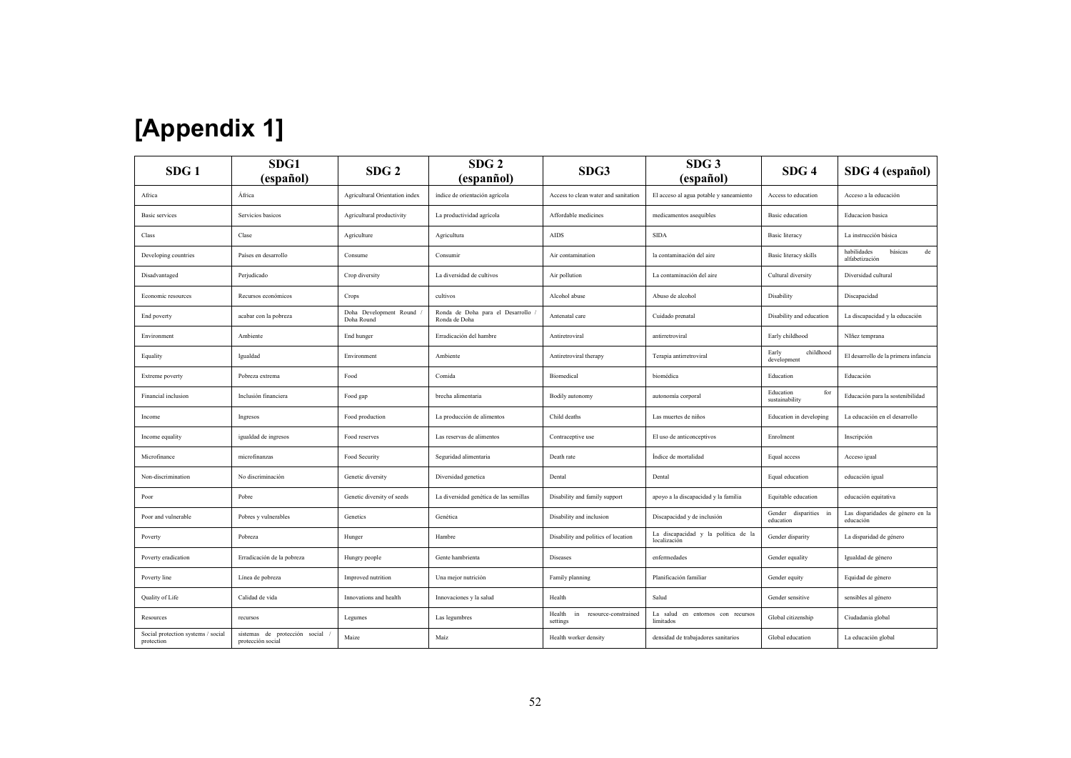# [Appendix 1]

| SDG 1 | SDG1 (español) | SDG 2 | SDG 2 (espanñol) | SDG3 | SDG 3 (español) | SDG 4 | SDG 4 (español) |
|---|---|---|---|---|---|---|---|
| Africa | África | Agricultural Orientation index | índice de orientación agrícola | Access to clean water and sanitation | El acceso al agua potable y saneamiento | Access to education | Acceso a la educación |
| Basic services | Servicios basicos | Agricultural productivity | La productividad agrícola | Affordable medicines | medicamentos asequibles | Basic education | Educacion basica |
| Class | Clase | Agriculture | Agricultura | AIDS | SIDA | Basic literacy | La instrucción básica |
| Developing countries | Países en desarrollo | Consume | Consumir | Air contamination | la contaminación del aire | Basic literacy skills | habilidades básicas de alfabetización |
| Disadvantaged | Perjudicado | Crop diversity | La diversidad de cultivos | Air pollution | La contaminación del aire | Cultural diversity | Diversidad cultural |
| Economic resources | Recursos económicos | Crops | cultivos | Alcohol abuse | Abuso de alcohol | Disability | Discapacidad |
| End poverty | acabar con la pobreza | Doha Development Round / Doha Round | Ronda de Doha para el Desarrollo / Ronda de Doha | Antenatal care | Cuidado prenatal | Disability and education | La discapacidad y la educación |
| Environment | Ambiente | End hunger | Erradicación del hambre | Antiretroviral | antirretroviral | Early childhood | NIñez temprana |
| Equality | Igualdad | Environment | Ambiente | Antiretroviral therapy | Terapia antirretroviral | Early childhood development | El desarrollo de la primera infancia |
| Extreme poverty | Pobreza extrema | Food | Comida | Biomedical | biomédica | Education | Educación |
| Financial inclusion | Inclusión financiera | Food gap | brecha alimentaria | Bodily autonomy | autonomía corporal | Education for sustainability | Educación para la sostenibilidad |
| Income | Ingresos | Food production | La producción de alimentos | Child deaths | Las muertes de niños | Education in developing | La educación en el desarrollo |
| Income equality | igualdad de ingresos | Food reserves | Las reservas de alimentos | Contraceptive use | El uso de anticonceptivos | Enrolment | Inscripción |
| Microfinance | microfinanzas | Food Security | Seguridad alimentaria | Death rate | Índice de mortalidad | Equal access | Acceso igual |
| Non-discrimination | No discriminación | Genetic diversity | Diversidad genetica | Dental | Dental | Equal education | educación igual |
| Poor | Pobre | Genetic diversity of seeds | La diversidad genética de las semillas | Disability and family support | apoyo a la discapacidad y la familia | Equitable education | educación equitativa |
| Poor and vulnerable | Pobres y vulnerables | Genetics | Genética | Disability and inclusion | Discapacidad y de inclusión | Gender disparities in education | Las disparidades de género en la educación |
| Poverty | Pobreza | Hunger | Hambre | Disability and politics of location | La discapacidad y la política de la localización | Gender disparity | La disparidad de género |
| Poverty eradication | Erradicación de la pobreza | Hungry people | Gente hambrienta | Diseases | enfermedades | Gender equality | Igualdad de género |
| Poverty line | Línea de pobreza | Improved nutrition | Una mejor nutrición | Family planning | Planificación familiar | Gender equity | Equidad de género |
| Quality of Life | Calidad de vida | Innovations and health | Innovaciones y la salud | Health | Salud | Gender sensitive | sensibles al género |
| Resources | recursos | Legumes | Las legumbres | Health in resource-constrained settings | La salud en entornos con recursos limitados | Global citizenship | Ciudadanía global |
| Social protection systems / social protection | sistemas de protección social / protección social | Maize | Maíz | Health worker density | densidad de trabajadores sanitarios | Global education | La educación global |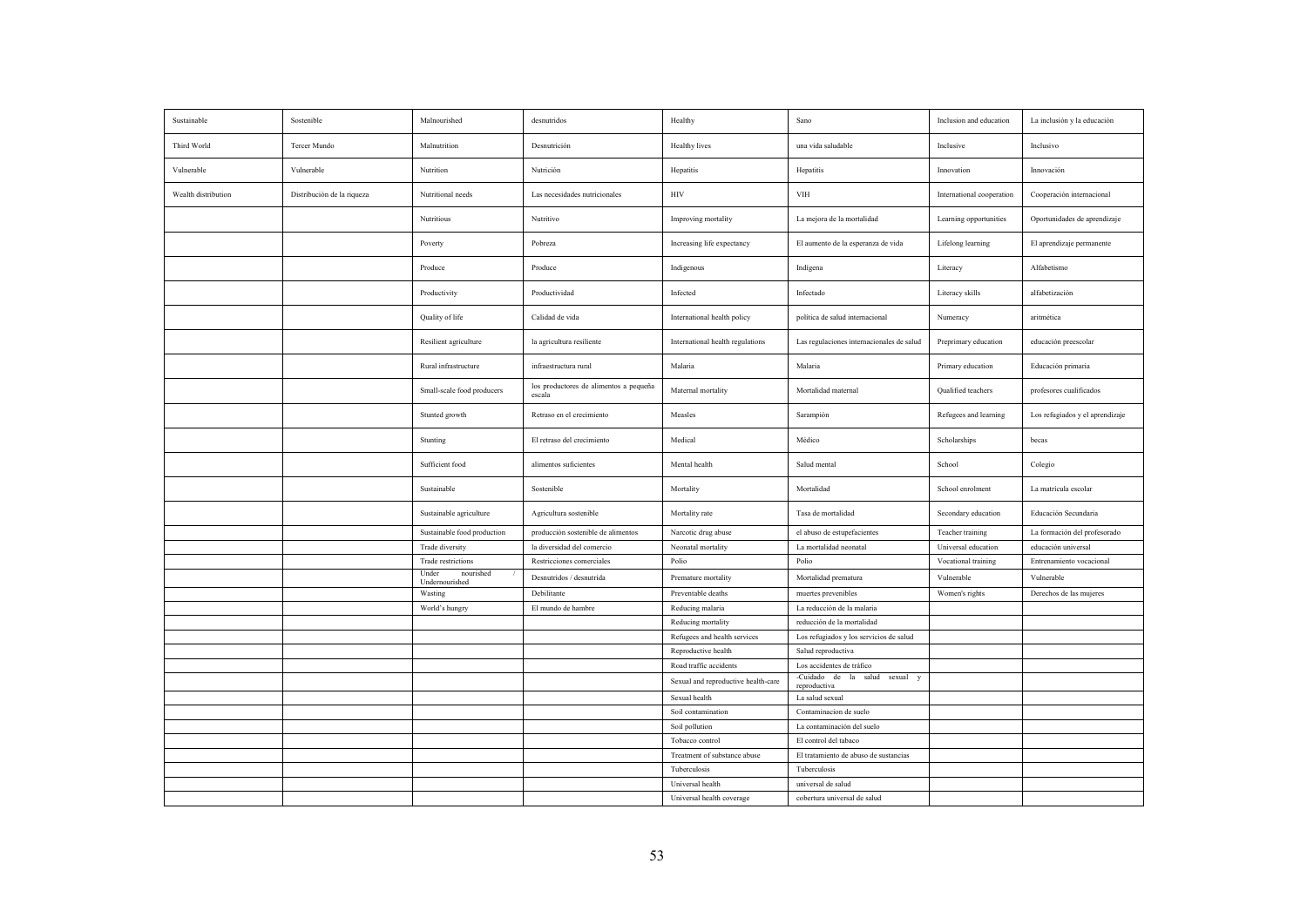| Sustainable | Sostenible | Malnourished | desnutridos | Healthy | Sano | Inclusion and education | La inclusión y la educación |
|---|---|---|---|---|---|---|---|
| Third World | Tercer Mundo | Malnutrition | Desnutrición | Healthy lives | una vida saludable | Inclusive | Inclusivo |
| Vulnerable | Vulnerable | Nutrition | Nutrición | Hepatitis | Hepatitis | Innovation | Innovación |
| Wealth distribution | Distribución de la riqueza | Nutritional needs | Las necesidades nutricionales | HIV | VIH | International cooperation | Cooperación internacional |
| | | Nutritious | Nutritivo | Improving mortality | La mejora de la mortalidad | Learning opportunities | Oportunidades de aprendizaje |
| | | Poverty | Pobreza | Increasing life expectancy | El aumento de la esperanza de vida | Lifelong learning | El aprendizaje permanente |
| | | Produce | Produce | Indigenous | Indígena | Literacy | Alfabetismo |
| | | Productivity | Productividad | Infected | Infectado | Literacy skills | alfabetización |
| | | Quality of life | Calidad de vida | International health policy | política de salud internacional | Numeracy | aritmética |
| | | Resilient agriculture | la agricultura resiliente | International health regulations | Las regulaciones internacionales de salud | Preprimary education | educación preescolar |
| | | Rural infrastructure | infraestructura rural | Malaria | Malaria | Primary education | Educación primaria |
| | | Small-scale food producers | los productores de alimentos a pequeña escala | Maternal mortality | Mortalidad maternal | Qualified teachers | profesores cualificados |
| | | Stunted growth | Retraso en el crecimiento | Measles | Sarampión | Refugees and learning | Los refugiados y el aprendizaje |
| | | Stunting | El retraso del crecimiento | Medical | Médico | Scholarships | becas |
| | | Sufficient food | alimentos suficientes | Mental health | Salud mental | School | Colegio |
| | | Sustainable | Sostenible | Mortality | Mortalidad | School enrolment | La matrícula escolar |
| | | Sustainable agriculture | Agricultura sostenible | Mortality rate | Tasa de mortalidad | Secondary education | Educación Secundaria |
| | | Sustainable food production | producción sostenible de alimentos | Narcotic drug abuse | el abuso de estupefacientes | Teacher training | La formación del profesorado |
| | | Trade diversity | la diversidad del comercio | Neonatal mortality | La mortalidad neonatal | Universal education | educación universal |
| | | Trade restrictions | Restricciones comerciales | Polio | Polio | Vocational training | Entrenamiento vocacional |
| | | Under nourished / Undernourished | Desnutridos / desnutrida | Premature mortality | Mortalidad prematura | Vulnerable | Vulnerable |
| | | Wasting | Debilitante | Preventable deaths | muertes prevenibles | Women's rights | Derechos de las mujeres |
| | | World's hungry | El mundo de hambre | Reducing malaria | La reducción de la malaria | | |
| | | | | Reducing mortality | reducción de la mortalidad | | |
| | | | | Refugees and health services | Los refugiados y los servicios de salud | | |
| | | | | Reproductive health | Salud reproductiva | | |
| | | | | Road traffic accidents | Los accidentes de tráfico | | |
| | | | | Sexual and reproductive health-care | -Cuidado de la salud sexual y reproductiva | | |
| | | | | Sexual health | La salud sexual | | |
| | | | | Soil contamination | Contaminacion de suelo | | |
| | | | | Soil pollution | La contaminación del suelo | | |
| | | | | Tobacco control | El control del tabaco | | |
| | | | | Treatment of substance abuse | El tratamiento de abuso de sustancias | | |
| | | | | Tuberculosis | Tuberculosis | | |
| | | | | Universal health | universal de salud | | |
| | | | | Universal health coverage | cobertura universal de salud | | |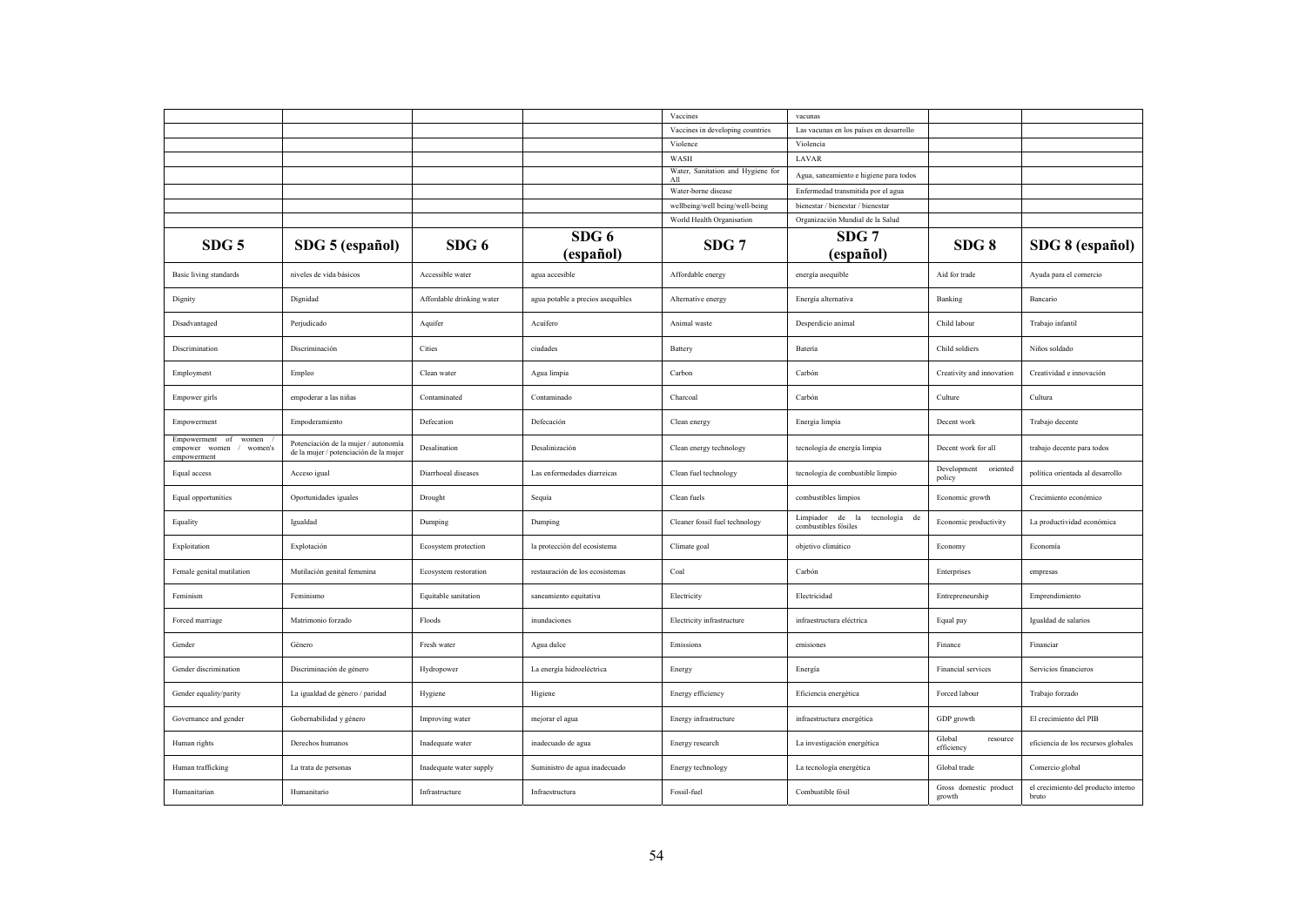| | | | | Vaccines | vacunas | | |
|---|---|---|---|---|---|---|---|
| | | | | Vaccines in developing countries | Las vacunas en los países en desarrollo | | |
| | | | | Violence | Violencia | | |
| | | | | WASH | LAVAR | | |
| | | | | Water, Sanitation and Hygiene for All | Agua, saneamiento e higiene para todos | | |
| | | | | Water-borne disease | Enfermedad transmitida por el agua | | |
| | | | | wellbeing/well being/well-being | bienestar / bienestar / bienestar | | |
| | | | | World Health Organisation | Organización Mundial de la Salud | | |
| **SDG 5** | **SDG 5 (español)** | **SDG 6** | **SDG 6 (español)** | **SDG 7** | **SDG 7 (español)** | **SDG 8** | **SDG 8 (español)** |
| Basic living standards | niveles de vida básicos | Accessible water | agua accesible | Affordable energy | energía asequible | Aid for trade | Ayuda para el comercio |
| Dignity | Dignidad | Affordable drinking water | agua potable a precios asequibles | Alternative energy | Energía alternativa | Banking | Bancario |
| Disadvantaged | Perjudicado | Aquifer | Acuífero | Animal waste | Desperdicio animal | Child labour | Trabajo infantil |
| Discrimination | Discriminación | Cities | ciudades | Battery | Batería | Child soldiers | Niños soldado |
| Employment | Empleo | Clean water | Agua limpia | Carbon | Carbón | Creativity and innovation | Creatividad e innovación |
| Empower girls | empoderar a las niñas | Contaminated | Contaminado | Charcoal | Carbón | Culture | Cultura |
| Empowerment | Empoderamiento | Defecation | Defecación | Clean energy | Energía limpia | Decent work | Trabajo decente |
| Empowerment of women / empower women / women's empowerment | Potenciación de la mujer / autonomía de la mujer / potenciación de la mujer | Desalination | Desalinización | Clean energy technology | tecnología de energía limpia | Decent work for all | trabajo decente para todos |
| Equal access | Acceso igual | Diarrhoeal diseases | Las enfermedades diarreicas | Clean fuel technology | tecnología de combustible limpio | Development oriented policy | política orientada al desarrollo |
| Equal opportunities | Oportunidades iguales | Drought | Sequía | Clean fuels | combustibles limpios | Economic growth | Crecimiento económico |
| Equality | Igualdad | Dumping | Dumping | Cleaner fossil fuel technology | Limpiador de la tecnología de combustibles fósiles | Economic productivity | La productividad económica |
| Exploitation | Explotación | Ecosystem protection | la protección del ecosistema | Climate goal | objetivo climático | Economy | Economía |
| Female genital mutilation | Mutilación genital femenina | Ecosystem restoration | restauración de los ecosistemas | Coal | Carbón | Enterprises | empresas |
| Feminism | Feminismo | Equitable sanitation | saneamiento equitativa | Electricity | Electricidad | Entrepreneurship | Emprendimiento |
| Forced marriage | Matrimonio forzado | Floods | inundaciones | Electricity infrastructure | infraestructura eléctrica | Equal pay | Igualdad de salarios |
| Gender | Género | Fresh water | Agua dulce | Emissions | emisiones | Finance | Financiar |
| Gender discrimination | Discriminación de género | Hydropower | La energía hidroeléctrica | Energy | Energía | Financial services | Servicios financieros |
| Gender equality/parity | La igualdad de género / paridad | Hygiene | Higiene | Energy efficiency | Eficiencia energética | Forced labour | Trabajo forzado |
| Governance and gender | Gobernabilidad y género | Improving water | mejorar el agua | Energy infrastructure | infraestructura energética | GDP growth | El crecimiento del PIB |
| Human rights | Derechos humanos | Inadequate water | inadecuado de agua | Energy research | La investigación energética | Global resource efficiency | eficiencia de los recursos globales |
| Human trafficking | La trata de personas | Inadequate water supply | Suministro de agua inadecuado | Energy technology | La tecnología energética | Global trade | Comercio global |
| Humanitarian | Humanitario | Infrastructure | Infraestructura | Fossil-fuel | Combustible fósil | Gross domestic product growth | el crecimiento del producto interno bruto |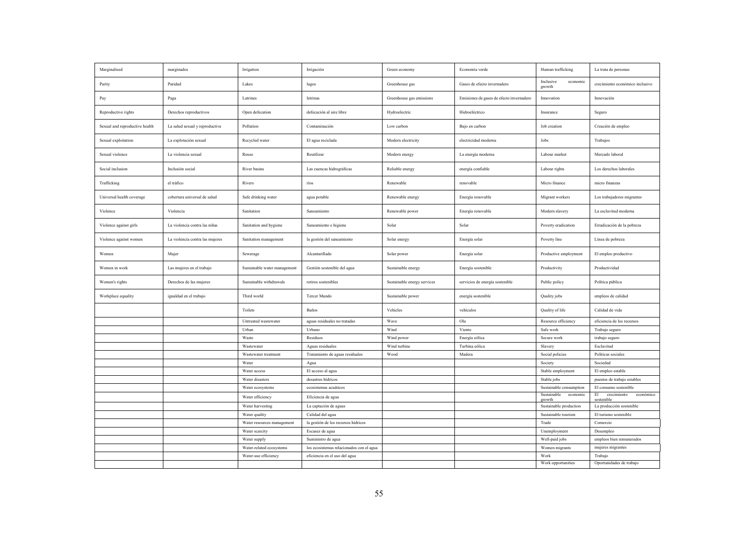| Marginalised | marginados | Irrigation | Irrigación | Green economy | Economía verde | Human trafficking | La trata de personas |
|---|---|---|---|---|---|---|---|
| Parity | Paridad | Lakes | lagos | Greenhouse gas | Gases de efecto invernadero | Inclusive economic growth | crecimiento económico inclusivo |
| Pay | Paga | Latrines | letrinas | Greenhouse gas emissions | Emisiones de gases de efecto invernadero | Innovation | Innovación |
| Reproductive rights | Derechos reproductivos | Open defecation | defecación al aire libre | Hydroelectric | Hidroeléctrico | Insurance | Seguro |
| Sexual and reproductive health | La salud sexual y reproductiva | Pollution | Contaminación | Low carbon | Bajo en carbon | Job creation | Creación de empleo |
| Sexual exploitation | La explotación sexual | Recycled water | El agua reciclada | Modern electricity | electricidad moderna | Jobs | Trabajos |
| Sexual violence | La violencia sexual | Reuse | Reutilizar | Modern energy | La energía moderna | Labour market | Mercado laboral |
| Social inclusion | Inclusión social | River basins | Las cuencas hidrográficas | Reliable energy | energía confiable | Labour rights | Los derechos laborales |
| Trafficking | el tráfico | Rivers | ríos | Renewable | renovable | Micro finance | micro finanzas |
| Universal health coverage | cobertura universal de salud | Safe drinking water | agua potable | Renewable energy | Energía renovable | Migrant workers | Los trabajadores migrantes |
| Violence | Violencia | Sanitation | Saneamiento | Renewable power | Energía renovable | Modern slavery | La esclavitud moderna |
| Violence against girls | La violencia contra las niñas | Sanitation and hygiene | Saneamiento e higiene | Solar | Solar | Poverty eradication | Erradicación de la pobreza |
| Violence against women | La violencia contra las mujeres | Sanitation management | la gestión del saneamiento | Solar energy | Energía solar | Poverty line | Línea de pobreza |
| Women | Mujer | Sewerage | Alcantarillado | Solar power | Energía solar | Productive employment | El empleo productivo |
| Women in work | Las mujeres en el trabajo | Sustainable water management | Gestión sostenible del agua | Sustainable energy | Energía sostenible | Productivity | Productividad |
| Women's rights | Derechos de las mujeres | Sustainable withdrawals | retiros sostenibles | Sustainable energy services | servicios de energía sostenible | Public policy | Política pública |
| Workplace equality | igualdad en el trabajo | Third world | Tercer Mundo | Sustainable power | energía sostenible | Quality jobs | empleos de calidad |
| | | Toilets | Baños | Vehicles | vehículos | Quality of life | Calidad de vida |
| | | Untreated wastewater | aguas residuales no tratadas | Wave | Ola | Resource efficiency | eficiencia de los recursos |
| | | Urban | Urbano | Wind | Viento | Safe work | Trabajo seguro |
| | | Waste | Residuos | Wind power | Energía eólica | Secure work | trabajo seguro |
| | | Wastewater | Aguas residuales | Wind turbine | Turbina eólica | Slavery | Esclavitud |
| | | Wastewater treatment | Tratamiento de aguas residuales | Wood | Madera | Social policies | Políticas sociales |
| | | Water | Agua | | | Society | Sociedad |
| | | Water access | El acceso al agua | | | Stable employment | El empleo estable |
| | | Water disasters | desastres hídricos | | | Stable jobs | puestos de trabajo estables |
| | | Water ecosystems | ecosistemas acuáticos | | | Sustainable consumption | El consumo sostenible |
| | | Water efficiency | Eficiencia de agua | | | Sustainable economic growth | El crecimiento económico sostenible |
| | | Water harvesting | La captación de aguas | | | Sustainable production | La producción sostenible |
| | | Water quality | Calidad del agua | | | Sustainable tourism | El turismo sostenible |
| | | Water resources management | la gestión de los recursos hídricos | | | Trade | Comercio |
| | | Water scarcity | Escasez de agua | | | Unemployment | Desempleo |
| | | Water supply | Suministro de agua | | | Well-paid jobs | empleos bien remunerados |
| | | Water-related ecosystems | los ecosistemas relacionados con el agua | | | Women migrants | mujeres migrantes |
| | | Water-use efficiency | eficiencia en el uso del agua | | | Work | Trabajo |
| | | | | | | Work opportunities | Oportunidades de trabajo |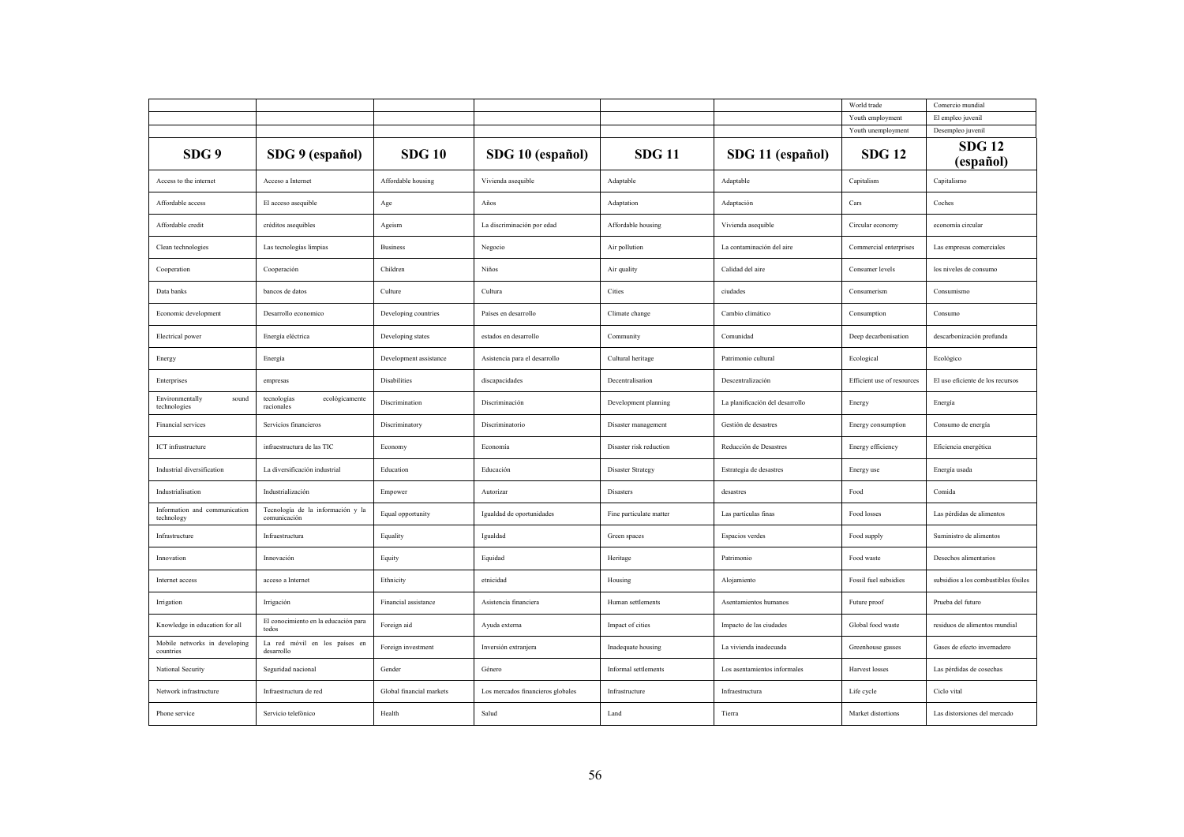| | | | | | | | |
|---|---|---|---|---|---|---|---|
| | | | | | | World trade | Comercio mundial |
| | | | | | | Youth employment | El empleo juvenil |
| | | | | | | Youth unemployment | Desempleo juvenil |
| **SDG 9** | **SDG 9 (español)** | **SDG 10** | **SDG 10 (español)** | **SDG 11** | **SDG 11 (español)** | **SDG 12** | **SDG 12 (español)** |
| Access to the internet | Acceso a Internet | Affordable housing | Vivienda asequible | Adaptable | Adaptable | Capitalism | Capitalismo |
| Affordable access | El acceso asequible | Age | Años | Adaptation | Adaptación | Cars | Coches |
| Affordable credit | créditos asequibles | Ageism | La discriminación por edad | Affordable housing | Vivienda asequible | Circular economy | economía circular |
| Clean technologies | Las tecnologías limpias | Business | Negocio | Air pollution | La contaminación del aire | Commercial enterprises | Las empresas comerciales |
| Cooperation | Cooperación | Children | Niños | Air quality | Calidad del aire | Consumer levels | los niveles de consumo |
| Data banks | bancos de datos | Culture | Cultura | Cities | ciudades | Consumerism | Consumismo |
| Economic development | Desarrollo economico | Developing countries | Países en desarrollo | Climate change | Cambio climático | Consumption | Consumo |
| Electrical power | Energía eléctrica | Developing states | estados en desarrollo | Community | Comunidad | Deep decarbonisation | descarbonización profunda |
| Energy | Energía | Development assistance | Asistencia para el desarrollo | Cultural heritage | Patrimonio cultural | Ecological | Ecológico |
| Enterprises | empresas | Disabilities | discapacidades | Decentralisation | Descentralización | Efficient use of resources | El uso eficiente de los recursos |
| Environmentally sound technologies | tecnologías ecológicamente racionales | Discrimination | Discriminación | Development planning | La planificación del desarrollo | Energy | Energía |
| Financial services | Servicios financieros | Discriminatory | Discriminatorio | Disaster management | Gestión de desastres | Energy consumption | Consumo de energía |
| ICT infrastructure | infraestructura de las TIC | Economy | Economía | Disaster risk reduction | Reducción de Desastres | Energy efficiency | Eficiencia energética |
| Industrial diversification | La diversificación industrial | Education | Educación | Disaster Strategy | Estrategia de desastres | Energy use | Energía usada |
| Industrialisation | Industrialización | Empower | Autorizar | Disasters | desastres | Food | Comida |
| Information and communication technology | Tecnología de la información y la comunicación | Equal opportunity | Igualdad de oportunidades | Fine particulate matter | Las partículas finas | Food losses | Las pérdidas de alimentos |
| Infrastructure | Infraestructura | Equality | Igualdad | Green spaces | Espacios verdes | Food supply | Suministro de alimentos |
| Innovation | Innovación | Equity | Equidad | Heritage | Patrimonio | Food waste | Desechos alimentarios |
| Internet access | acceso a Internet | Ethnicity | etnicidad | Housing | Alojamiento | Fossil fuel subsidies | subsidios a los combustibles fósiles |
| Irrigation | Irrigación | Financial assistance | Asistencia financiera | Human settlements | Asentamientos humanos | Future proof | Prueba del futuro |
| Knowledge in education for all | El conocimiento en la educación para todos | Foreign aid | Ayuda externa | Impact of cities | Impacto de las ciudades | Global food waste | residuos de alimentos mundial |
| Mobile networks in developing countries | La red móvil en los países en desarrollo | Foreign investment | Inversión extranjera | Inadequate housing | La vivienda inadecuada | Greenhouse gasses | Gases de efecto invernadero |
| National Security | Seguridad nacional | Gender | Género | Informal settlements | Los asentamientos informales | Harvest losses | Las pérdidas de cosechas |
| Network infrastructure | Infraestructura de red | Global financial markets | Los mercados financieros globales | Infrastructure | Infraestructura | Life cycle | Ciclo vital |
| Phone service | Servicio telefónico | Health | Salud | Land | Tierra | Market distortions | Las distorsiones del mercado |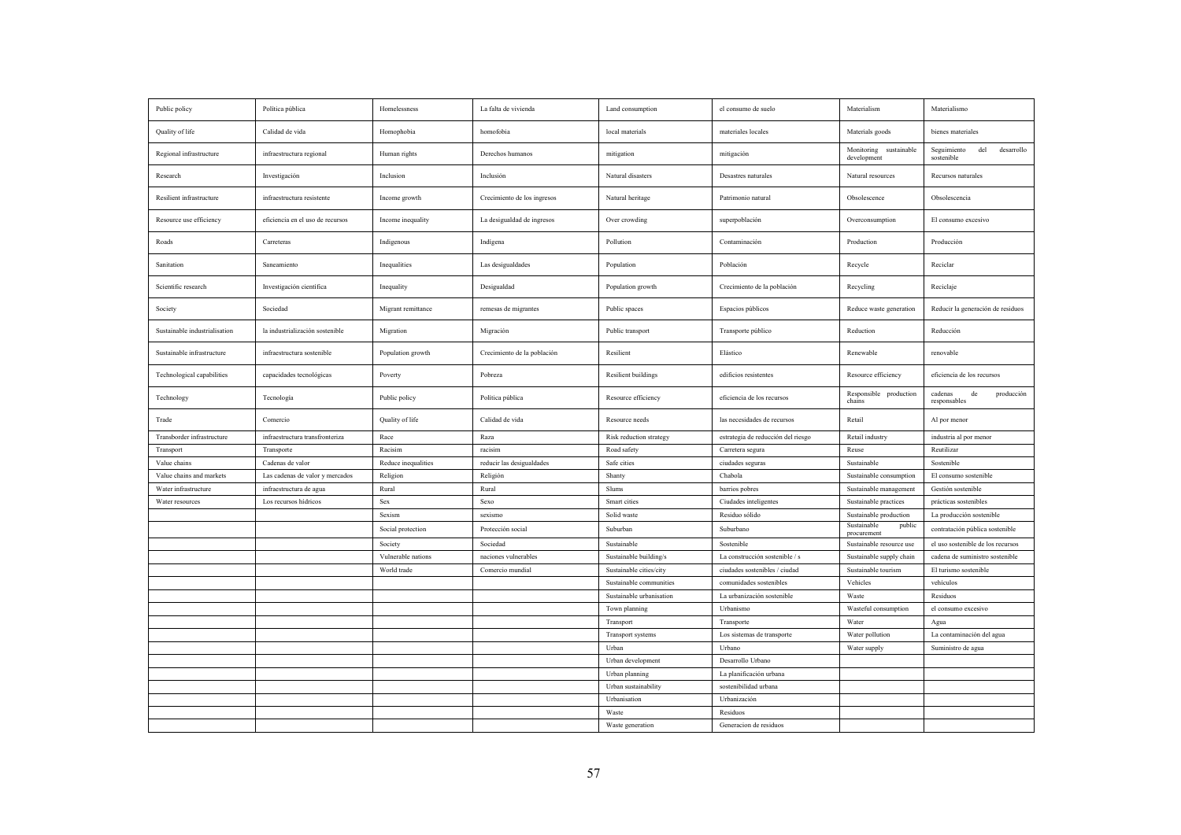| Public policy | Política pública | Homelessness | La falta de vivienda | Land consumption | el consumo de suelo | Materialism | Materialismo |
|---|---|---|---|---|---|---|---|
| Quality of life | Calidad de vida | Homophobia | homofobia | local materials | materiales locales | Materials goods | bienes materiales |
| Regional infrastructure | infraestructura regional | Human rights | Derechos humanos | mitigation | mitigación | Monitoring sustainable development | Seguimiento del desarrollo sostenible |
| Research | Investigación | Inclusion | Inclusión | Natural disasters | Desastres naturales | Natural resources | Recursos naturales |
| Resilient infrastructure | infraestructura resistente | Income growth | Crecimiento de los ingresos | Natural heritage | Patrimonio natural | Obsolescence | Obsolescencia |
| Resource use efficiency | eficiencia en el uso de recursos | Income inequality | La desigualdad de ingresos | Over crowding | superpoblación | Overconsumption | El consumo excesivo |
| Roads | Carreteras | Indigenous | Indígena | Pollution | Contaminación | Production | Producción |
| Sanitation | Saneamiento | Inequalities | Las desigualdades | Population | Población | Recycle | Reciclar |
| Scientific research | Investigación científica | Inequality | Desigualdad | Population growth | Crecimiento de la población | Recycling | Reciclaje |
| Society | Sociedad | Migrant remittance | remesas de migrantes | Public spaces | Espacios públicos | Reduce waste generation | Reducir la generación de residuos |
| Sustainable industrialisation | la industrialización sostenible | Migration | Migración | Public transport | Transporte público | Reduction | Reducción |
| Sustainable infrastructure | infraestructura sostenible | Population growth | Crecimiento de la población | Resilient | Elástico | Renewable | renovable |
| Technological capabilities | capacidades tecnológicas | Poverty | Pobreza | Resilient buildings | edificios resistentes | Resource efficiency | eficiencia de los recursos |
| Technology | Tecnología | Public policy | Política pública | Resource efficiency | eficiencia de los recursos | Responsible production chains | cadenas de producción responsables |
| Trade | Comercio | Quality of life | Calidad de vida | Resource needs | las necesidades de recursos | Retail | Al por menor |
| Transborder infrastructure | infraestructura transfronteriza | Race | Raza | Risk reduction strategy | estrategia de reducción del riesgo | Retail industry | industria al por menor |
| Transport | Transporte | Racisim | racisim | Road safety | Carretera segura | Reuse | Reutilizar |
| Value chains | Cadenas de valor | Reduce inequalities | reducir las desigualdades | Safe cities | ciudades seguras | Sustainable | Sostenible |
| Value chains and markets | Las cadenas de valor y mercados | Religion | Religión | Shanty | Chabola | Sustainable consumption | El consumo sostenible |
| Water infrastructure | infraestructura de agua | Rural | Rural | Slums | barrios pobres | Sustainable management | Gestión sostenible |
| Water resources | Los recursos hídricos | Sex | Sexo | Smart cities | Ciudades inteligentes | Sustainable practices | prácticas sostenibles |
| | | Sexism | sexismo | Solid waste | Residuo sólido | Sustainable production | La producción sostenible |
| | | Social protection | Protección social | Suburban | Suburbano | Sustainable public procurement | contratación pública sostenible |
| | | Society | Sociedad | Sustainable | Sostenible | Sustainable resource use | el uso sostenible de los recursos |
| | | Vulnerable nations | naciones vulnerables | Sustainable building/s | La construcción sostenible / s | Sustainable supply chain | cadena de suministro sostenible |
| | | World trade | Comercio mundial | Sustainable cities/city | ciudades sostenibles / ciudad | Sustainable tourism | El turismo sostenible |
| | | | | Sustainable communities | comunidades sostenibles | Vehicles | vehículos |
| | | | | Sustainable urbanisation | La urbanización sostenible | Waste | Residuos |
| | | | | Town planning | Urbanismo | Wasteful consumption | el consumo excesivo |
| | | | | Transport | Transporte | Water | Agua |
| | | | | Transport systems | Los sistemas de transporte | Water pollution | La contaminación del agua |
| | | | | Urban | Urbano | Water supply | Suministro de agua |
| | | | | Urban development | Desarrollo Urbano | | |
| | | | | Urban planning | La planificación urbana | | |
| | | | | Urban sustainability | sostenibilidad urbana | | |
| | | | | Urbanisation | Urbanización | | |
| | | | | Waste | Residuos | | |
| | | | | Waste generation | Generacion de residuos | | |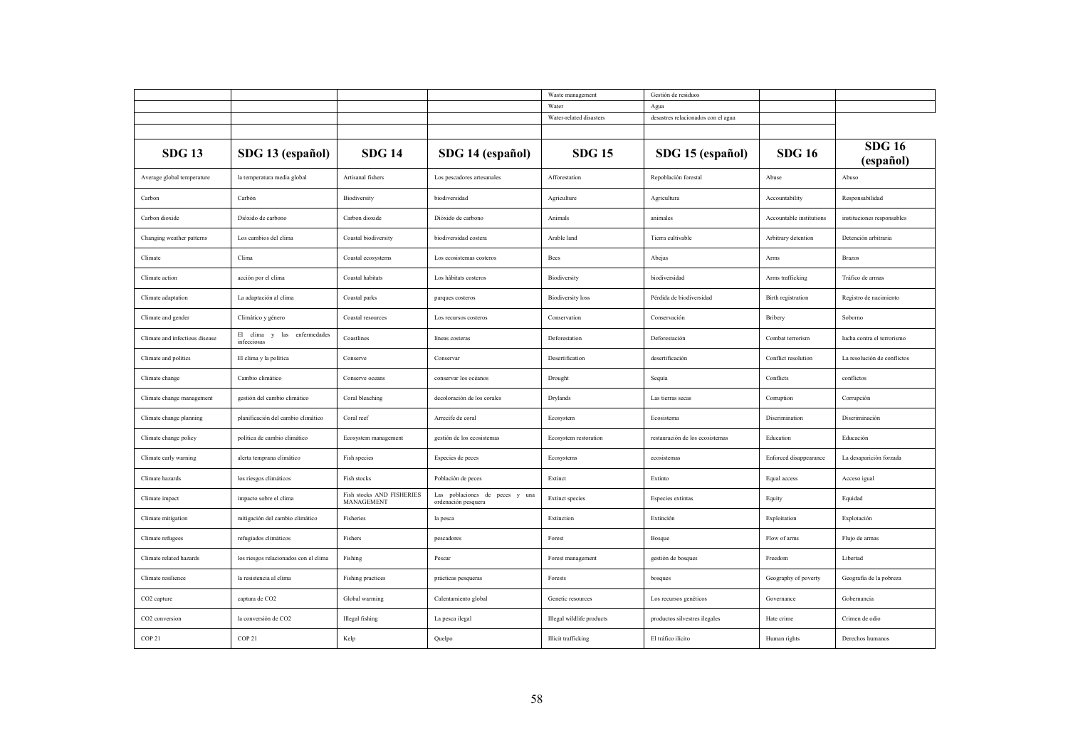| | | | | Waste management | Gestión de residuos | | |
|---|---|---|---|---|---|---|---|
| | | | | Water | Agua | | |
| | | | | Water-related disasters | desastres relacionados con el agua | | |
| | | | | | | | |
| **SDG 13** | **SDG 13 (español)** | **SDG 14** | **SDG 14 (español)** | **SDG 15** | **SDG 15 (español)** | **SDG 16** | **SDG 16 (español)** |
| Average global temperature | la temperatura media global | Artisanal fishers | Los pescadores artesanales | Afforestation | Repoblación forestal | Abuse | Abuso |
| Carbon | Carbón | Biodiversity | biodiversidad | Agriculture | Agricultura | Accountability | Responsabilidad |
| Carbon dioxide | Dióxido de carbono | Carbon dioxide | Dióxido de carbono | Animals | animales | Accountable institutions | instituciones responsables |
| Changing weather patterns | Los cambios del clima | Coastal biodiversity | biodiversidad costera | Arable land | Tierra cultivable | Arbitrary detention | Detención arbitraria |
| Climate | Clima | Coastal ecosystems | Los ecosistemas costeros | Bees | Abejas | Arms | Brazos |
| Climate action | acción por el clima | Coastal habitats | Los hábitats costeros | Biodiversity | biodiversidad | Arms trafficking | Tráfico de armas |
| Climate adaptation | La adaptación al clima | Coastal parks | parques costeros | Biodiversity loss | Pérdida de biodiversidad | Birth registration | Registro de nacimiento |
| Climate and gender | Climático y género | Coastal resources | Los recursos costeros | Conservation | Conservación | Bribery | Soborno |
| Climate and infectious disease | El clima y las enfermedades infecciosas | Coastlines | líneas costeras | Deforestation | Deforestación | Combat terrorism | lucha contra el terrorismo |
| Climate and politics | El clima y la política | Conserve | Conservar | Desertification | desertificación | Conflict resolution | La resolución de conflictos |
| Climate change | Cambio climático | Conserve oceans | conservar los océanos | Drought | Sequía | Conflicts | conflictos |
| Climate change management | gestión del cambio climático | Coral bleaching | decoloración de los corales | Drylands | Las tierras secas | Corruption | Corrupción |
| Climate change planning | planificación del cambio climático | Coral reef | Arrecife de coral | Ecosystem | Ecosistema | Discrimination | Discriminación |
| Climate change policy | política de cambio climático | Ecosystem management | gestión de los ecosistemas | Ecosystem restoration | restauración de los ecosistemas | Education | Educación |
| Climate early warning | alerta temprana climático | Fish species | Especies de peces | Ecosystems | ecosistemas | Enforced disappearance | La desaparición forzada |
| Climate hazards | los riesgos climáticos | Fish stocks | Población de peces | Extinct | Extinto | Equal access | Acceso igual |
| Climate impact | impacto sobre el clima | Fish stocks AND FISHERIES MANAGEMENT | Las poblaciones de peces y una ordenación pesquera | Extinct species | Especies extintas | Equity | Equidad |
| Climate mitigation | mitigación del cambio climático | Fisheries | la pesca | Extinction | Extinción | Exploitation | Explotación |
| Climate refugees | refugiados climáticos | Fishers | pescadores | Forest | Bosque | Flow of arms | Flujo de armas |
| Climate related hazards | los riesgos relacionados con el clima | Fishing | Pescar | Forest management | gestión de bosques | Freedom | Libertad |
| Climate resilience | la resistencia al clima | Fishing practices | prácticas pesqueras | Forests | bosques | Geography of poverty | Geografía de la pobreza |
| CO2 capture | captura de CO2 | Global warming | Calentamiento global | Genetic resources | Los recursos genéticos | Governance | Gobernancia |
| CO2 conversion | la conversión de CO2 | Illegal fishing | La pesca ilegal | Illegal wildlife products | productos silvestres ilegales | Hate crime | Crimen de odio |
| COP 21 | COP 21 | Kelp | Quelpo | Illicit trafficking | El tráfico ilícito | Human rights | Derechos humanos |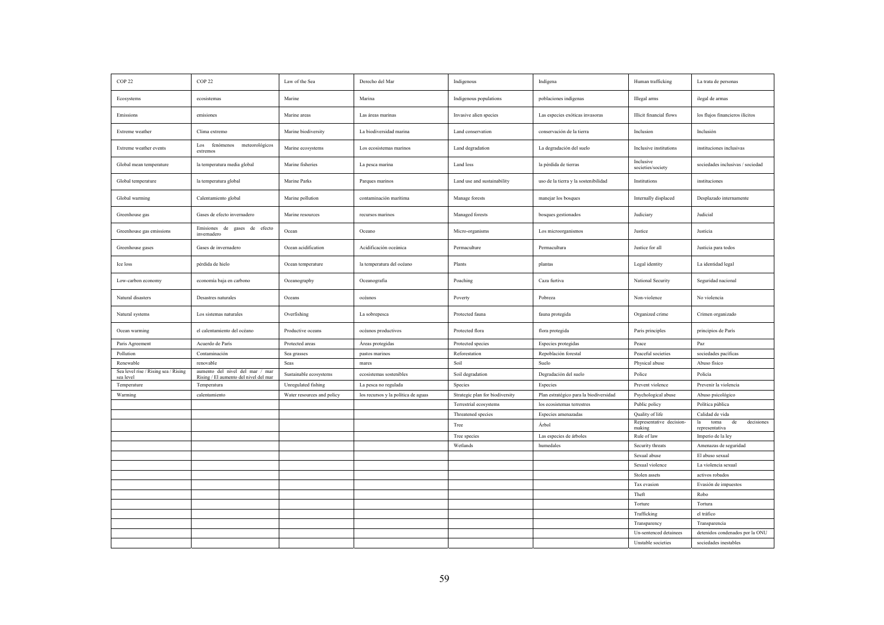| COP 22 | COP 22 | Law of the Sea | Derecho del Mar | Indigenous | Indígena | Human trafficking | La trata de personas |
|---|---|---|---|---|---|---|---|
| Ecosystems | ecosistemas | Marine | Marina | Indigenous populations | poblaciones indígenas | Illegal arms | ilegal de armas |
| Emissions | emisiones | Marine areas | Las áreas marinas | Invasive alien species | Las especies exóticas invasoras | Illicit financial flows | los flujos financieros ilícitos |
| Extreme weather | Clima extremo | Marine biodiversity | La biodiversidad marina | Land conservation | conservación de la tierra | Inclusion | Inclusión |
| Extreme weather events | Los fenómenos meteorológicos extremos | Marine ecosystems | Los ecosistemas marinos | Land degradation | La degradación del suelo | Inclusive institutions | instituciones inclusivas |
| Global mean temperature | la temperatura media global | Marine fisheries | La pesca marina | Land loss | la pérdida de tierras | Inclusive societies/society | sociedades inclusivas / sociedad |
| Global temperature | la temperatura global | Marine Parks | Parques marinos | Land use and sustainability | uso de la tierra y la sostenibilidad | Institutions | instituciones |
| Global warming | Calentamiento global | Marine pollution | contaminación marítima | Manage forests | manejar los bosques | Internally displaced | Desplazado internamente |
| Greenhouse gas | Gases de efecto invernadero | Marine resources | recursos marinos | Managed forests | bosques gestionados | Judiciary | Judicial |
| Greenhouse gas emissions | Emisiones de gases de efecto invernadero | Ocean | Oceano | Micro-organisms | Los microorganismos | Justice | Justicia |
| Greenhouse gases | Gases de invernadero | Ocean acidification | Acidificación oceánica | Permaculture | Permacultura | Justice for all | Justicia para todos |
| Ice loss | pérdida de hielo | Ocean temperature | la temperatura del océano | Plants | plantas | Legal identity | La identidad legal |
| Low-carbon economy | economía baja en carbono | Oceanography | Oceanografía | Poaching | Caza furtiva | National Security | Seguridad nacional |
| Natural disasters | Desastres naturales | Oceans | océanos | Poverty | Pobreza | Non-violence | No violencia |
| Natural systems | Los sistemas naturales | Overfishing | La sobrepesca | Protected fauna | fauna protegida | Organized crime | Crimen organizado |
| Ocean warming | el calentamiento del océano | Productive oceans | océanos productivos | Protected flora | flora protegida | Paris principles | principios de París |
| Paris Agreement | Acuerdo de París | Protected areas | Áreas protegidas | Protected species | Especies protegidas | Peace | Paz |
| Pollution | Contaminación | Sea grasses | pastos marinos | Reforestation | Repoblación forestal | Peaceful societies | sociedades pacíficas |
| Renewable | renovable | Seas | mares | Soil | Suelo | Physical abuse | Abuso físico |
| Sea level rise / Rising sea / Rising sea level | aumento del nivel del mar / mar Rising / El aumento del nivel del mar | Sustainable ecosystems | ecosistemas sostenibles | Soil degradation | Degradación del suelo | Police | Policía |
| Temperature | Temperatura | Unregulated fishing | La pesca no regulada | Species | Especies | Prevent violence | Prevenir la violencia |
| Warming | calentamiento | Water resources and policy | los recursos y la política de aguas | Strategic plan for biodiversity | Plan estratégico para la biodiversidad | Psychological abuse | Abuso psicológico |
| | | | | Terrestrial ecosystems | los ecosistemas terrestres | Public policy | Política pública |
| | | | | Threatened species | Especies amenazadas | Quality of life | Calidad de vida |
| | | | | Tree | Árbol | Representative decision-making | la toma de decisiones representativa |
| | | | | Tree species | Las especies de árboles | Rule of law | Imperio de la ley |
| | | | | Wetlands | humedales | Security threats | Amenazas de seguridad |
| | | | | | | Sexual abuse | El abuso sexual |
| | | | | | | Sexual violence | La violencia sexual |
| | | | | | | Stolen assets | activos robados |
| | | | | | | Tax evasion | Evasión de impuestos |
| | | | | | | Theft | Robo |
| | | | | | | Torture | Tortura |
| | | | | | | Trafficking | el tráfico |
| | | | | | | Transparency | Transparencia |
| | | | | | | Un-sentenced detainees | detenidos condenados por la ONU |
| | | | | | | Unstable societies | sociedades inestables |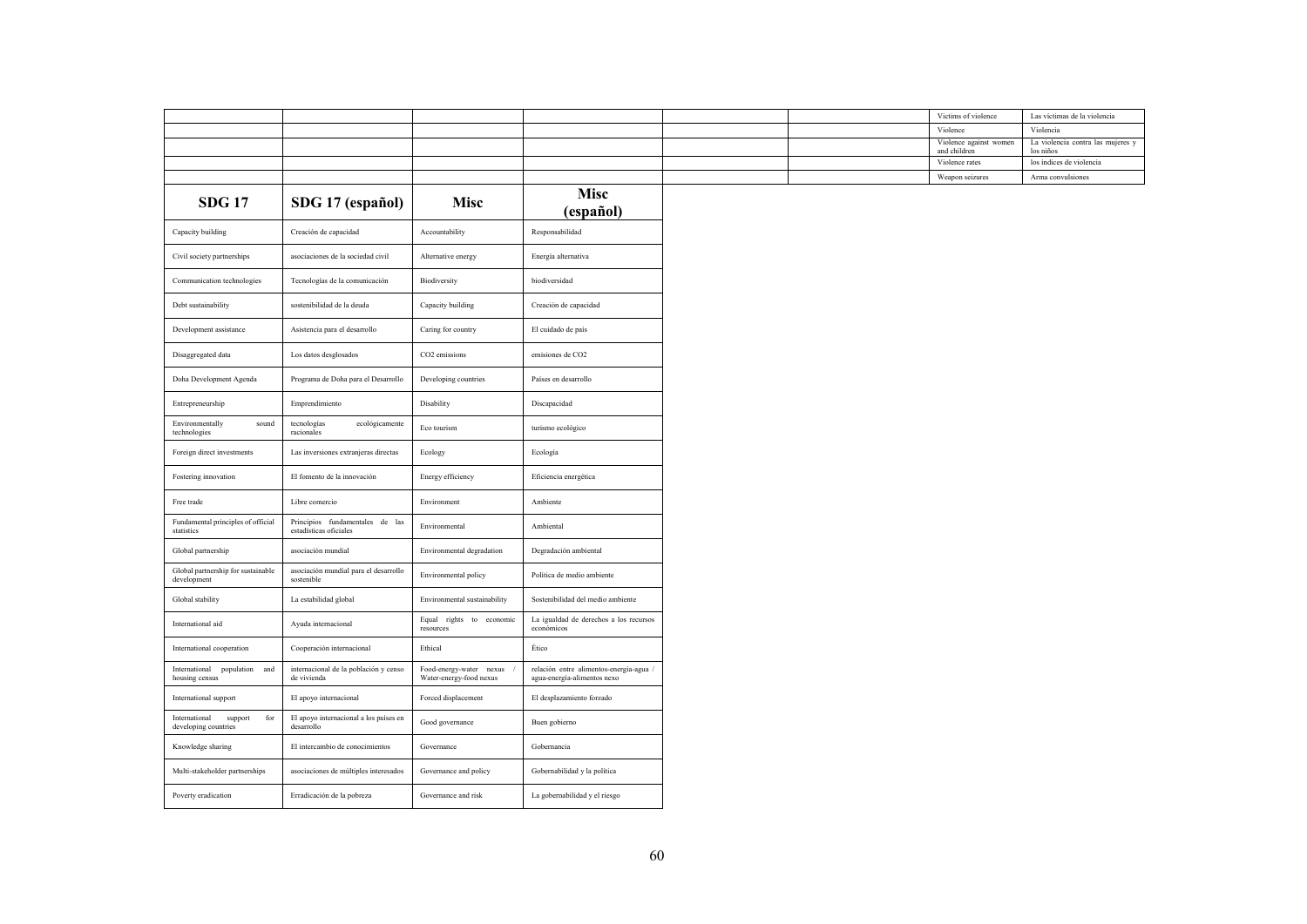| | | | | | | | |
|---|---|---|---|---|---|---|---|
| | | | | | | Victims of violence | Las víctimas de la violencia |
| | | | | | | Violence | Violencia |
| | | | | | | Violence against women and children | La violencia contra las mujeres y los niños |
| | | | | | | Violence rates | los índices de violencia |
| | | | | | | Weapon seizures | Arma convulsiones |

| SDG 17 | SDG 17 (español) | Misc | Misc (español) |
|---|---|---|---|
| Capacity building | Creación de capacidad | Accountability | Responsabilidad |
| Civil society partnerships | asociaciones de la sociedad civil | Alternative energy | Energía alternativa |
| Communication technologies | Tecnologías de la comunicación | Biodiversity | biodiversidad |
| Debt sustainability | sostenibilidad de la deuda | Capacity building | Creación de capacidad |
| Development assistance | Asistencia para el desarrollo | Caring for country | El cuidado de país |
| Disaggregated data | Los datos desglosados | CO2 emissions | emisiones de CO2 |
| Doha Development Agenda | Programa de Doha para el Desarrollo | Developing countries | Países en desarrollo |
| Entrepreneurship | Emprendimiento | Disability | Discapacidad |
| Environmentally sound technologies | tecnologías ecológicamente racionales | Eco tourism | turismo ecológico |
| Foreign direct investments | Las inversiones extranjeras directas | Ecology | Ecología |
| Fostering innovation | El fomento de la innovación | Energy efficiency | Eficiencia energética |
| Free trade | Libre comercio | Environment | Ambiente |
| Fundamental principles of official statistics | Principios fundamentales de las estadísticas oficiales | Environmental | Ambiental |
| Global partnership | asociación mundial | Environmental degradation | Degradación ambiental |
| Global partnership for sustainable development | asociación mundial para el desarrollo sostenible | Environmental policy | Política de medio ambiente |
| Global stability | La estabilidad global | Environmental sustainability | Sostenibilidad del medio ambiente |
| International aid | Ayuda internacional | Equal rights to economic resources | La igualdad de derechos a los recursos económicos |
| International cooperation | Cooperación internacional | Ethical | Ético |
| International population and housing census | internacional de la población y censo de vivienda | Food-energy-water nexus / Water-energy-food nexus | relación entre alimentos-energía-agua / agua-energía-alimentos nexo |
| International support | El apoyo internacional | Forced displacement | El desplazamiento forzado |
| International support for developing countries | El apoyo internacional a los países en desarrollo | Good governance | Buen gobierno |
| Knowledge sharing | El intercambio de conocimientos | Governance | Gobernancia |
| Multi-stakeholder partnerships | asociaciones de múltiples interesados | Governance and policy | Gobernabilidad y la política |
| Poverty eradication | Erradicación de la pobreza | Governance and risk | La gobernabilidad y el riesgo |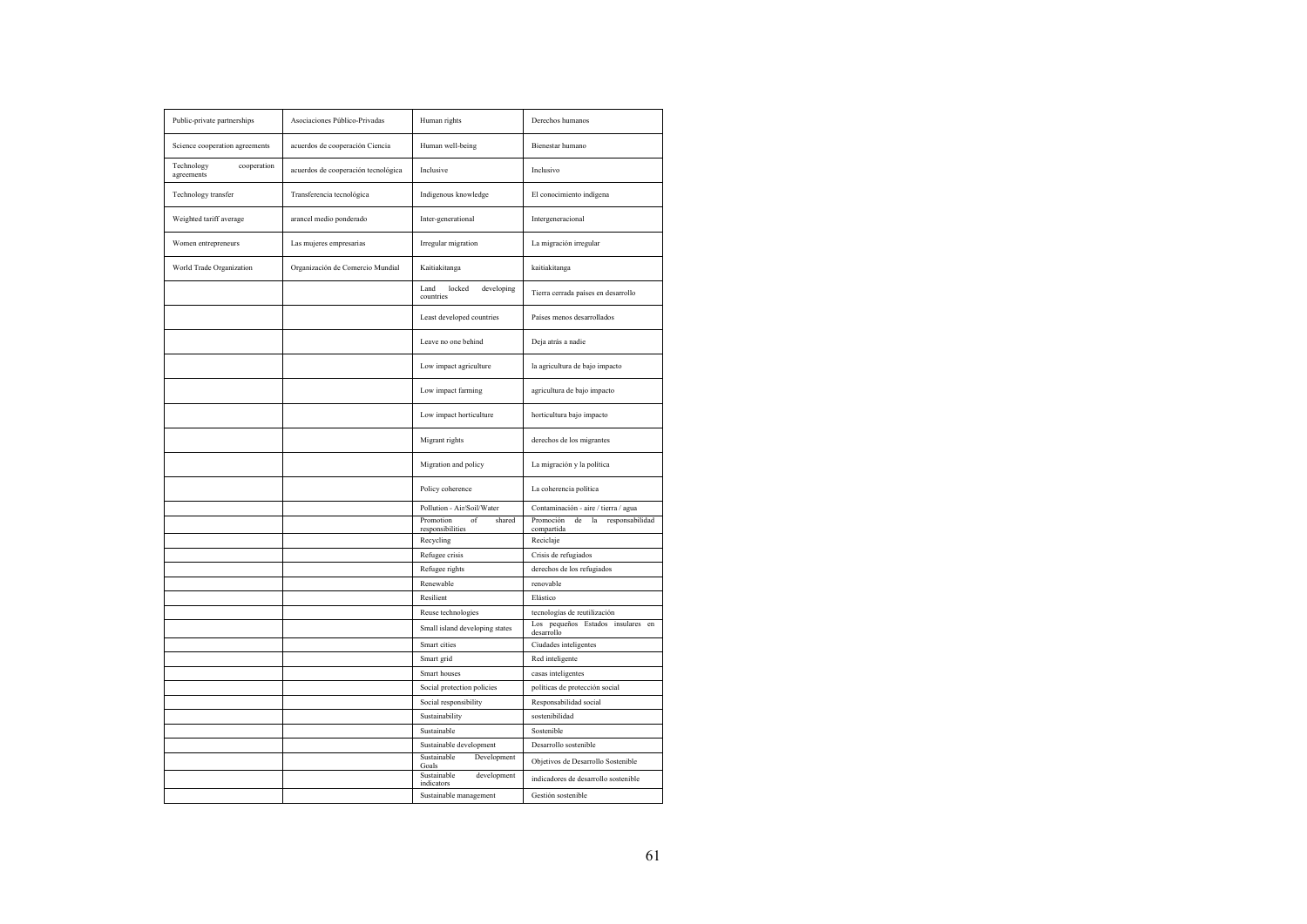| Public-private partnerships | Asociaciones Público-Privadas | Human rights | Derechos humanos |
|---|---|---|---|
| Science cooperation agreements | acuerdos de cooperación Ciencia | Human well-being | Bienestar humano |
| Technology cooperation agreements | acuerdos de cooperación tecnológica | Inclusive | Inclusivo |
| Technology transfer | Transferencia tecnológica | Indigenous knowledge | El conocimiento indígena |
| Weighted tariff average | arancel medio ponderado | Inter-generational | Intergeneracional |
| Women entrepreneurs | Las mujeres empresarias | Irregular migration | La migración irregular |
| World Trade Organization | Organización de Comercio Mundial | Kaitiakitanga | kaitiakitanga |
| | | Land locked developing countries | Tierra cerrada países en desarrollo |
| | | Least developed countries | Países menos desarrollados |
| | | Leave no one behind | Deja atrás a nadie |
| | | Low impact agriculture | la agricultura de bajo impacto |
| | | Low impact farming | agricultura de bajo impacto |
| | | Low impact horticulture | horticultura bajo impacto |
| | | Migrant rights | derechos de los migrantes |
| | | Migration and policy | La migración y la política |
| | | Policy coherence | La coherencia política |
| | | Pollution - Air/Soil/Water | Contaminación - aire / tierra / agua |
| | | Promotion of shared responsibilities | Promoción de la responsabilidad compartida |
| | | Recycling | Reciclaje |
| | | Refugee crisis | Crisis de refugiados |
| | | Refugee rights | derechos de los refugiados |
| | | Renewable | renovable |
| | | Resilient | Elástico |
| | | Reuse technologies | tecnologías de reutilización |
| | | Small island developing states | Los pequeños Estados insulares en desarrollo |
| | | Smart cities | Ciudades inteligentes |
| | | Smart grid | Red inteligente |
| | | Smart houses | casas inteligentes |
| | | Social protection policies | políticas de protección social |
| | | Social responsibility | Responsabilidad social |
| | | Sustainability | sostenibilidad |
| | | Sustainable | Sostenible |
| | | Sustainable development | Desarrollo sostenible |
| | | Sustainable Development Goals | Objetivos de Desarrollo Sostenible |
| | | Sustainable development indicators | indicadores de desarrollo sostenible |
| | | Sustainable management | Gestión sostenible |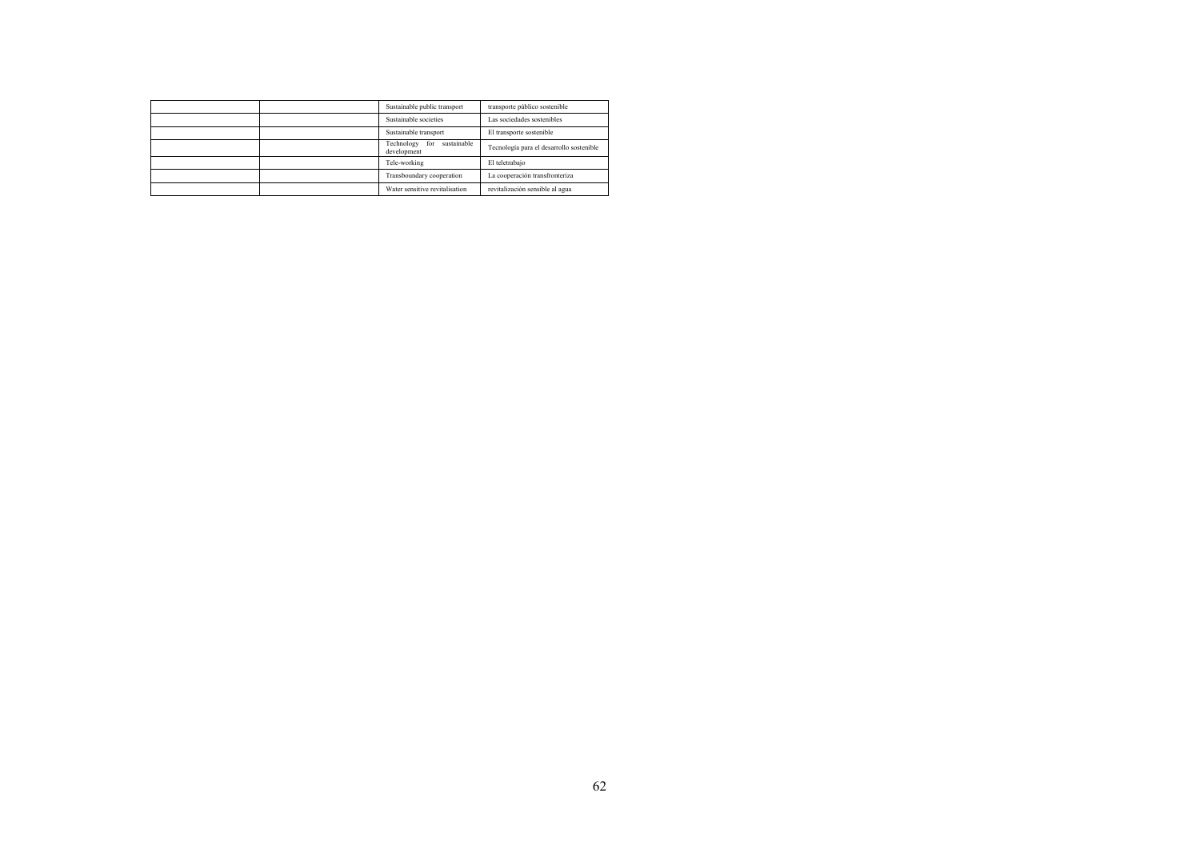| | | | |
|---|---|---|---|
| | | Sustainable public transport | transporte público sostenible |
| | | Sustainable societies | Las sociedades sostenibles |
| | | Sustainable transport | El transporte sostenible |
| | | Technology for sustainable development | Tecnología para el desarrollo sostenible |
| | | Tele-working | El teletrabajo |
| | | Transboundary cooperation | La cooperación transfronteriza |
| | | Water sensitive revitalisation | revitalización sensible al agua |